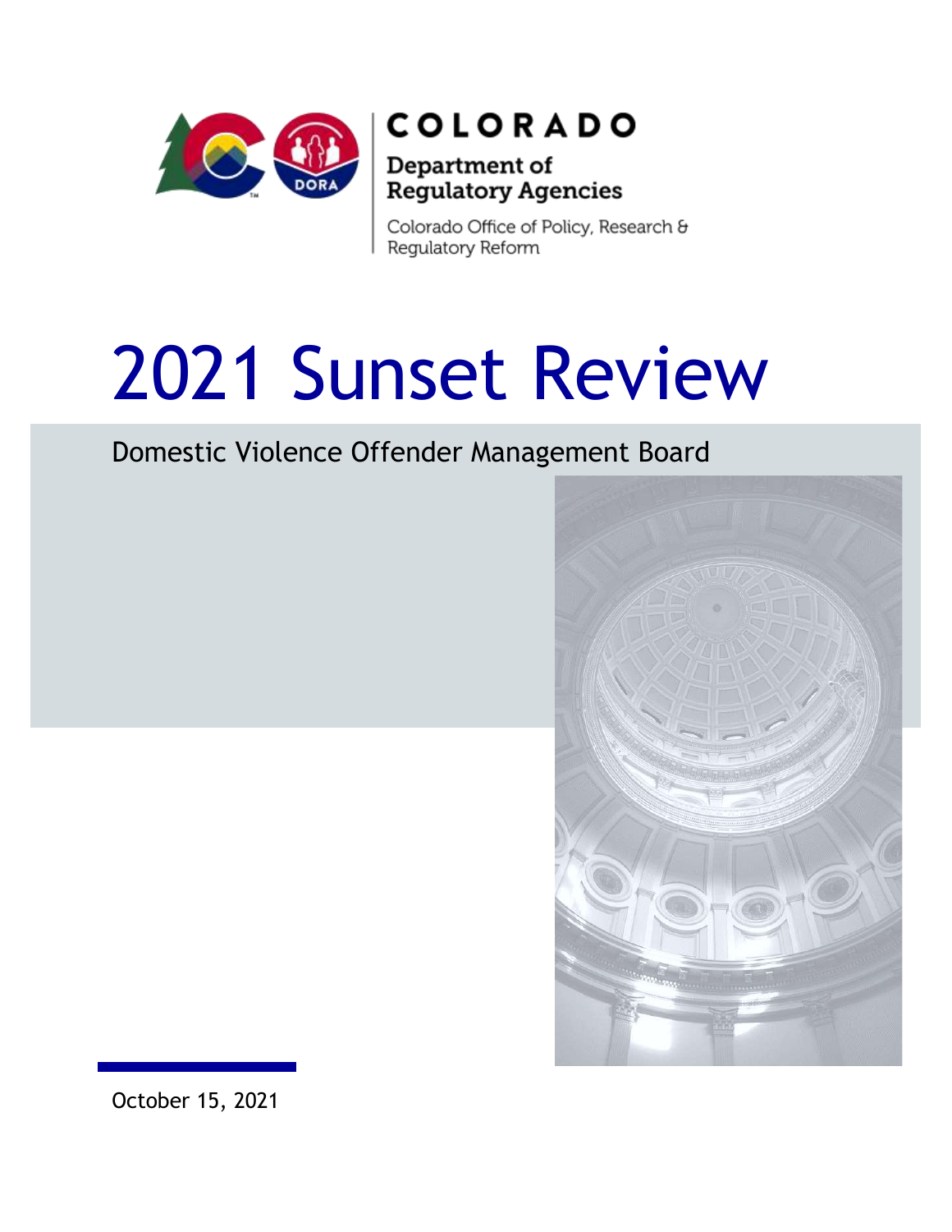COLORADO

Department of Regulatory Agencies

Colorado Office of Policy, Research & Regulatory Reform

# 2021 Sunset Review

## Domestic Violence Offender Management Board

October 15, 2021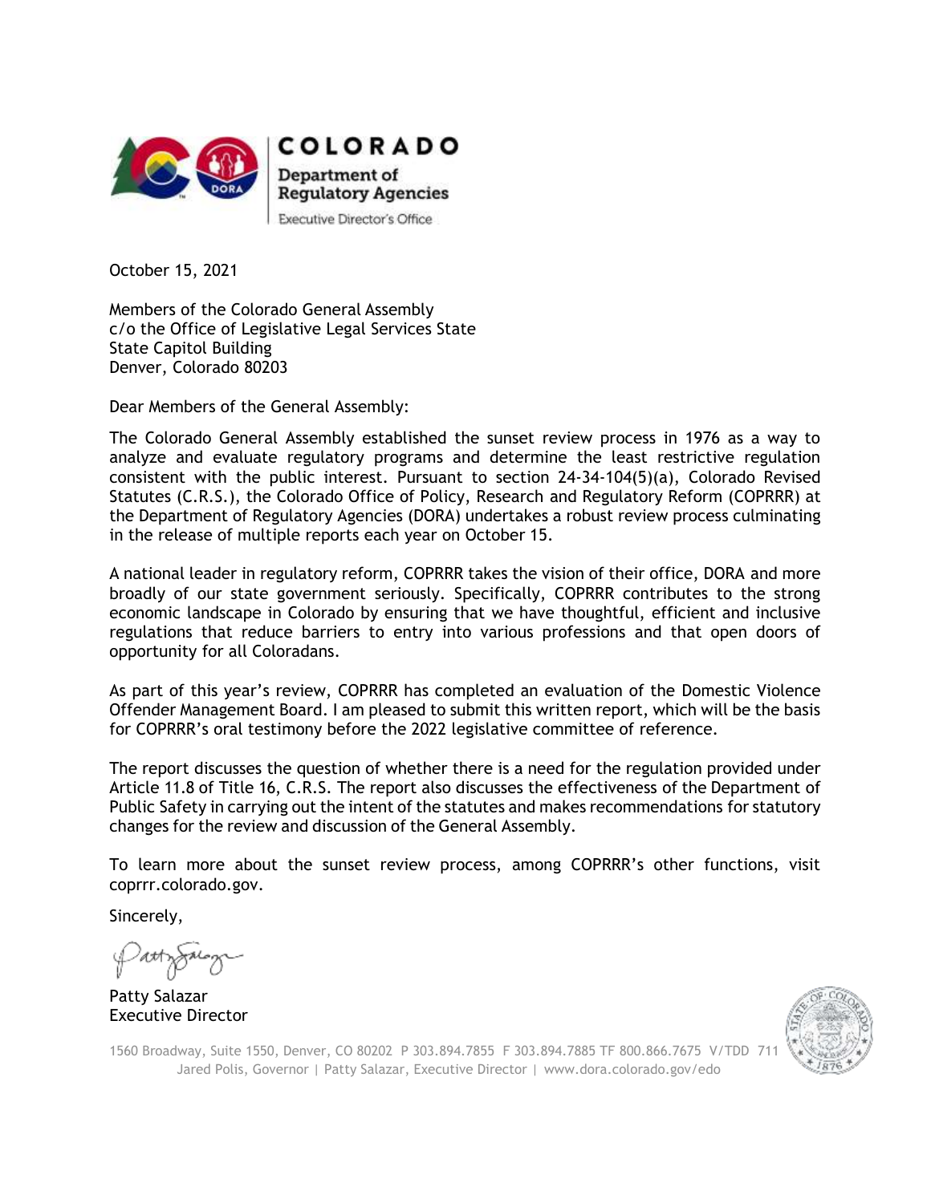**COLORADO**
**Department of Regulatory Agencies**
Executive Director's Office

October 15, 2021

Members of the Colorado General Assembly
c/o the Office of Legislative Legal Services State
State Capitol Building
Denver, Colorado 80203

Dear Members of the General Assembly:

The Colorado General Assembly established the sunset review process in 1976 as a way to analyze and evaluate regulatory programs and determine the least restrictive regulation consistent with the public interest. Pursuant to section 24-34-104(5)(a), Colorado Revised Statutes (C.R.S.), the Colorado Office of Policy, Research and Regulatory Reform (COPRRR) at the Department of Regulatory Agencies (DORA) undertakes a robust review process culminating in the release of multiple reports each year on October 15.

A national leader in regulatory reform, COPRRR takes the vision of their office, DORA and more broadly of our state government seriously. Specifically, COPRRR contributes to the strong economic landscape in Colorado by ensuring that we have thoughtful, efficient and inclusive regulations that reduce barriers to entry into various professions and that open doors of opportunity for all Coloradans.

As part of this year's review, COPRRR has completed an evaluation of the Domestic Violence Offender Management Board. I am pleased to submit this written report, which will be the basis for COPRRR's oral testimony before the 2022 legislative committee of reference.

The report discusses the question of whether there is a need for the regulation provided under Article 11.8 of Title 16, C.R.S. The report also discusses the effectiveness of the Department of Public Safety in carrying out the intent of the statutes and makes recommendations for statutory changes for the review and discussion of the General Assembly.

To learn more about the sunset review process, among COPRRR's other functions, visit coprrr.colorado.gov.

Sincerely,

Patty Salazar
Executive Director

1560 Broadway, Suite 1550, Denver, CO 80202 P 303.894.7855 F 303.894.7885 TF 800.866.7675 V/TDD 711
Jared Polis, Governor | Patty Salazar, Executive Director | www.dora.colorado.gov/edo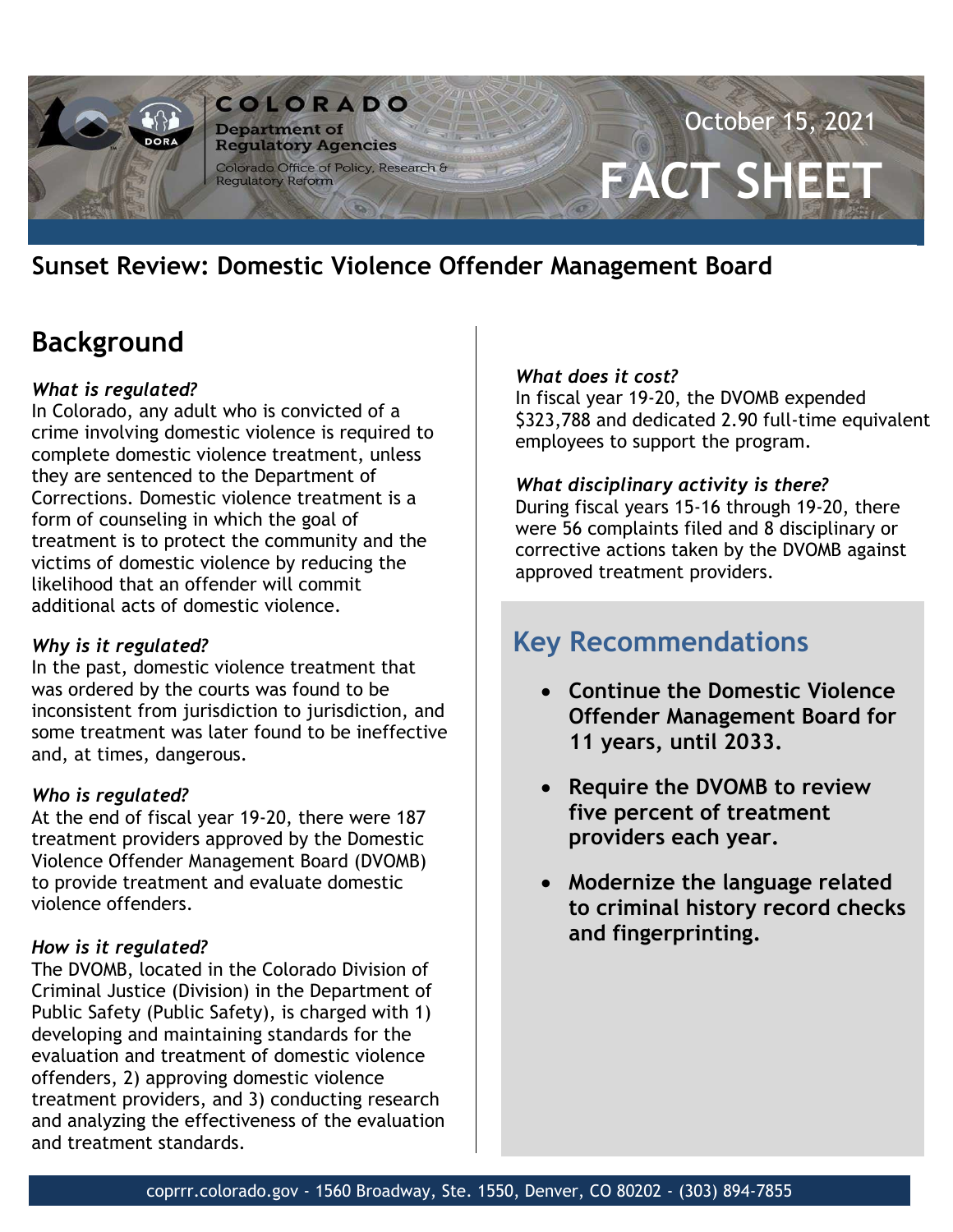COLORADO

Department of Regulatory Agencies

Colorado Office of Policy, Research & Regulatory Reform

October 15, 2021

# FACT SHEET

## Sunset Review: Domestic Violence Offender Management Board

## Background

*What is regulated?*
In Colorado, any adult who is convicted of a crime involving domestic violence is required to complete domestic violence treatment, unless they are sentenced to the Department of Corrections. Domestic violence treatment is a form of counseling in which the goal of treatment is to protect the community and the victims of domestic violence by reducing the likelihood that an offender will commit additional acts of domestic violence.

*Why is it regulated?*
In the past, domestic violence treatment that was ordered by the courts was found to be inconsistent from jurisdiction to jurisdiction, and some treatment was later found to be ineffective and, at times, dangerous.

*Who is regulated?*
At the end of fiscal year 19-20, there were 187 treatment providers approved by the Domestic Violence Offender Management Board (DVOMB) to provide treatment and evaluate domestic violence offenders.

*How is it regulated?*
The DVOMB, located in the Colorado Division of Criminal Justice (Division) in the Department of Public Safety (Public Safety), is charged with 1) developing and maintaining standards for the evaluation and treatment of domestic violence offenders, 2) approving domestic violence treatment providers, and 3) conducting research and analyzing the effectiveness of the evaluation and treatment standards.

*What does it cost?*
In fiscal year 19-20, the DVOMB expended $323,788 and dedicated 2.90 full-time equivalent employees to support the program.

*What disciplinary activity is there?*
During fiscal years 15-16 through 19-20, there were 56 complaints filed and 8 disciplinary or corrective actions taken by the DVOMB against approved treatment providers.

## Key Recommendations

- **Continue the Domestic Violence Offender Management Board for 11 years, until 2033.**
- **Require the DVOMB to review five percent of treatment providers each year.**
- **Modernize the language related to criminal history record checks and fingerprinting.**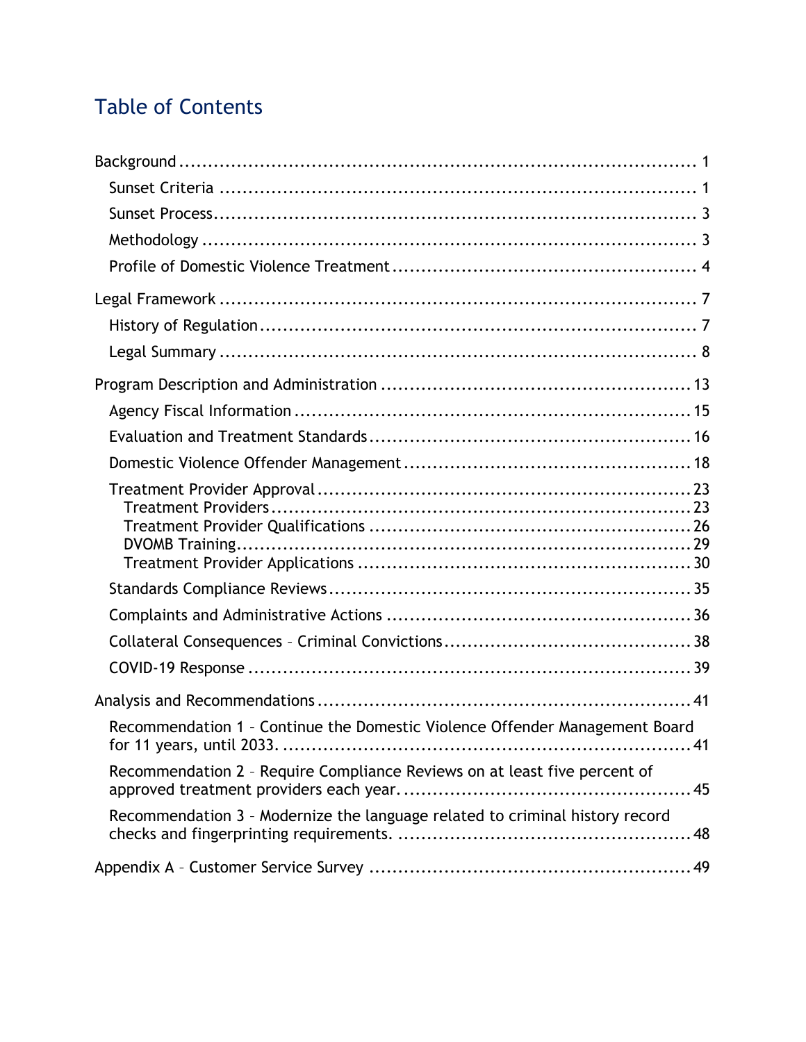# Table of Contents

Background ............................................................................... 1
- Sunset Criteria .......................................................................... 1
- Sunset Process.......................................................................... 3
- Methodology ............................................................................ 3
- Profile of Domestic Violence Treatment ..................................... 4

Legal Framework ........................................................................ 7
- History of Regulation................................................................ 7
- Legal Summary ........................................................................ 8

Program Description and Administration ...................................... 13
- Agency Fiscal Information ........................................................ 15
- Evaluation and Treatment Standards......................................... 16
- Domestic Violence Offender Management .................................. 18
- Treatment Provider Approval ................................................... 23
  - Treatment Providers............................................................ 23
  - Treatment Provider Qualifications ........................................ 26
  - DVOMB Training.................................................................. 29
  - Treatment Provider Applications .......................................... 30
- Standards Compliance Reviews ................................................ 35
- Complaints and Administrative Actions ..................................... 36
- Collateral Consequences – Criminal Convictions......................... 38
- COVID-19 Response ................................................................ 39

Analysis and Recommendations ................................................... 41
- Recommendation 1 – Continue the Domestic Violence Offender Management Board for 11 years, until 2033. ........................................................... 41
- Recommendation 2 – Require Compliance Reviews on at least five percent of approved treatment providers each year. ................................................... 45
- Recommendation 3 – Modernize the language related to criminal history record checks and fingerprinting requirements. ................................................... 48

Appendix A – Customer Service Survey ......................................... 49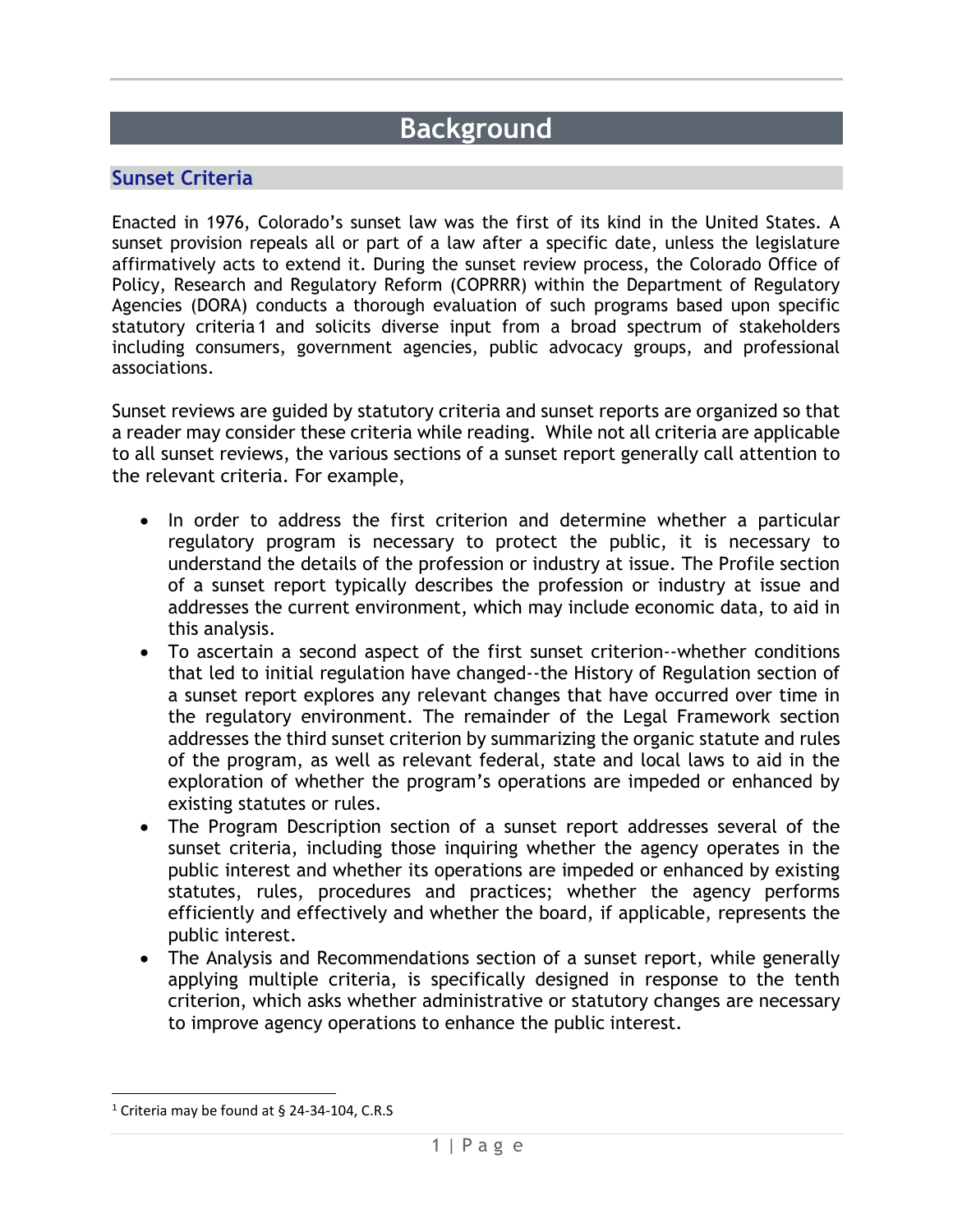# Background

## Sunset Criteria

Enacted in 1976, Colorado's sunset law was the first of its kind in the United States. A sunset provision repeals all or part of a law after a specific date, unless the legislature affirmatively acts to extend it. During the sunset review process, the Colorado Office of Policy, Research and Regulatory Reform (COPRRR) within the Department of Regulatory Agencies (DORA) conducts a thorough evaluation of such programs based upon specific statutory criteria[1] and solicits diverse input from a broad spectrum of stakeholders including consumers, government agencies, public advocacy groups, and professional associations.

Sunset reviews are guided by statutory criteria and sunset reports are organized so that a reader may consider these criteria while reading. While not all criteria are applicable to all sunset reviews, the various sections of a sunset report generally call attention to the relevant criteria. For example,

- In order to address the first criterion and determine whether a particular regulatory program is necessary to protect the public, it is necessary to understand the details of the profession or industry at issue. The Profile section of a sunset report typically describes the profession or industry at issue and addresses the current environment, which may include economic data, to aid in this analysis.
- To ascertain a second aspect of the first sunset criterion--whether conditions that led to initial regulation have changed--the History of Regulation section of a sunset report explores any relevant changes that have occurred over time in the regulatory environment. The remainder of the Legal Framework section addresses the third sunset criterion by summarizing the organic statute and rules of the program, as well as relevant federal, state and local laws to aid in the exploration of whether the program's operations are impeded or enhanced by existing statutes or rules.
- The Program Description section of a sunset report addresses several of the sunset criteria, including those inquiring whether the agency operates in the public interest and whether its operations are impeded or enhanced by existing statutes, rules, procedures and practices; whether the agency performs efficiently and effectively and whether the board, if applicable, represents the public interest.
- The Analysis and Recommendations section of a sunset report, while generally applying multiple criteria, is specifically designed in response to the tenth criterion, which asks whether administrative or statutory changes are necessary to improve agency operations to enhance the public interest.

[1] Criteria may be found at § 24-34-104, C.R.S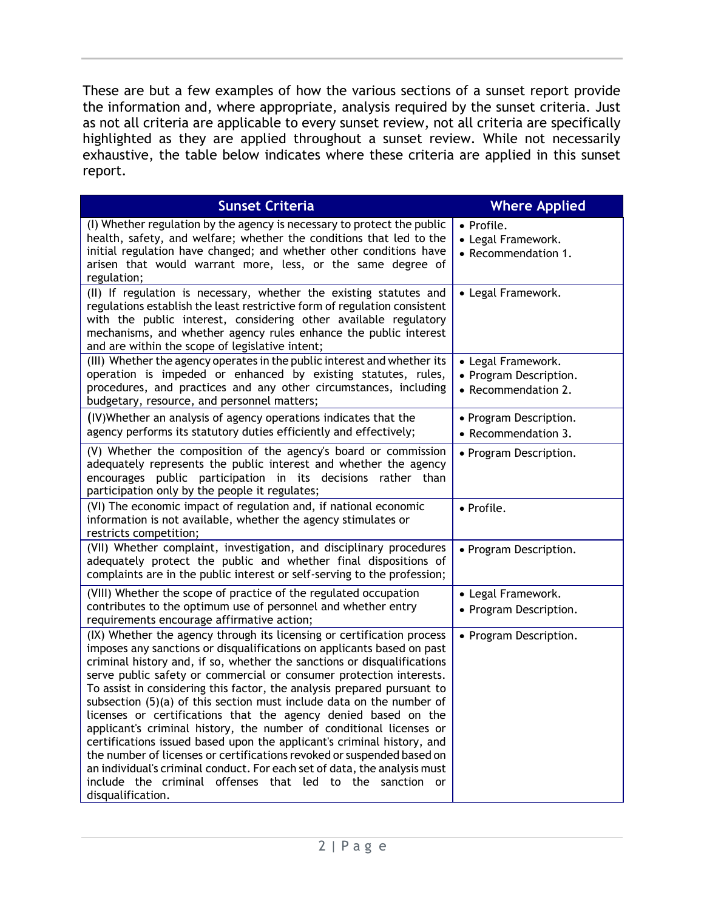These are but a few examples of how the various sections of a sunset report provide the information and, where appropriate, analysis required by the sunset criteria. Just as not all criteria are applicable to every sunset review, not all criteria are specifically highlighted as they are applied throughout a sunset review. While not necessarily exhaustive, the table below indicates where these criteria are applied in this sunset report.

| Sunset Criteria | Where Applied |
|---|---|
| (I) Whether regulation by the agency is necessary to protect the public health, safety, and welfare; whether the conditions that led to the initial regulation have changed; and whether other conditions have arisen that would warrant more, less, or the same degree of regulation; | • Profile.<br>• Legal Framework.<br>• Recommendation 1. |
| (II) If regulation is necessary, whether the existing statutes and regulations establish the least restrictive form of regulation consistent with the public interest, considering other available regulatory mechanisms, and whether agency rules enhance the public interest and are within the scope of legislative intent; | • Legal Framework. |
| (III) Whether the agency operates in the public interest and whether its operation is impeded or enhanced by existing statutes, rules, procedures, and practices and any other circumstances, including budgetary, resource, and personnel matters; | • Legal Framework.<br>• Program Description.<br>• Recommendation 2. |
| (IV)Whether an analysis of agency operations indicates that the agency performs its statutory duties efficiently and effectively; | • Program Description.<br>• Recommendation 3. |
| (V) Whether the composition of the agency's board or commission adequately represents the public interest and whether the agency encourages public participation in its decisions rather than participation only by the people it regulates; | • Program Description. |
| (VI) The economic impact of regulation and, if national economic information is not available, whether the agency stimulates or restricts competition; | • Profile. |
| (VII) Whether complaint, investigation, and disciplinary procedures adequately protect the public and whether final dispositions of complaints are in the public interest or self-serving to the profession; | • Program Description. |
| (VIII) Whether the scope of practice of the regulated occupation contributes to the optimum use of personnel and whether entry requirements encourage affirmative action; | • Legal Framework.<br>• Program Description. |
| (IX) Whether the agency through its licensing or certification process imposes any sanctions or disqualifications on applicants based on past criminal history and, if so, whether the sanctions or disqualifications serve public safety or commercial or consumer protection interests. To assist in considering this factor, the analysis prepared pursuant to subsection (5)(a) of this section must include data on the number of licenses or certifications that the agency denied based on the applicant's criminal history, the number of conditional licenses or certifications issued based upon the applicant's criminal history, and the number of licenses or certifications revoked or suspended based on an individual's criminal conduct. For each set of data, the analysis must include the criminal offenses that led to the sanction or disqualification. | • Program Description. |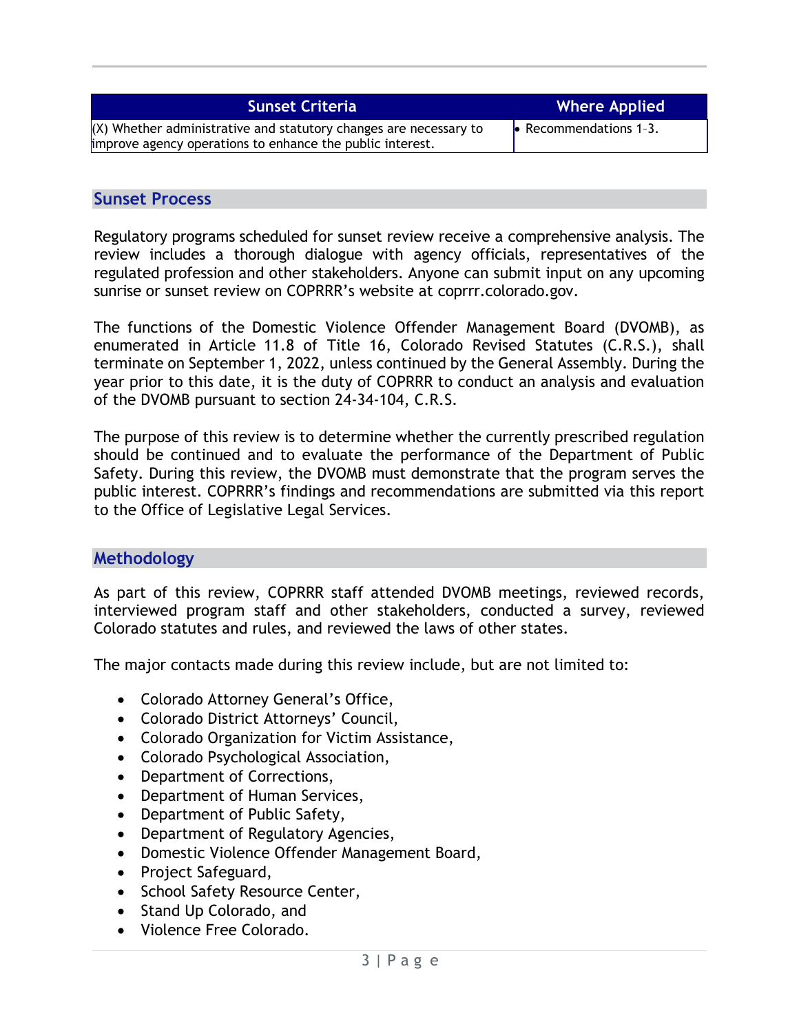| Sunset Criteria | Where Applied |
|---|---|
| (X) Whether administrative and statutory changes are necessary to improve agency operations to enhance the public interest. | • Recommendations 1-3. |

## Sunset Process

Regulatory programs scheduled for sunset review receive a comprehensive analysis. The review includes a thorough dialogue with agency officials, representatives of the regulated profession and other stakeholders. Anyone can submit input on any upcoming sunrise or sunset review on COPRRR's website at coprrr.colorado.gov.

The functions of the Domestic Violence Offender Management Board (DVOMB), as enumerated in Article 11.8 of Title 16, Colorado Revised Statutes (C.R.S.), shall terminate on September 1, 2022, unless continued by the General Assembly. During the year prior to this date, it is the duty of COPRRR to conduct an analysis and evaluation of the DVOMB pursuant to section 24-34-104, C.R.S.

The purpose of this review is to determine whether the currently prescribed regulation should be continued and to evaluate the performance of the Department of Public Safety. During this review, the DVOMB must demonstrate that the program serves the public interest. COPRRR's findings and recommendations are submitted via this report to the Office of Legislative Legal Services.

## Methodology

As part of this review, COPRRR staff attended DVOMB meetings, reviewed records, interviewed program staff and other stakeholders, conducted a survey, reviewed Colorado statutes and rules, and reviewed the laws of other states.

The major contacts made during this review include, but are not limited to:

- Colorado Attorney General's Office,
- Colorado District Attorneys' Council,
- Colorado Organization for Victim Assistance,
- Colorado Psychological Association,
- Department of Corrections,
- Department of Human Services,
- Department of Public Safety,
- Department of Regulatory Agencies,
- Domestic Violence Offender Management Board,
- Project Safeguard,
- School Safety Resource Center,
- Stand Up Colorado, and
- Violence Free Colorado.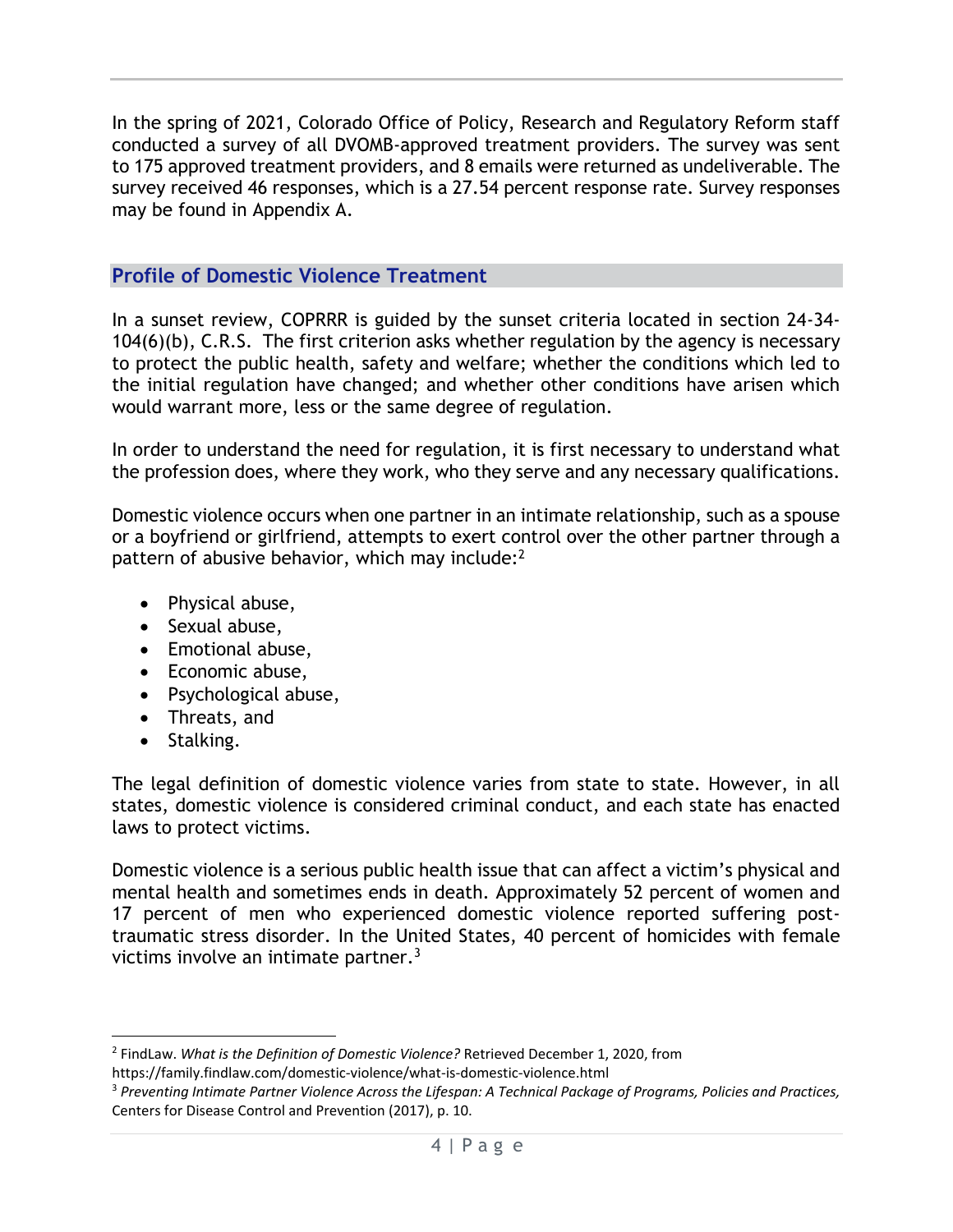In the spring of 2021, Colorado Office of Policy, Research and Regulatory Reform staff conducted a survey of all DVOMB-approved treatment providers. The survey was sent to 175 approved treatment providers, and 8 emails were returned as undeliverable. The survey received 46 responses, which is a 27.54 percent response rate. Survey responses may be found in Appendix A.

## Profile of Domestic Violence Treatment

In a sunset review, COPRRR is guided by the sunset criteria located in section 24-34-104(6)(b), C.R.S. The first criterion asks whether regulation by the agency is necessary to protect the public health, safety and welfare; whether the conditions which led to the initial regulation have changed; and whether other conditions have arisen which would warrant more, less or the same degree of regulation.

In order to understand the need for regulation, it is first necessary to understand what the profession does, where they work, who they serve and any necessary qualifications.

Domestic violence occurs when one partner in an intimate relationship, such as a spouse or a boyfriend or girlfriend, attempts to exert control over the other partner through a pattern of abusive behavior, which may include:[2]

- Physical abuse,
- Sexual abuse,
- Emotional abuse,
- Economic abuse,
- Psychological abuse,
- Threats, and
- Stalking.

The legal definition of domestic violence varies from state to state. However, in all states, domestic violence is considered criminal conduct, and each state has enacted laws to protect victims.

Domestic violence is a serious public health issue that can affect a victim's physical and mental health and sometimes ends in death. Approximately 52 percent of women and 17 percent of men who experienced domestic violence reported suffering post-traumatic stress disorder. In the United States, 40 percent of homicides with female victims involve an intimate partner.[3]

---

[2] FindLaw. *What is the Definition of Domestic Violence?* Retrieved December 1, 2020, from https://family.findlaw.com/domestic-violence/what-is-domestic-violence.html

[3] *Preventing Intimate Partner Violence Across the Lifespan: A Technical Package of Programs, Policies and Practices,* Centers for Disease Control and Prevention (2017), p. 10.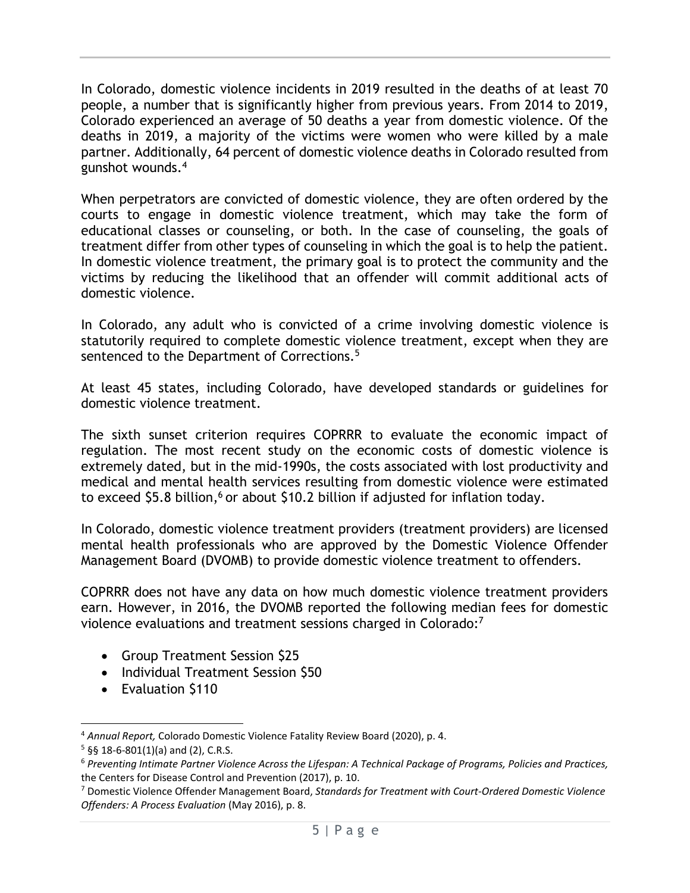In Colorado, domestic violence incidents in 2019 resulted in the deaths of at least 70 people, a number that is significantly higher from previous years. From 2014 to 2019, Colorado experienced an average of 50 deaths a year from domestic violence. Of the deaths in 2019, a majority of the victims were women who were killed by a male partner. Additionally, 64 percent of domestic violence deaths in Colorado resulted from gunshot wounds.[4]

When perpetrators are convicted of domestic violence, they are often ordered by the courts to engage in domestic violence treatment, which may take the form of educational classes or counseling, or both. In the case of counseling, the goals of treatment differ from other types of counseling in which the goal is to help the patient. In domestic violence treatment, the primary goal is to protect the community and the victims by reducing the likelihood that an offender will commit additional acts of domestic violence.

In Colorado, any adult who is convicted of a crime involving domestic violence is statutorily required to complete domestic violence treatment, except when they are sentenced to the Department of Corrections.[5]

At least 45 states, including Colorado, have developed standards or guidelines for domestic violence treatment.

The sixth sunset criterion requires COPRRR to evaluate the economic impact of regulation. The most recent study on the economic costs of domestic violence is extremely dated, but in the mid-1990s, the costs associated with lost productivity and medical and mental health services resulting from domestic violence were estimated to exceed $5.8 billion,[6] or about $10.2 billion if adjusted for inflation today.

In Colorado, domestic violence treatment providers (treatment providers) are licensed mental health professionals who are approved by the Domestic Violence Offender Management Board (DVOMB) to provide domestic violence treatment to offenders.

COPRRR does not have any data on how much domestic violence treatment providers earn. However, in 2016, the DVOMB reported the following median fees for domestic violence evaluations and treatment sessions charged in Colorado:[7]

- Group Treatment Session $25
- Individual Treatment Session $50
- Evaluation $110

---

[4] *Annual Report,* Colorado Domestic Violence Fatality Review Board (2020), p. 4.

[5] §§ 18-6-801(1)(a) and (2), C.R.S.

[6] *Preventing Intimate Partner Violence Across the Lifespan: A Technical Package of Programs, Policies and Practices,* the Centers for Disease Control and Prevention (2017), p. 10.

[7] Domestic Violence Offender Management Board, *Standards for Treatment with Court-Ordered Domestic Violence Offenders: A Process Evaluation* (May 2016), p. 8.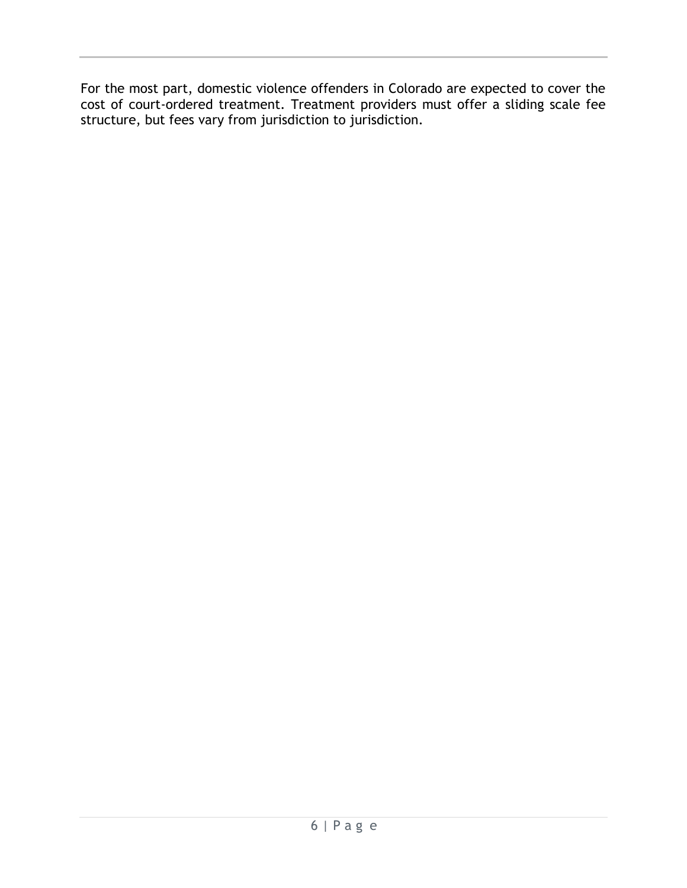For the most part, domestic violence offenders in Colorado are expected to cover the cost of court-ordered treatment. Treatment providers must offer a sliding scale fee structure, but fees vary from jurisdiction to jurisdiction.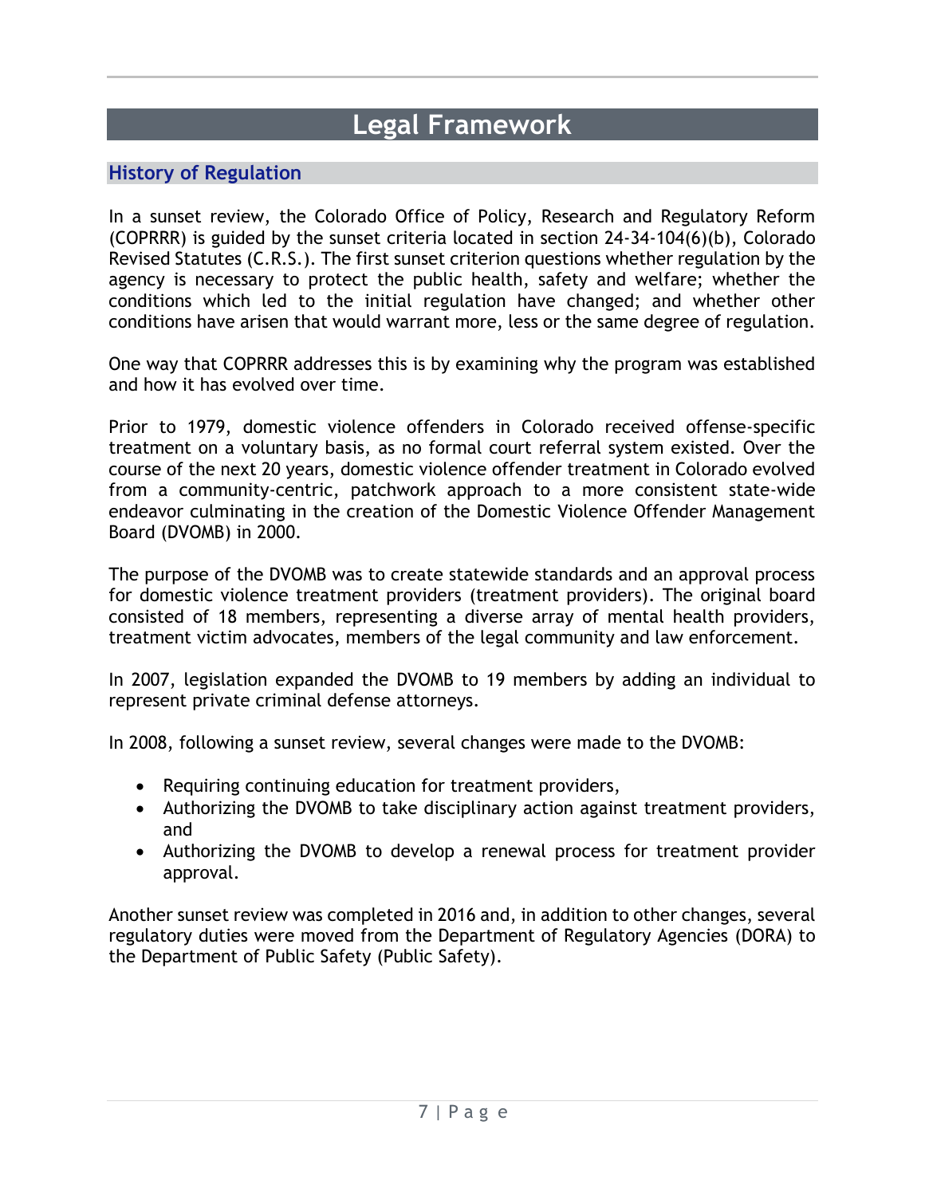# Legal Framework

## History of Regulation

In a sunset review, the Colorado Office of Policy, Research and Regulatory Reform (COPRRR) is guided by the sunset criteria located in section 24-34-104(6)(b), Colorado Revised Statutes (C.R.S.). The first sunset criterion questions whether regulation by the agency is necessary to protect the public health, safety and welfare; whether the conditions which led to the initial regulation have changed; and whether other conditions have arisen that would warrant more, less or the same degree of regulation.

One way that COPRRR addresses this is by examining why the program was established and how it has evolved over time.

Prior to 1979, domestic violence offenders in Colorado received offense-specific treatment on a voluntary basis, as no formal court referral system existed. Over the course of the next 20 years, domestic violence offender treatment in Colorado evolved from a community-centric, patchwork approach to a more consistent state-wide endeavor culminating in the creation of the Domestic Violence Offender Management Board (DVOMB) in 2000.

The purpose of the DVOMB was to create statewide standards and an approval process for domestic violence treatment providers (treatment providers). The original board consisted of 18 members, representing a diverse array of mental health providers, treatment victim advocates, members of the legal community and law enforcement.

In 2007, legislation expanded the DVOMB to 19 members by adding an individual to represent private criminal defense attorneys.

In 2008, following a sunset review, several changes were made to the DVOMB:

- Requiring continuing education for treatment providers,
- Authorizing the DVOMB to take disciplinary action against treatment providers, and
- Authorizing the DVOMB to develop a renewal process for treatment provider approval.

Another sunset review was completed in 2016 and, in addition to other changes, several regulatory duties were moved from the Department of Regulatory Agencies (DORA) to the Department of Public Safety (Public Safety).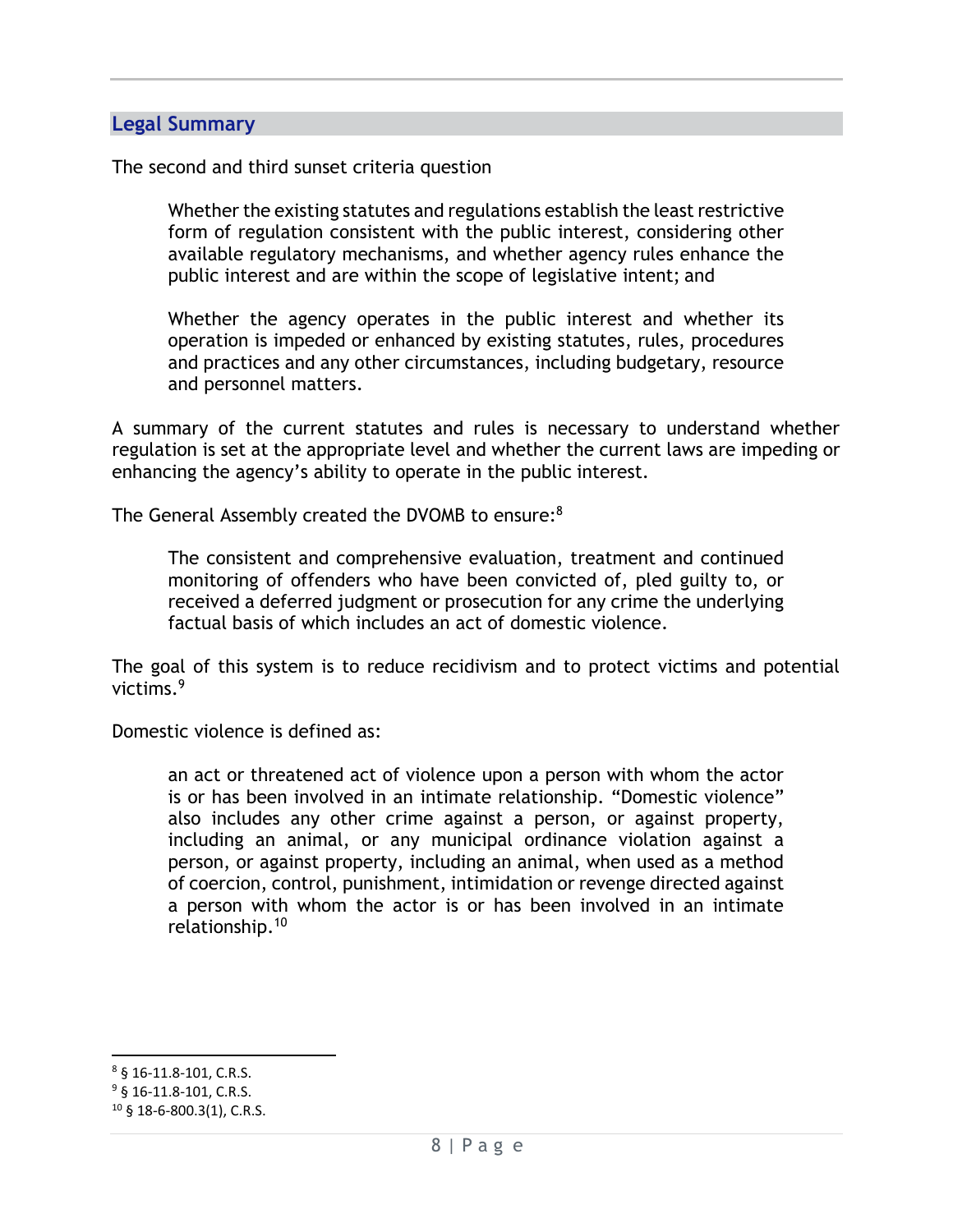## Legal Summary

The second and third sunset criteria question

> Whether the existing statutes and regulations establish the least restrictive form of regulation consistent with the public interest, considering other available regulatory mechanisms, and whether agency rules enhance the public interest and are within the scope of legislative intent; and
>
> Whether the agency operates in the public interest and whether its operation is impeded or enhanced by existing statutes, rules, procedures and practices and any other circumstances, including budgetary, resource and personnel matters.

A summary of the current statutes and rules is necessary to understand whether regulation is set at the appropriate level and whether the current laws are impeding or enhancing the agency's ability to operate in the public interest.

The General Assembly created the DVOMB to ensure:[8]

> The consistent and comprehensive evaluation, treatment and continued monitoring of offenders who have been convicted of, pled guilty to, or received a deferred judgment or prosecution for any crime the underlying factual basis of which includes an act of domestic violence.

The goal of this system is to reduce recidivism and to protect victims and potential victims.[9]

Domestic violence is defined as:

> an act or threatened act of violence upon a person with whom the actor is or has been involved in an intimate relationship. "Domestic violence" also includes any other crime against a person, or against property, including an animal, or any municipal ordinance violation against a person, or against property, including an animal, when used as a method of coercion, control, punishment, intimidation or revenge directed against a person with whom the actor is or has been involved in an intimate relationship.[10]

---

[8] § 16-11.8-101, C.R.S.

[9] § 16-11.8-101, C.R.S.

[10] § 18-6-800.3(1), C.R.S.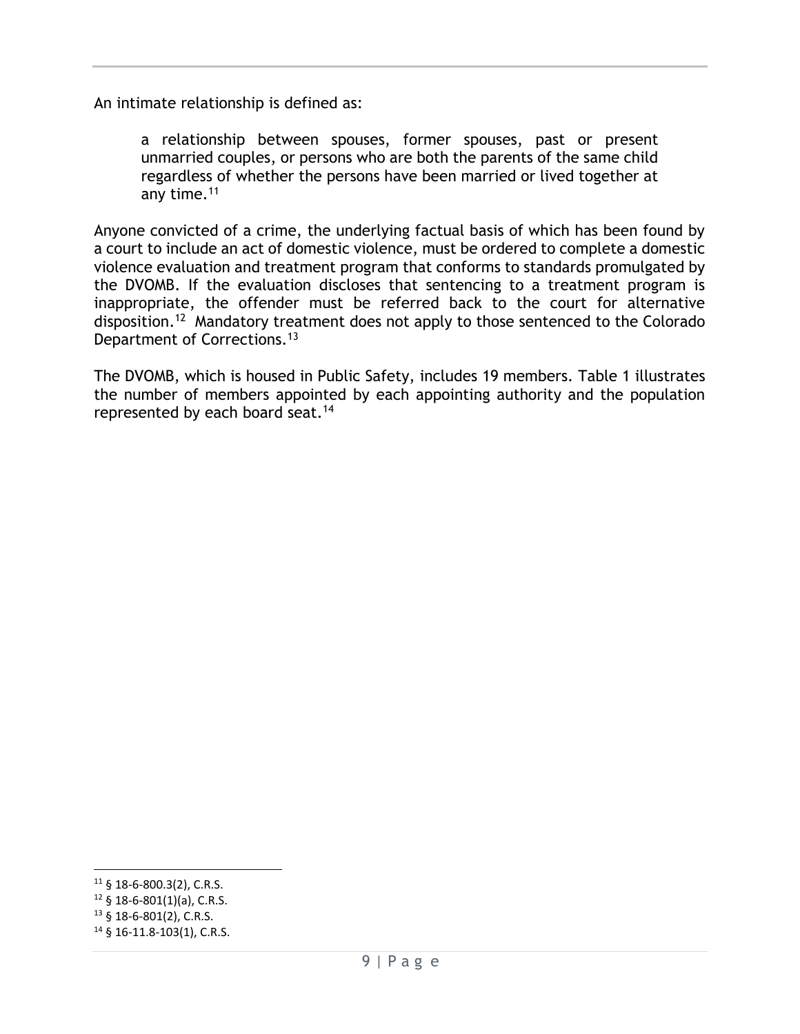An intimate relationship is defined as:

> a relationship between spouses, former spouses, past or present unmarried couples, or persons who are both the parents of the same child regardless of whether the persons have been married or lived together at any time.[11]

Anyone convicted of a crime, the underlying factual basis of which has been found by a court to include an act of domestic violence, must be ordered to complete a domestic violence evaluation and treatment program that conforms to standards promulgated by the DVOMB. If the evaluation discloses that sentencing to a treatment program is inappropriate, the offender must be referred back to the court for alternative disposition.[12] Mandatory treatment does not apply to those sentenced to the Colorado Department of Corrections.[13]

The DVOMB, which is housed in Public Safety, includes 19 members. Table 1 illustrates the number of members appointed by each appointing authority and the population represented by each board seat.[14]

---

[11] § 18-6-800.3(2), C.R.S.

[12] § 18-6-801(1)(a), C.R.S.

[13] § 18-6-801(2), C.R.S.

[14] § 16-11.8-103(1), C.R.S.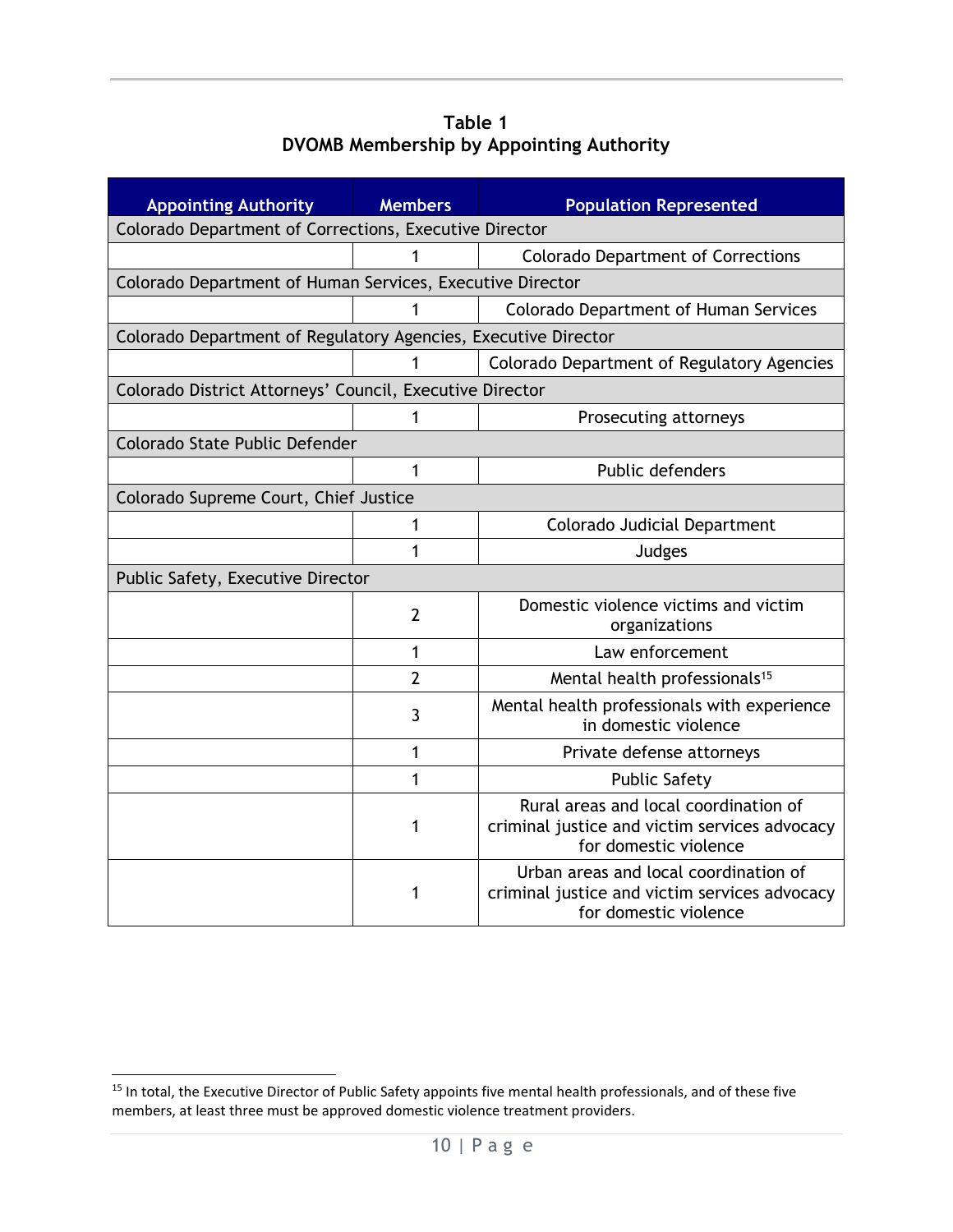**Table 1**
**DVOMB Membership by Appointing Authority**

| Appointing Authority | Members | Population Represented |
|---|---|---|
| Colorado Department of Corrections, Executive Director | | |
| | 1 | Colorado Department of Corrections |
| Colorado Department of Human Services, Executive Director | | |
| | 1 | Colorado Department of Human Services |
| Colorado Department of Regulatory Agencies, Executive Director | | |
| | 1 | Colorado Department of Regulatory Agencies |
| Colorado District Attorneys' Council, Executive Director | | |
| | 1 | Prosecuting attorneys |
| Colorado State Public Defender | | |
| | 1 | Public defenders |
| Colorado Supreme Court, Chief Justice | | |
| | 1 | Colorado Judicial Department |
| | 1 | Judges |
| Public Safety, Executive Director | | |
| | 2 | Domestic violence victims and victim organizations |
| | 1 | Law enforcement |
| | 2 | Mental health professionals[15] |
| | 3 | Mental health professionals with experience in domestic violence |
| | 1 | Private defense attorneys |
| | 1 | Public Safety |
| | 1 | Rural areas and local coordination of criminal justice and victim services advocacy for domestic violence |
| | 1 | Urban areas and local coordination of criminal justice and victim services advocacy for domestic violence |

[15] In total, the Executive Director of Public Safety appoints five mental health professionals, and of these five members, at least three must be approved domestic violence treatment providers.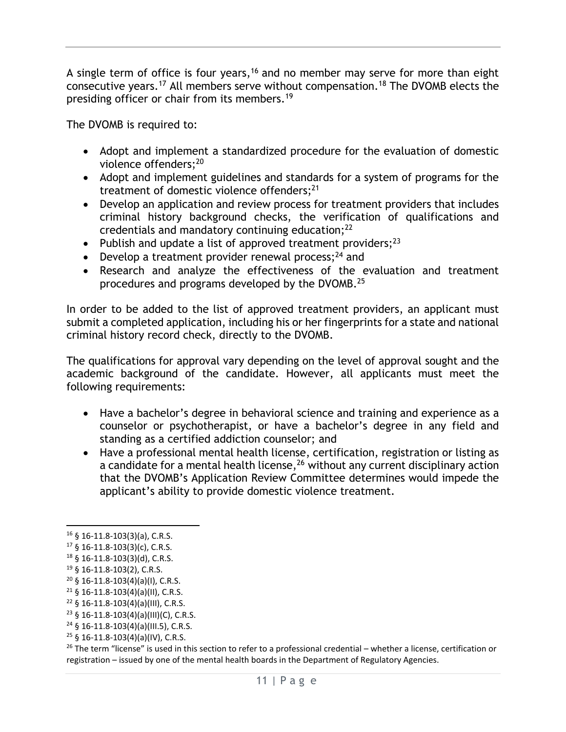A single term of office is four years,[16] and no member may serve for more than eight consecutive years.[17] All members serve without compensation.[18] The DVOMB elects the presiding officer or chair from its members.[19]

The DVOMB is required to:

- Adopt and implement a standardized procedure for the evaluation of domestic violence offenders;[20]
- Adopt and implement guidelines and standards for a system of programs for the treatment of domestic violence offenders;[21]
- Develop an application and review process for treatment providers that includes criminal history background checks, the verification of qualifications and credentials and mandatory continuing education;[22]
- Publish and update a list of approved treatment providers;[23]
- Develop a treatment provider renewal process;[24] and
- Research and analyze the effectiveness of the evaluation and treatment procedures and programs developed by the DVOMB.[25]

In order to be added to the list of approved treatment providers, an applicant must submit a completed application, including his or her fingerprints for a state and national criminal history record check, directly to the DVOMB.

The qualifications for approval vary depending on the level of approval sought and the academic background of the candidate. However, all applicants must meet the following requirements:

- Have a bachelor's degree in behavioral science and training and experience as a counselor or psychotherapist, or have a bachelor's degree in any field and standing as a certified addiction counselor; and
- Have a professional mental health license, certification, registration or listing as a candidate for a mental health license,[26] without any current disciplinary action that the DVOMB's Application Review Committee determines would impede the applicant's ability to provide domestic violence treatment.

---

[16] § 16-11.8-103(3)(a), C.R.S.
[17] § 16-11.8-103(3)(c), C.R.S.
[18] § 16-11.8-103(3)(d), C.R.S.
[19] § 16-11.8-103(2), C.R.S.
[20] § 16-11.8-103(4)(a)(I), C.R.S.
[21] § 16-11.8-103(4)(a)(II), C.R.S.
[22] § 16-11.8-103(4)(a)(III), C.R.S.
[23] § 16-11.8-103(4)(a)(III)(C), C.R.S.
[24] § 16-11.8-103(4)(a)(III.5), C.R.S.
[25] § 16-11.8-103(4)(a)(IV), C.R.S.
[26] The term "license" is used in this section to refer to a professional credential – whether a license, certification or registration – issued by one of the mental health boards in the Department of Regulatory Agencies.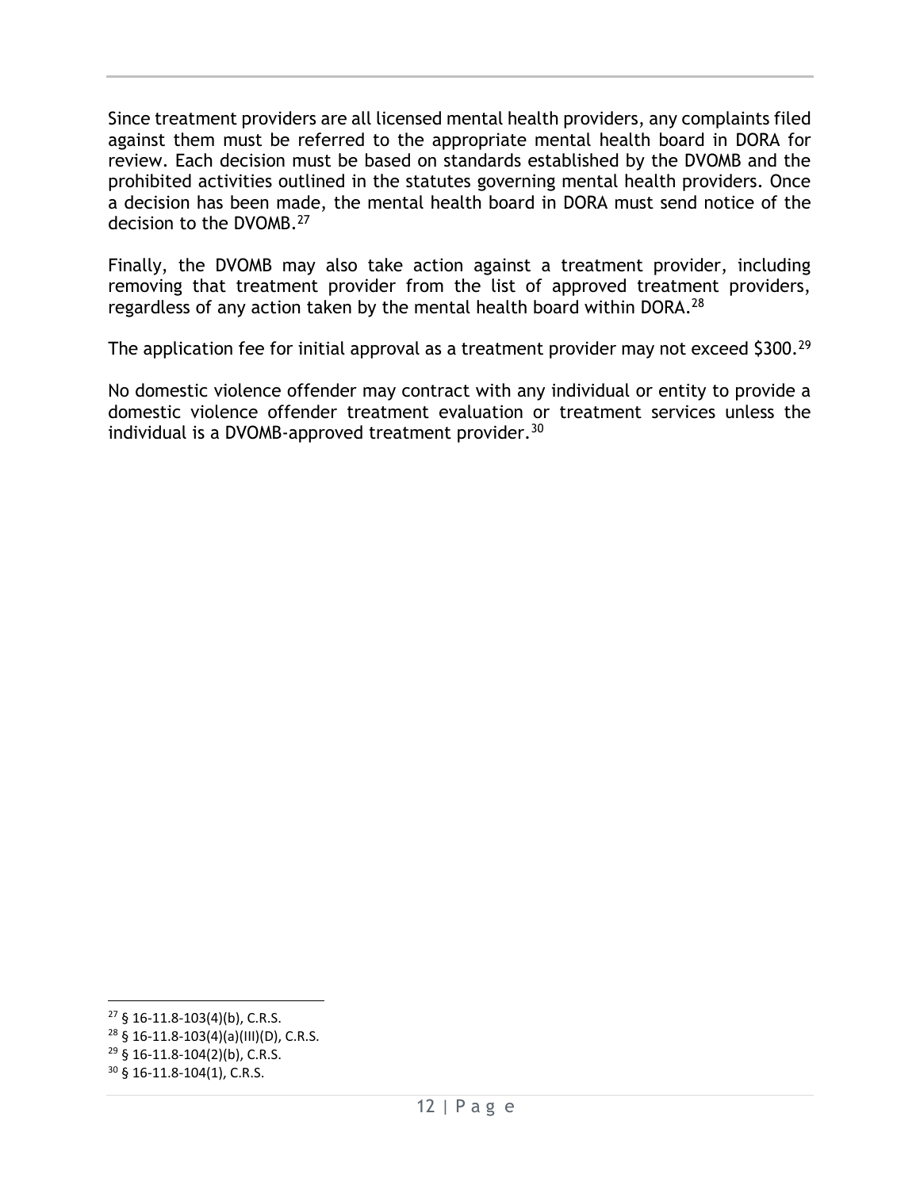Since treatment providers are all licensed mental health providers, any complaints filed against them must be referred to the appropriate mental health board in DORA for review. Each decision must be based on standards established by the DVOMB and the prohibited activities outlined in the statutes governing mental health providers. Once a decision has been made, the mental health board in DORA must send notice of the decision to the DVOMB.[27]

Finally, the DVOMB may also take action against a treatment provider, including removing that treatment provider from the list of approved treatment providers, regardless of any action taken by the mental health board within DORA.[28]

The application fee for initial approval as a treatment provider may not exceed $300.[29]

No domestic violence offender may contract with any individual or entity to provide a domestic violence offender treatment evaluation or treatment services unless the individual is a DVOMB-approved treatment provider.[30]

[27] § 16-11.8-103(4)(b), C.R.S.

[28] § 16-11.8-103(4)(a)(III)(D), C.R.S.

[29] § 16-11.8-104(2)(b), C.R.S.

[30] § 16-11.8-104(1), C.R.S.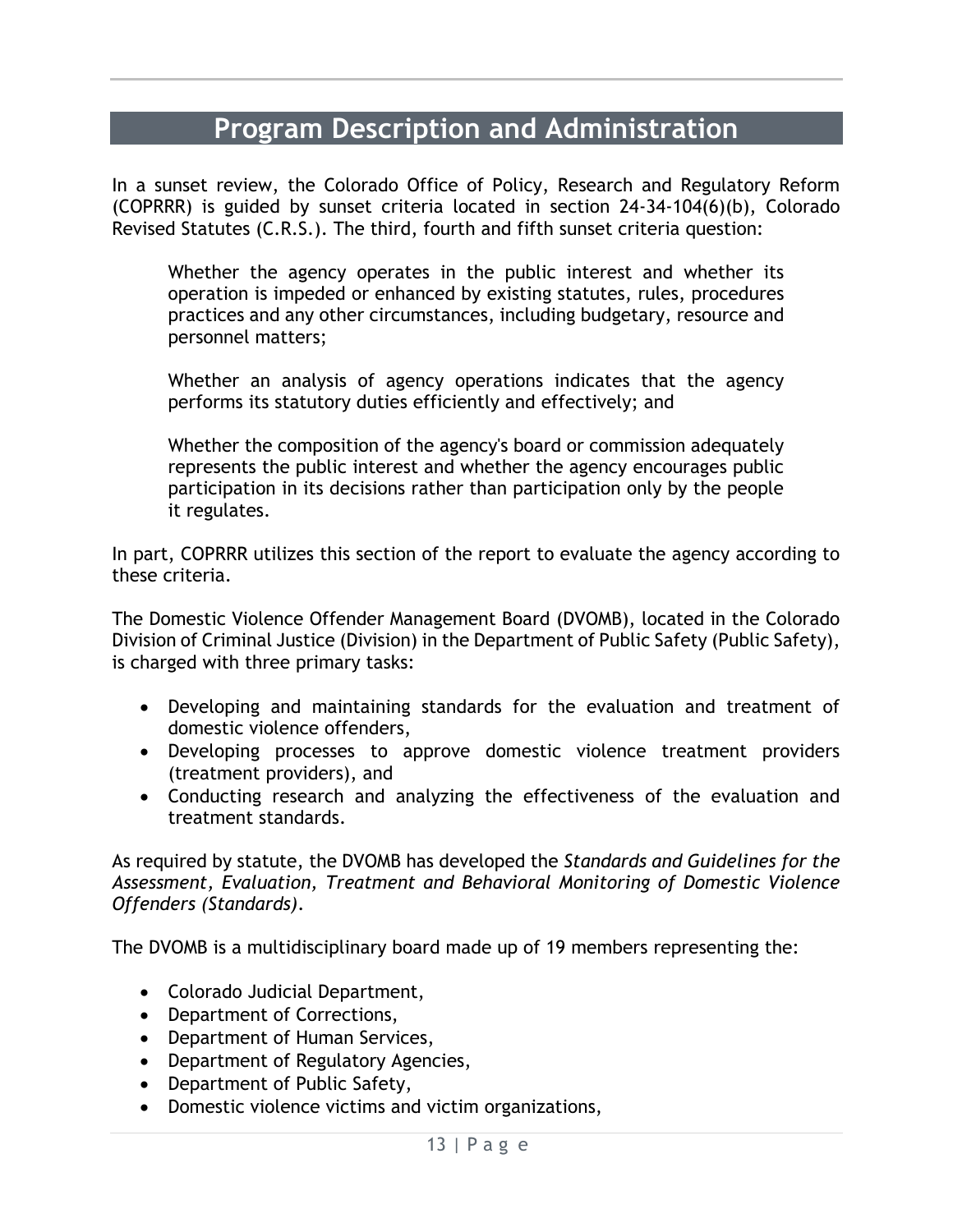# Program Description and Administration

In a sunset review, the Colorado Office of Policy, Research and Regulatory Reform (COPRRR) is guided by sunset criteria located in section 24-34-104(6)(b), Colorado Revised Statutes (C.R.S.). The third, fourth and fifth sunset criteria question:

> Whether the agency operates in the public interest and whether its operation is impeded or enhanced by existing statutes, rules, procedures practices and any other circumstances, including budgetary, resource and personnel matters;
>
> Whether an analysis of agency operations indicates that the agency performs its statutory duties efficiently and effectively; and
>
> Whether the composition of the agency's board or commission adequately represents the public interest and whether the agency encourages public participation in its decisions rather than participation only by the people it regulates.

In part, COPRRR utilizes this section of the report to evaluate the agency according to these criteria.

The Domestic Violence Offender Management Board (DVOMB), located in the Colorado Division of Criminal Justice (Division) in the Department of Public Safety (Public Safety), is charged with three primary tasks:

- Developing and maintaining standards for the evaluation and treatment of domestic violence offenders,
- Developing processes to approve domestic violence treatment providers (treatment providers), and
- Conducting research and analyzing the effectiveness of the evaluation and treatment standards.

As required by statute, the DVOMB has developed the *Standards and Guidelines for the Assessment, Evaluation, Treatment and Behavioral Monitoring of Domestic Violence Offenders (Standards)*.

The DVOMB is a multidisciplinary board made up of 19 members representing the:

- Colorado Judicial Department,
- Department of Corrections,
- Department of Human Services,
- Department of Regulatory Agencies,
- Department of Public Safety,
- Domestic violence victims and victim organizations,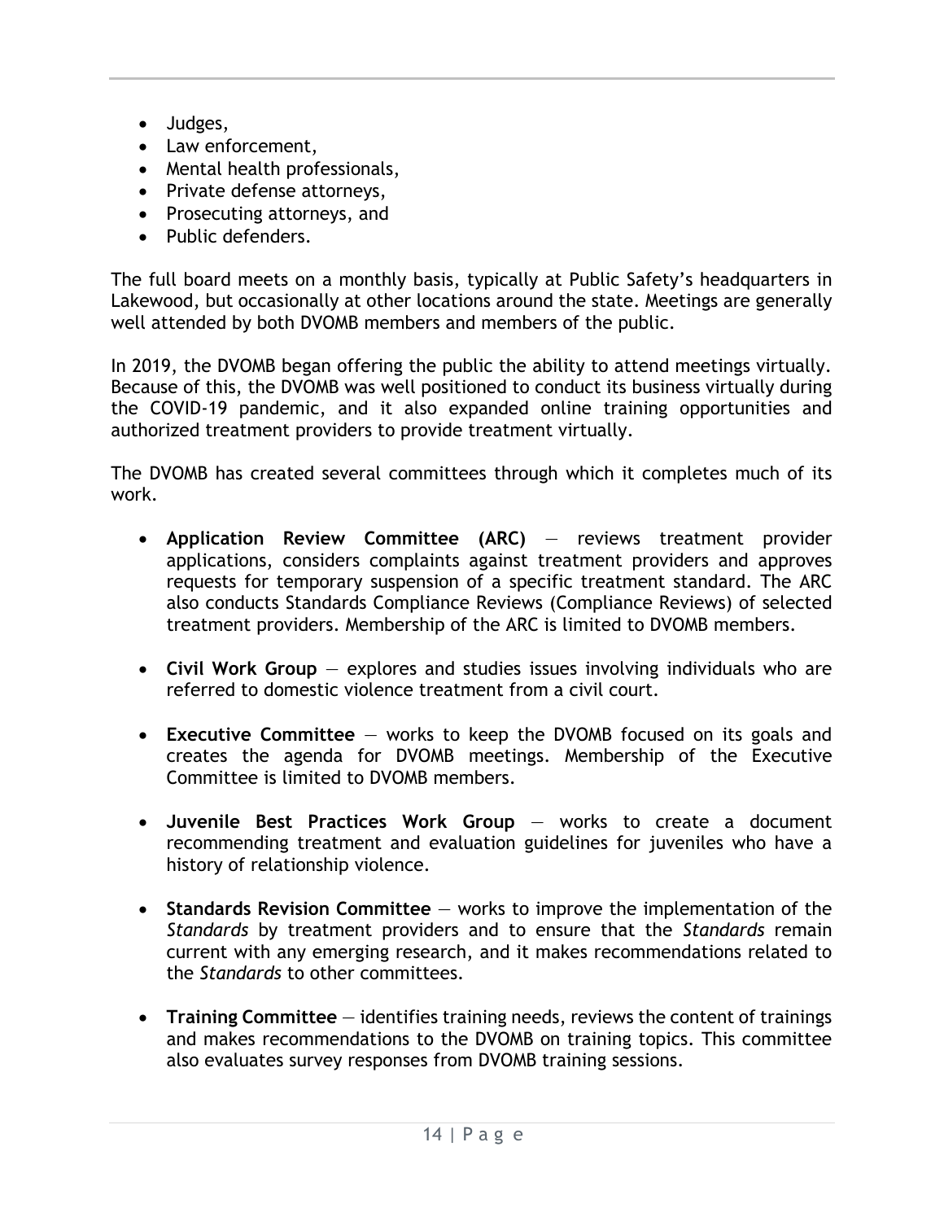- Judges,
- Law enforcement,
- Mental health professionals,
- Private defense attorneys,
- Prosecuting attorneys, and
- Public defenders.

The full board meets on a monthly basis, typically at Public Safety's headquarters in Lakewood, but occasionally at other locations around the state. Meetings are generally well attended by both DVOMB members and members of the public.

In 2019, the DVOMB began offering the public the ability to attend meetings virtually. Because of this, the DVOMB was well positioned to conduct its business virtually during the COVID-19 pandemic, and it also expanded online training opportunities and authorized treatment providers to provide treatment virtually.

The DVOMB has created several committees through which it completes much of its work.

- **Application Review Committee (ARC)** — reviews treatment provider applications, considers complaints against treatment providers and approves requests for temporary suspension of a specific treatment standard. The ARC also conducts Standards Compliance Reviews (Compliance Reviews) of selected treatment providers. Membership of the ARC is limited to DVOMB members.

- **Civil Work Group** — explores and studies issues involving individuals who are referred to domestic violence treatment from a civil court.

- **Executive Committee** — works to keep the DVOMB focused on its goals and creates the agenda for DVOMB meetings. Membership of the Executive Committee is limited to DVOMB members.

- **Juvenile Best Practices Work Group** — works to create a document recommending treatment and evaluation guidelines for juveniles who have a history of relationship violence.

- **Standards Revision Committee** — works to improve the implementation of the *Standards* by treatment providers and to ensure that the *Standards* remain current with any emerging research, and it makes recommendations related to the *Standards* to other committees.

- **Training Committee** — identifies training needs, reviews the content of trainings and makes recommendations to the DVOMB on training topics. This committee also evaluates survey responses from DVOMB training sessions.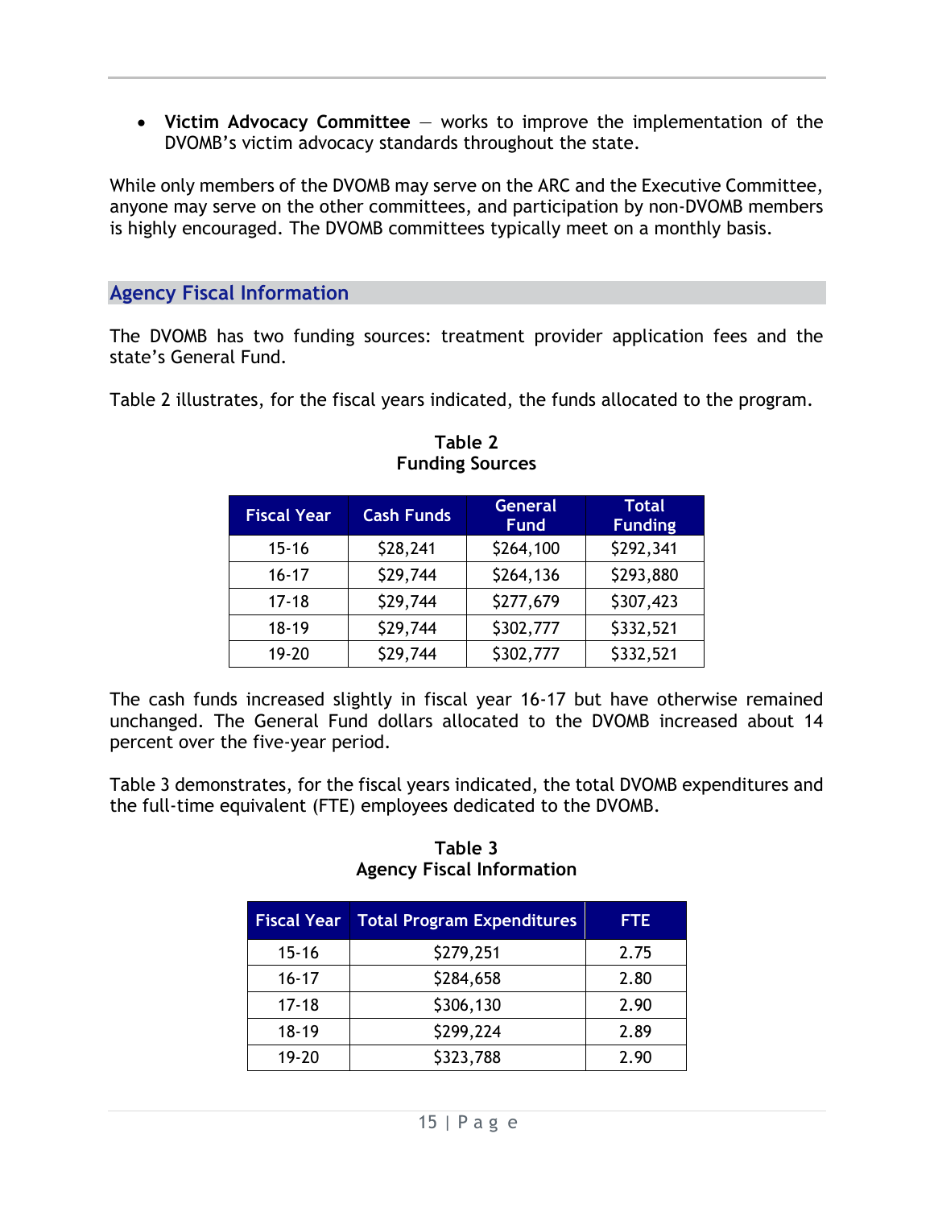- **Victim Advocacy Committee** — works to improve the implementation of the DVOMB's victim advocacy standards throughout the state.

While only members of the DVOMB may serve on the ARC and the Executive Committee, anyone may serve on the other committees, and participation by non-DVOMB members is highly encouraged. The DVOMB committees typically meet on a monthly basis.

## Agency Fiscal Information

The DVOMB has two funding sources: treatment provider application fees and the state's General Fund.

Table 2 illustrates, for the fiscal years indicated, the funds allocated to the program.

**Table 2**
**Funding Sources**

| Fiscal Year | Cash Funds | General Fund | Total Funding |
|---|---|---|---|
| 15-16 | $28,241 | $264,100 | $292,341 |
| 16-17 | $29,744 | $264,136 | $293,880 |
| 17-18 | $29,744 | $277,679 | $307,423 |
| 18-19 | $29,744 | $302,777 | $332,521 |
| 19-20 | $29,744 | $302,777 | $332,521 |

The cash funds increased slightly in fiscal year 16-17 but have otherwise remained unchanged. The General Fund dollars allocated to the DVOMB increased about 14 percent over the five-year period.

Table 3 demonstrates, for the fiscal years indicated, the total DVOMB expenditures and the full-time equivalent (FTE) employees dedicated to the DVOMB.

**Table 3**
**Agency Fiscal Information**

| Fiscal Year | Total Program Expenditures | FTE |
|---|---|---|
| 15-16 | $279,251 | 2.75 |
| 16-17 | $284,658 | 2.80 |
| 17-18 | $306,130 | 2.90 |
| 18-19 | $299,224 | 2.89 |
| 19-20 | $323,788 | 2.90 |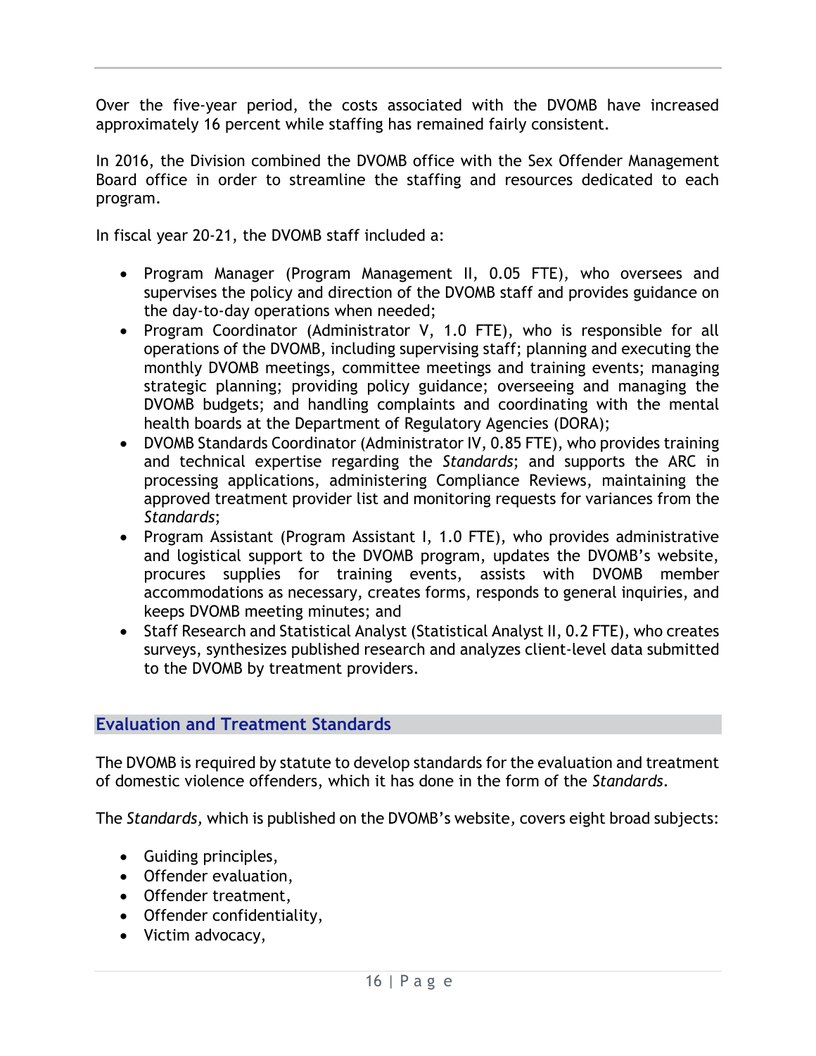Over the five-year period, the costs associated with the DVOMB have increased approximately 16 percent while staffing has remained fairly consistent.

In 2016, the Division combined the DVOMB office with the Sex Offender Management Board office in order to streamline the staffing and resources dedicated to each program.

In fiscal year 20-21, the DVOMB staff included a:

- Program Manager (Program Management II, 0.05 FTE), who oversees and supervises the policy and direction of the DVOMB staff and provides guidance on the day-to-day operations when needed;
- Program Coordinator (Administrator V, 1.0 FTE), who is responsible for all operations of the DVOMB, including supervising staff; planning and executing the monthly DVOMB meetings, committee meetings and training events; managing strategic planning; providing policy guidance; overseeing and managing the DVOMB budgets; and handling complaints and coordinating with the mental health boards at the Department of Regulatory Agencies (DORA);
- DVOMB Standards Coordinator (Administrator IV, 0.85 FTE), who provides training and technical expertise regarding the *Standards*; and supports the ARC in processing applications, administering Compliance Reviews, maintaining the approved treatment provider list and monitoring requests for variances from the *Standards*;
- Program Assistant (Program Assistant I, 1.0 FTE), who provides administrative and logistical support to the DVOMB program, updates the DVOMB's website, procures supplies for training events, assists with DVOMB member accommodations as necessary, creates forms, responds to general inquiries, and keeps DVOMB meeting minutes; and
- Staff Research and Statistical Analyst (Statistical Analyst II, 0.2 FTE), who creates surveys, synthesizes published research and analyzes client-level data submitted to the DVOMB by treatment providers.

## Evaluation and Treatment Standards

The DVOMB is required by statute to develop standards for the evaluation and treatment of domestic violence offenders, which it has done in the form of the *Standards*.

The *Standards,* which is published on the DVOMB's website*,* covers eight broad subjects:

- Guiding principles,
- Offender evaluation,
- Offender treatment,
- Offender confidentiality,
- Victim advocacy,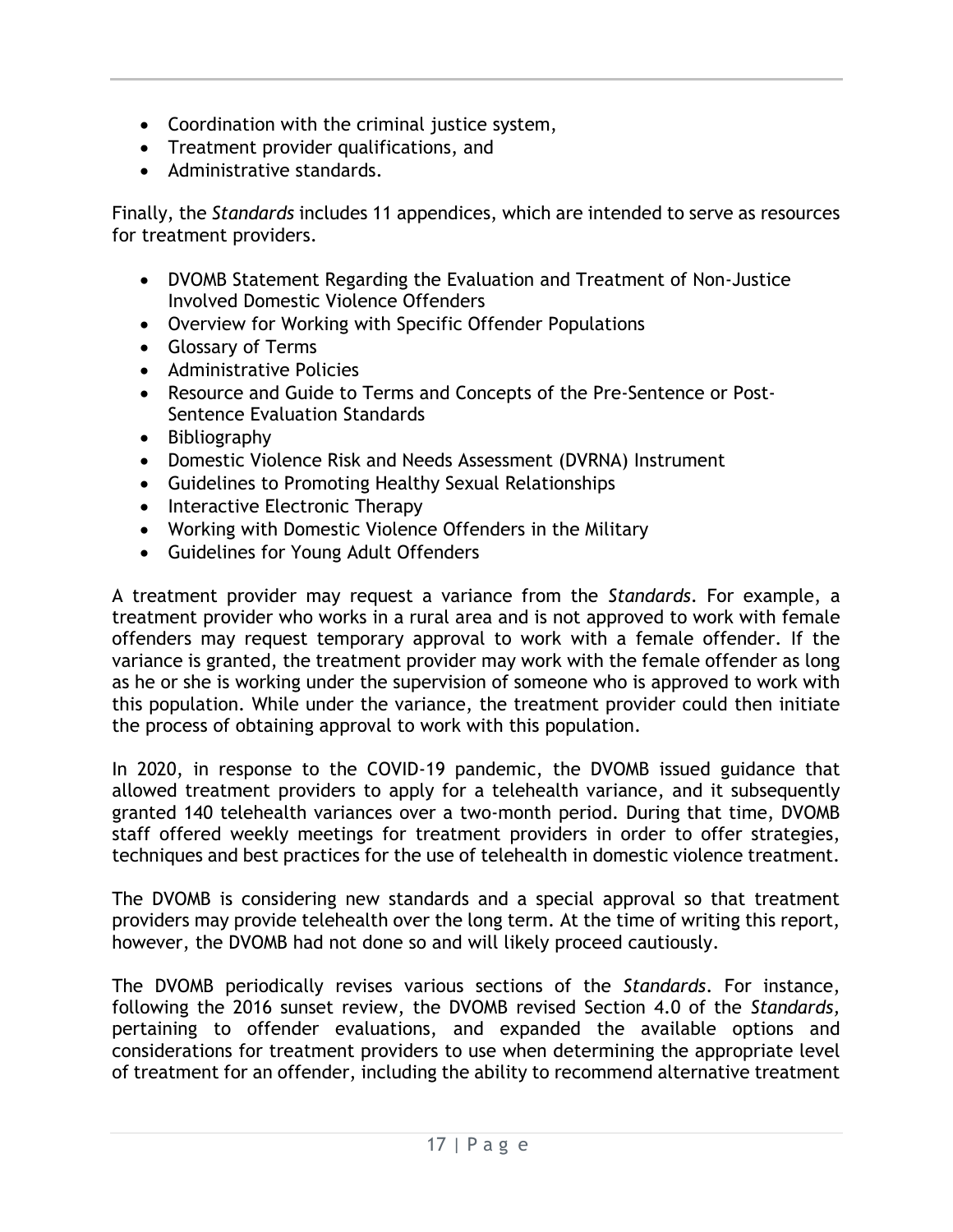- Coordination with the criminal justice system,
- Treatment provider qualifications, and
- Administrative standards.

Finally, the *Standards* includes 11 appendices, which are intended to serve as resources for treatment providers.

- DVOMB Statement Regarding the Evaluation and Treatment of Non-Justice Involved Domestic Violence Offenders
- Overview for Working with Specific Offender Populations
- Glossary of Terms
- Administrative Policies
- Resource and Guide to Terms and Concepts of the Pre-Sentence or Post-Sentence Evaluation Standards
- Bibliography
- Domestic Violence Risk and Needs Assessment (DVRNA) Instrument
- Guidelines to Promoting Healthy Sexual Relationships
- Interactive Electronic Therapy
- Working with Domestic Violence Offenders in the Military
- Guidelines for Young Adult Offenders

A treatment provider may request a variance from the *Standards*. For example, a treatment provider who works in a rural area and is not approved to work with female offenders may request temporary approval to work with a female offender. If the variance is granted, the treatment provider may work with the female offender as long as he or she is working under the supervision of someone who is approved to work with this population. While under the variance, the treatment provider could then initiate the process of obtaining approval to work with this population.

In 2020, in response to the COVID-19 pandemic, the DVOMB issued guidance that allowed treatment providers to apply for a telehealth variance, and it subsequently granted 140 telehealth variances over a two-month period. During that time, DVOMB staff offered weekly meetings for treatment providers in order to offer strategies, techniques and best practices for the use of telehealth in domestic violence treatment.

The DVOMB is considering new standards and a special approval so that treatment providers may provide telehealth over the long term. At the time of writing this report, however, the DVOMB had not done so and will likely proceed cautiously.

The DVOMB periodically revises various sections of the *Standards*. For instance, following the 2016 sunset review, the DVOMB revised Section 4.0 of the *Standards*, pertaining to offender evaluations, and expanded the available options and considerations for treatment providers to use when determining the appropriate level of treatment for an offender, including the ability to recommend alternative treatment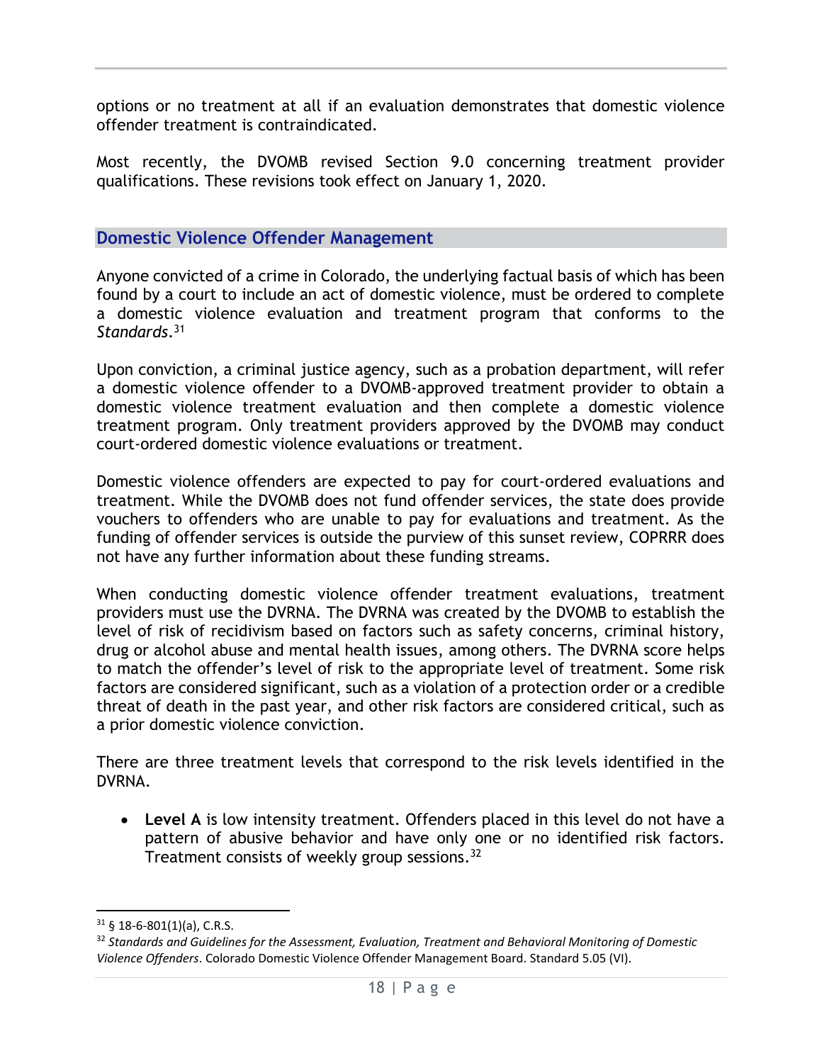options or no treatment at all if an evaluation demonstrates that domestic violence offender treatment is contraindicated.

Most recently, the DVOMB revised Section 9.0 concerning treatment provider qualifications. These revisions took effect on January 1, 2020.

## Domestic Violence Offender Management

Anyone convicted of a crime in Colorado, the underlying factual basis of which has been found by a court to include an act of domestic violence, must be ordered to complete a domestic violence evaluation and treatment program that conforms to the *Standards*.[31]

Upon conviction, a criminal justice agency, such as a probation department, will refer a domestic violence offender to a DVOMB-approved treatment provider to obtain a domestic violence treatment evaluation and then complete a domestic violence treatment program. Only treatment providers approved by the DVOMB may conduct court-ordered domestic violence evaluations or treatment.

Domestic violence offenders are expected to pay for court-ordered evaluations and treatment. While the DVOMB does not fund offender services, the state does provide vouchers to offenders who are unable to pay for evaluations and treatment. As the funding of offender services is outside the purview of this sunset review, COPRRR does not have any further information about these funding streams.

When conducting domestic violence offender treatment evaluations, treatment providers must use the DVRNA. The DVRNA was created by the DVOMB to establish the level of risk of recidivism based on factors such as safety concerns, criminal history, drug or alcohol abuse and mental health issues, among others. The DVRNA score helps to match the offender's level of risk to the appropriate level of treatment. Some risk factors are considered significant, such as a violation of a protection order or a credible threat of death in the past year, and other risk factors are considered critical, such as a prior domestic violence conviction.

There are three treatment levels that correspond to the risk levels identified in the DVRNA.

- **Level A** is low intensity treatment. Offenders placed in this level do not have a pattern of abusive behavior and have only one or no identified risk factors. Treatment consists of weekly group sessions.[32]

---

[31] § 18-6-801(1)(a), C.R.S.

[32] *Standards and Guidelines for the Assessment, Evaluation, Treatment and Behavioral Monitoring of Domestic Violence Offenders*. Colorado Domestic Violence Offender Management Board. Standard 5.05 (VI).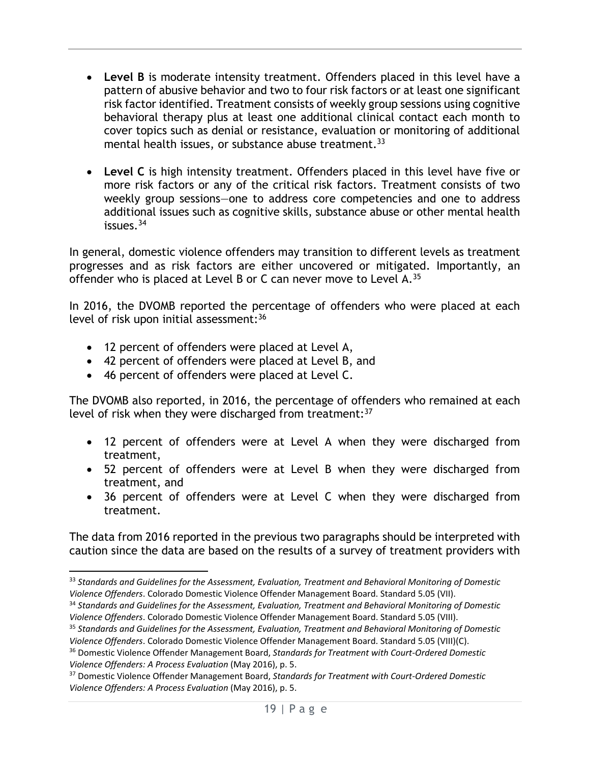- **Level B** is moderate intensity treatment. Offenders placed in this level have a pattern of abusive behavior and two to four risk factors or at least one significant risk factor identified. Treatment consists of weekly group sessions using cognitive behavioral therapy plus at least one additional clinical contact each month to cover topics such as denial or resistance, evaluation or monitoring of additional mental health issues, or substance abuse treatment.[33]

- **Level C** is high intensity treatment. Offenders placed in this level have five or more risk factors or any of the critical risk factors. Treatment consists of two weekly group sessions—one to address core competencies and one to address additional issues such as cognitive skills, substance abuse or other mental health issues.[34]

In general, domestic violence offenders may transition to different levels as treatment progresses and as risk factors are either uncovered or mitigated. Importantly, an offender who is placed at Level B or C can never move to Level A.[35]

In 2016, the DVOMB reported the percentage of offenders who were placed at each level of risk upon initial assessment:[36]

- 12 percent of offenders were placed at Level A,
- 42 percent of offenders were placed at Level B, and
- 46 percent of offenders were placed at Level C.

The DVOMB also reported, in 2016, the percentage of offenders who remained at each level of risk when they were discharged from treatment:[37]

- 12 percent of offenders were at Level A when they were discharged from treatment,
- 52 percent of offenders were at Level B when they were discharged from treatment, and
- 36 percent of offenders were at Level C when they were discharged from treatment.

The data from 2016 reported in the previous two paragraphs should be interpreted with caution since the data are based on the results of a survey of treatment providers with

---

[33] *Standards and Guidelines for the Assessment, Evaluation, Treatment and Behavioral Monitoring of Domestic Violence Offenders*. Colorado Domestic Violence Offender Management Board. Standard 5.05 (VII).

[34] *Standards and Guidelines for the Assessment, Evaluation, Treatment and Behavioral Monitoring of Domestic Violence Offenders*. Colorado Domestic Violence Offender Management Board. Standard 5.05 (VIII).

[35] *Standards and Guidelines for the Assessment, Evaluation, Treatment and Behavioral Monitoring of Domestic Violence Offenders*. Colorado Domestic Violence Offender Management Board. Standard 5.05 (VIII)(C).

[36] Domestic Violence Offender Management Board, *Standards for Treatment with Court-Ordered Domestic Violence Offenders: A Process Evaluation* (May 2016), p. 5.

[37] Domestic Violence Offender Management Board, *Standards for Treatment with Court-Ordered Domestic Violence Offenders: A Process Evaluation* (May 2016), p. 5.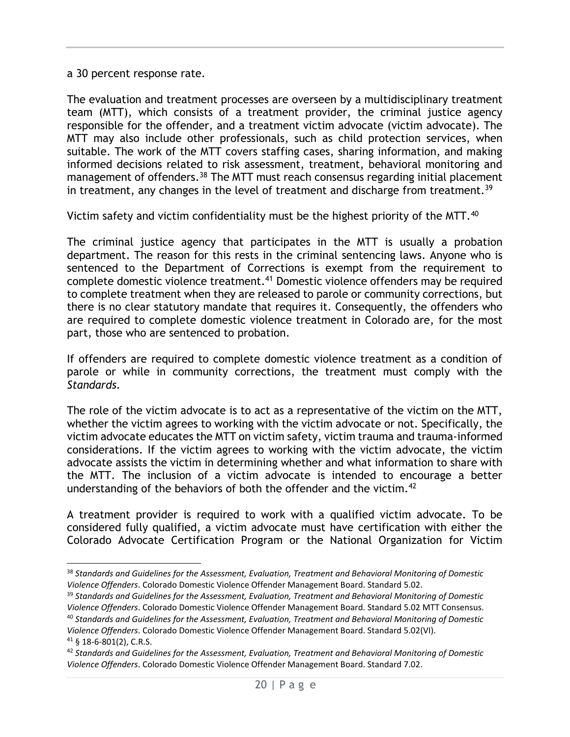a 30 percent response rate.

The evaluation and treatment processes are overseen by a multidisciplinary treatment team (MTT), which consists of a treatment provider, the criminal justice agency responsible for the offender, and a treatment victim advocate (victim advocate). The MTT may also include other professionals, such as child protection services, when suitable. The work of the MTT covers staffing cases, sharing information, and making informed decisions related to risk assessment, treatment, behavioral monitoring and management of offenders.[38] The MTT must reach consensus regarding initial placement in treatment, any changes in the level of treatment and discharge from treatment.[39]

Victim safety and victim confidentiality must be the highest priority of the MTT.[40]

The criminal justice agency that participates in the MTT is usually a probation department. The reason for this rests in the criminal sentencing laws. Anyone who is sentenced to the Department of Corrections is exempt from the requirement to complete domestic violence treatment.[41] Domestic violence offenders may be required to complete treatment when they are released to parole or community corrections, but there is no clear statutory mandate that requires it. Consequently, the offenders who are required to complete domestic violence treatment in Colorado are, for the most part, those who are sentenced to probation.

If offenders are required to complete domestic violence treatment as a condition of parole or while in community corrections, the treatment must comply with the *Standards*.

The role of the victim advocate is to act as a representative of the victim on the MTT, whether the victim agrees to working with the victim advocate or not. Specifically, the victim advocate educates the MTT on victim safety, victim trauma and trauma-informed considerations. If the victim agrees to working with the victim advocate, the victim advocate assists the victim in determining whether and what information to share with the MTT. The inclusion of a victim advocate is intended to encourage a better understanding of the behaviors of both the offender and the victim.[42]

A treatment provider is required to work with a qualified victim advocate. To be considered fully qualified, a victim advocate must have certification with either the Colorado Advocate Certification Program or the National Organization for Victim

---

[38] *Standards and Guidelines for the Assessment, Evaluation, Treatment and Behavioral Monitoring of Domestic Violence Offenders*. Colorado Domestic Violence Offender Management Board. Standard 5.02.

[39] *Standards and Guidelines for the Assessment, Evaluation, Treatment and Behavioral Monitoring of Domestic Violence Offenders*. Colorado Domestic Violence Offender Management Board. Standard 5.02 MTT Consensus.

[40] *Standards and Guidelines for the Assessment, Evaluation, Treatment and Behavioral Monitoring of Domestic Violence Offenders*. Colorado Domestic Violence Offender Management Board. Standard 5.02(VI).

[41] § 18-6-801(2), C.R.S.

[42] *Standards and Guidelines for the Assessment, Evaluation, Treatment and Behavioral Monitoring of Domestic Violence Offenders*. Colorado Domestic Violence Offender Management Board. Standard 7.02.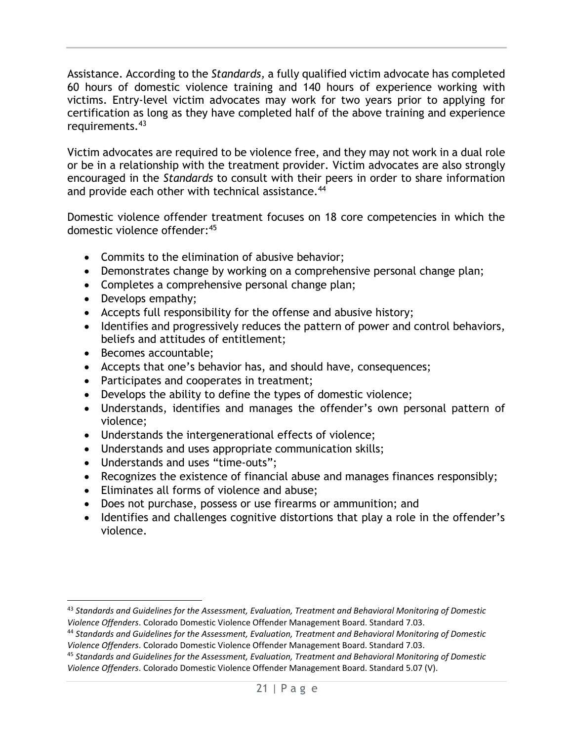Assistance. According to the *Standards*, a fully qualified victim advocate has completed 60 hours of domestic violence training and 140 hours of experience working with victims. Entry-level victim advocates may work for two years prior to applying for certification as long as they have completed half of the above training and experience requirements.[43]

Victim advocates are required to be violence free, and they may not work in a dual role or be in a relationship with the treatment provider. Victim advocates are also strongly encouraged in the *Standards* to consult with their peers in order to share information and provide each other with technical assistance.[44]

Domestic violence offender treatment focuses on 18 core competencies in which the domestic violence offender:[45]

- Commits to the elimination of abusive behavior;
- Demonstrates change by working on a comprehensive personal change plan;
- Completes a comprehensive personal change plan;
- Develops empathy;
- Accepts full responsibility for the offense and abusive history;
- Identifies and progressively reduces the pattern of power and control behaviors, beliefs and attitudes of entitlement;
- Becomes accountable;
- Accepts that one's behavior has, and should have, consequences;
- Participates and cooperates in treatment;
- Develops the ability to define the types of domestic violence;
- Understands, identifies and manages the offender's own personal pattern of violence;
- Understands the intergenerational effects of violence;
- Understands and uses appropriate communication skills;
- Understands and uses "time-outs";
- Recognizes the existence of financial abuse and manages finances responsibly;
- Eliminates all forms of violence and abuse;
- Does not purchase, possess or use firearms or ammunition; and
- Identifies and challenges cognitive distortions that play a role in the offender's violence.

---

[43] *Standards and Guidelines for the Assessment, Evaluation, Treatment and Behavioral Monitoring of Domestic Violence Offenders*. Colorado Domestic Violence Offender Management Board. Standard 7.03.

[44] *Standards and Guidelines for the Assessment, Evaluation, Treatment and Behavioral Monitoring of Domestic Violence Offenders*. Colorado Domestic Violence Offender Management Board. Standard 7.03.

[45] *Standards and Guidelines for the Assessment, Evaluation, Treatment and Behavioral Monitoring of Domestic Violence Offenders*. Colorado Domestic Violence Offender Management Board. Standard 5.07 (V).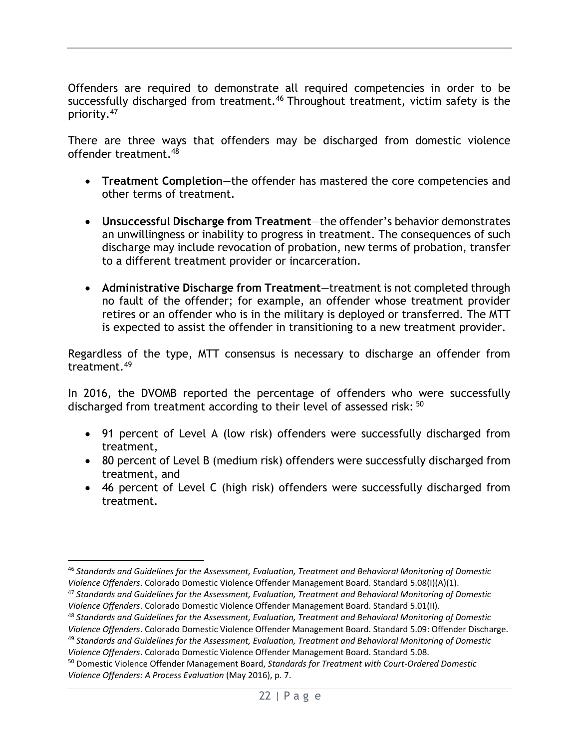Offenders are required to demonstrate all required competencies in order to be successfully discharged from treatment.[46] Throughout treatment, victim safety is the priority.[47]

There are three ways that offenders may be discharged from domestic violence offender treatment.[48]

- **Treatment Completion**—the offender has mastered the core competencies and other terms of treatment.
- **Unsuccessful Discharge from Treatment**—the offender's behavior demonstrates an unwillingness or inability to progress in treatment. The consequences of such discharge may include revocation of probation, new terms of probation, transfer to a different treatment provider or incarceration.
- **Administrative Discharge from Treatment**—treatment is not completed through no fault of the offender; for example, an offender whose treatment provider retires or an offender who is in the military is deployed or transferred. The MTT is expected to assist the offender in transitioning to a new treatment provider.

Regardless of the type, MTT consensus is necessary to discharge an offender from treatment.[49]

In 2016, the DVOMB reported the percentage of offenders who were successfully discharged from treatment according to their level of assessed risk: [50]

- 91 percent of Level A (low risk) offenders were successfully discharged from treatment,
- 80 percent of Level B (medium risk) offenders were successfully discharged from treatment, and
- 46 percent of Level C (high risk) offenders were successfully discharged from treatment.

---

[46] *Standards and Guidelines for the Assessment, Evaluation, Treatment and Behavioral Monitoring of Domestic Violence Offenders*. Colorado Domestic Violence Offender Management Board. Standard 5.08(I)(A)(1).

[47] *Standards and Guidelines for the Assessment, Evaluation, Treatment and Behavioral Monitoring of Domestic Violence Offenders*. Colorado Domestic Violence Offender Management Board. Standard 5.01(II).

[48] *Standards and Guidelines for the Assessment, Evaluation, Treatment and Behavioral Monitoring of Domestic Violence Offenders*. Colorado Domestic Violence Offender Management Board. Standard 5.09: Offender Discharge.

[49] *Standards and Guidelines for the Assessment, Evaluation, Treatment and Behavioral Monitoring of Domestic Violence Offenders*. Colorado Domestic Violence Offender Management Board. Standard 5.08.

[50] Domestic Violence Offender Management Board, *Standards for Treatment with Court-Ordered Domestic Violence Offenders: A Process Evaluation* (May 2016), p. 7.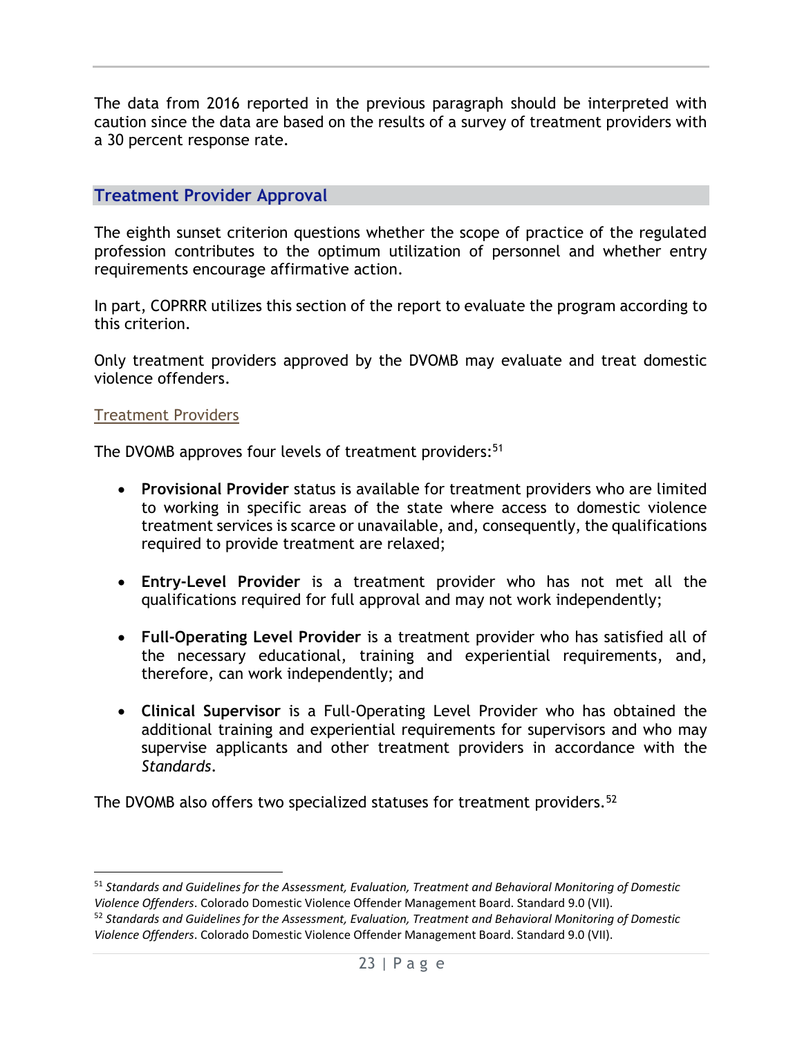The data from 2016 reported in the previous paragraph should be interpreted with caution since the data are based on the results of a survey of treatment providers with a 30 percent response rate.

## Treatment Provider Approval

The eighth sunset criterion questions whether the scope of practice of the regulated profession contributes to the optimum utilization of personnel and whether entry requirements encourage affirmative action.

In part, COPRRR utilizes this section of the report to evaluate the program according to this criterion.

Only treatment providers approved by the DVOMB may evaluate and treat domestic violence offenders.

### Treatment Providers

The DVOMB approves four levels of treatment providers:[51]

- **Provisional Provider** status is available for treatment providers who are limited to working in specific areas of the state where access to domestic violence treatment services is scarce or unavailable, and, consequently, the qualifications required to provide treatment are relaxed;
- **Entry-Level Provider** is a treatment provider who has not met all the qualifications required for full approval and may not work independently;
- **Full-Operating Level Provider** is a treatment provider who has satisfied all of the necessary educational, training and experiential requirements, and, therefore, can work independently; and
- **Clinical Supervisor** is a Full-Operating Level Provider who has obtained the additional training and experiential requirements for supervisors and who may supervise applicants and other treatment providers in accordance with the *Standards*.

The DVOMB also offers two specialized statuses for treatment providers.[52]

---

[51] *Standards and Guidelines for the Assessment, Evaluation, Treatment and Behavioral Monitoring of Domestic Violence Offenders*. Colorado Domestic Violence Offender Management Board. Standard 9.0 (VII).

[52] *Standards and Guidelines for the Assessment, Evaluation, Treatment and Behavioral Monitoring of Domestic Violence Offenders*. Colorado Domestic Violence Offender Management Board. Standard 9.0 (VII).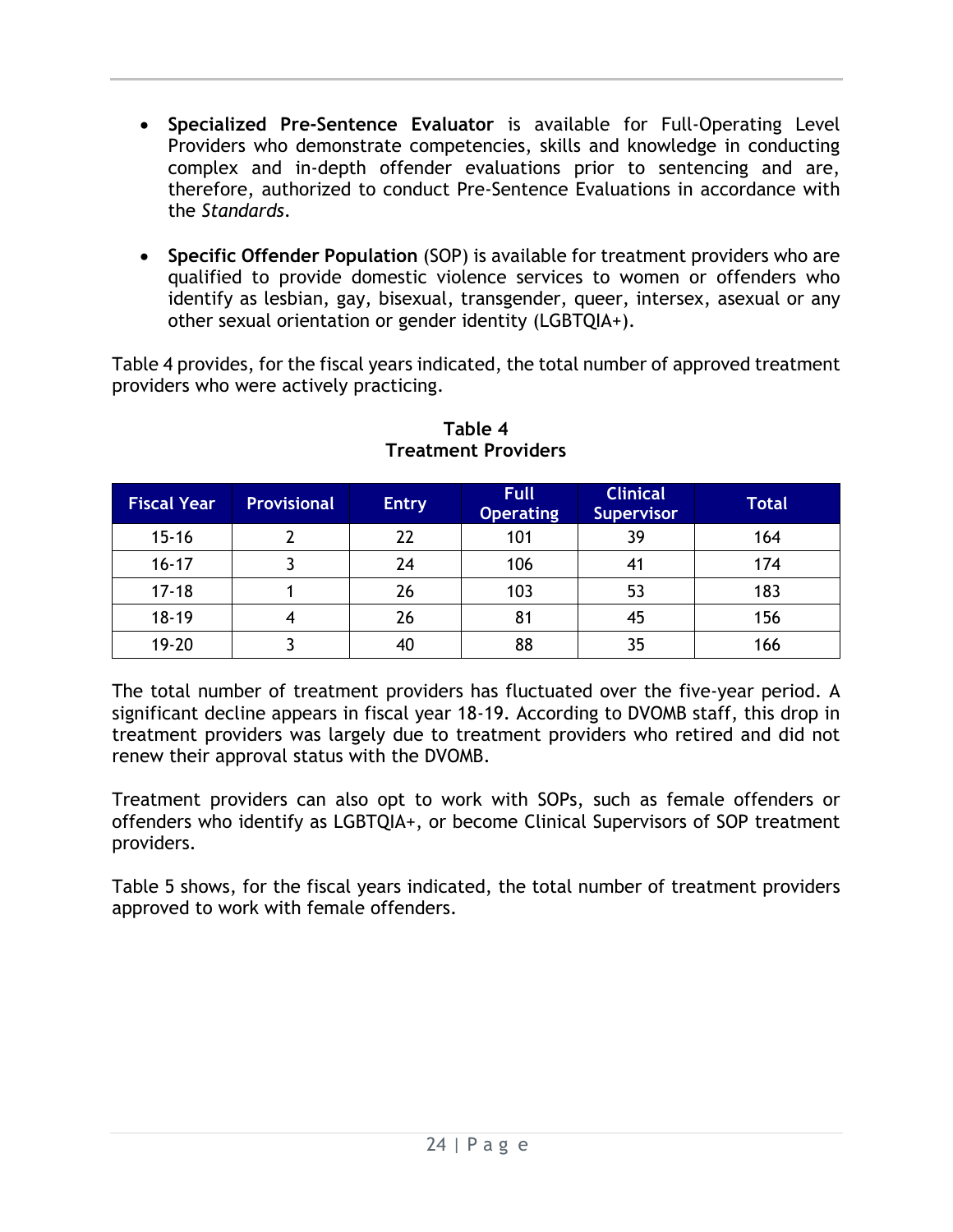- **Specialized Pre-Sentence Evaluator** is available for Full-Operating Level Providers who demonstrate competencies, skills and knowledge in conducting complex and in-depth offender evaluations prior to sentencing and are, therefore, authorized to conduct Pre-Sentence Evaluations in accordance with the *Standards*.

- **Specific Offender Population** (SOP) is available for treatment providers who are qualified to provide domestic violence services to women or offenders who identify as lesbian, gay, bisexual, transgender, queer, intersex, asexual or any other sexual orientation or gender identity (LGBTQIA+).

Table 4 provides, for the fiscal years indicated, the total number of approved treatment providers who were actively practicing.

**Table 4**
**Treatment Providers**

| Fiscal Year | Provisional | Entry | Full Operating | Clinical Supervisor | Total |
|---|---|---|---|---|---|
| 15-16 | 2 | 22 | 101 | 39 | 164 |
| 16-17 | 3 | 24 | 106 | 41 | 174 |
| 17-18 | 1 | 26 | 103 | 53 | 183 |
| 18-19 | 4 | 26 | 81 | 45 | 156 |
| 19-20 | 3 | 40 | 88 | 35 | 166 |

The total number of treatment providers has fluctuated over the five-year period. A significant decline appears in fiscal year 18-19. According to DVOMB staff, this drop in treatment providers was largely due to treatment providers who retired and did not renew their approval status with the DVOMB.

Treatment providers can also opt to work with SOPs, such as female offenders or offenders who identify as LGBTQIA+, or become Clinical Supervisors of SOP treatment providers.

Table 5 shows, for the fiscal years indicated, the total number of treatment providers approved to work with female offenders.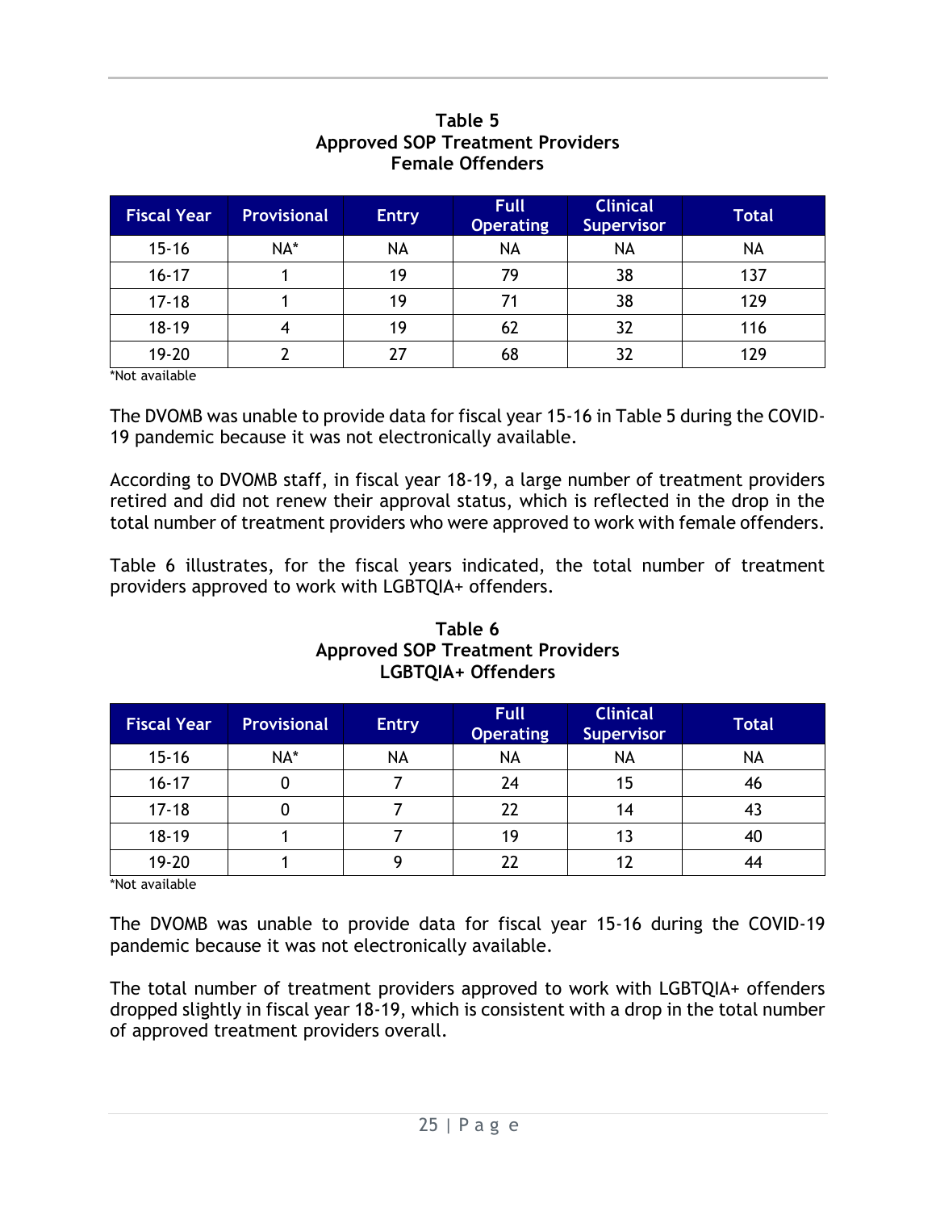**Table 5**
**Approved SOP Treatment Providers**
**Female Offenders**

| Fiscal Year | Provisional | Entry | Full Operating | Clinical Supervisor | Total |
|---|---|---|---|---|---|
| 15-16 | NA* | NA | NA | NA | NA |
| 16-17 | 1 | 19 | 79 | 38 | 137 |
| 17-18 | 1 | 19 | 71 | 38 | 129 |
| 18-19 | 4 | 19 | 62 | 32 | 116 |
| 19-20 | 2 | 27 | 68 | 32 | 129 |

*Not available

The DVOMB was unable to provide data for fiscal year 15-16 in Table 5 during the COVID-19 pandemic because it was not electronically available.

According to DVOMB staff, in fiscal year 18-19, a large number of treatment providers retired and did not renew their approval status, which is reflected in the drop in the total number of treatment providers who were approved to work with female offenders.

Table 6 illustrates, for the fiscal years indicated, the total number of treatment providers approved to work with LGBTQIA+ offenders.

**Table 6**
**Approved SOP Treatment Providers**
**LGBTQIA+ Offenders**

| Fiscal Year | Provisional | Entry | Full Operating | Clinical Supervisor | Total |
|---|---|---|---|---|---|
| 15-16 | NA* | NA | NA | NA | NA |
| 16-17 | 0 | 7 | 24 | 15 | 46 |
| 17-18 | 0 | 7 | 22 | 14 | 43 |
| 18-19 | 1 | 7 | 19 | 13 | 40 |
| 19-20 | 1 | 9 | 22 | 12 | 44 |

*Not available

The DVOMB was unable to provide data for fiscal year 15-16 during the COVID-19 pandemic because it was not electronically available.

The total number of treatment providers approved to work with LGBTQIA+ offenders dropped slightly in fiscal year 18-19, which is consistent with a drop in the total number of approved treatment providers overall.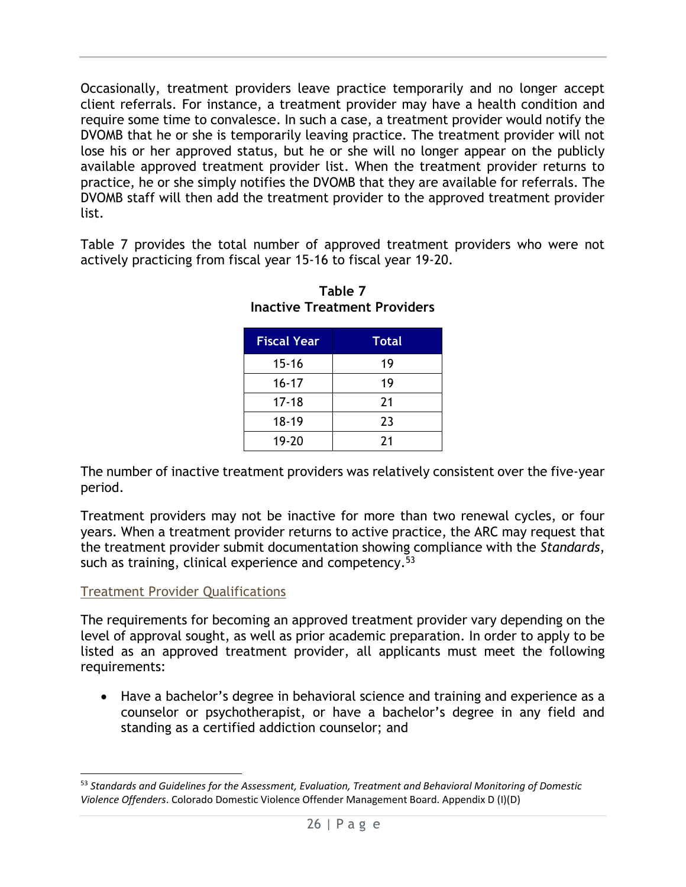Occasionally, treatment providers leave practice temporarily and no longer accept client referrals. For instance, a treatment provider may have a health condition and require some time to convalesce. In such a case, a treatment provider would notify the DVOMB that he or she is temporarily leaving practice. The treatment provider will not lose his or her approved status, but he or she will no longer appear on the publicly available approved treatment provider list. When the treatment provider returns to practice, he or she simply notifies the DVOMB that they are available for referrals. The DVOMB staff will then add the treatment provider to the approved treatment provider list.

Table 7 provides the total number of approved treatment providers who were not actively practicing from fiscal year 15-16 to fiscal year 19-20.

**Table 7**
**Inactive Treatment Providers**

| Fiscal Year | Total |
|---|---|
| 15-16 | 19 |
| 16-17 | 19 |
| 17-18 | 21 |
| 18-19 | 23 |
| 19-20 | 21 |

The number of inactive treatment providers was relatively consistent over the five-year period.

Treatment providers may not be inactive for more than two renewal cycles, or four years. When a treatment provider returns to active practice, the ARC may request that the treatment provider submit documentation showing compliance with the *Standards*, such as training, clinical experience and competency.[53]

## Treatment Provider Qualifications

The requirements for becoming an approved treatment provider vary depending on the level of approval sought, as well as prior academic preparation. In order to apply to be listed as an approved treatment provider, all applicants must meet the following requirements:

- Have a bachelor's degree in behavioral science and training and experience as a counselor or psychotherapist, or have a bachelor's degree in any field and standing as a certified addiction counselor; and

[53] *Standards and Guidelines for the Assessment, Evaluation, Treatment and Behavioral Monitoring of Domestic Violence Offenders*. Colorado Domestic Violence Offender Management Board. Appendix D (I)(D)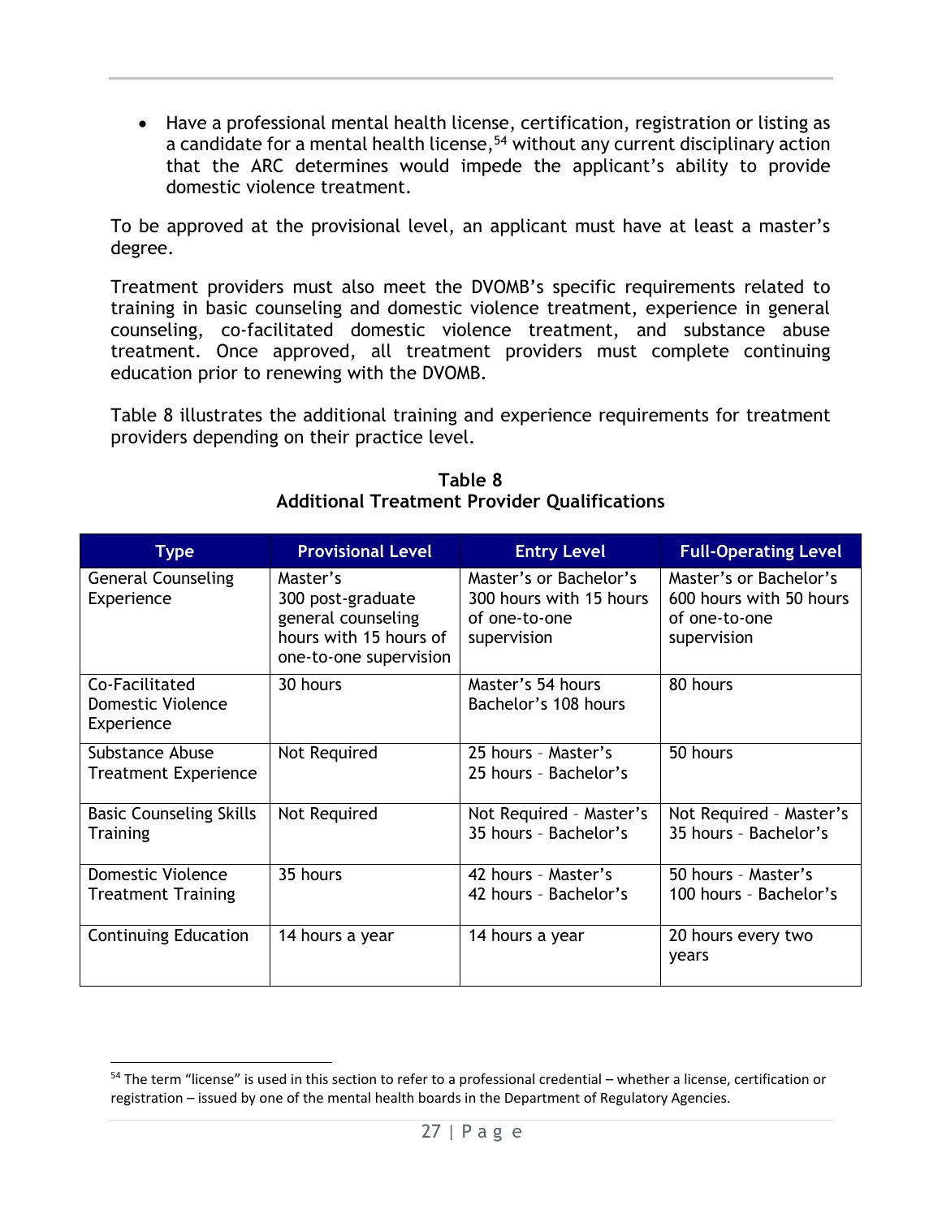- Have a professional mental health license, certification, registration or listing as a candidate for a mental health license,[54] without any current disciplinary action that the ARC determines would impede the applicant's ability to provide domestic violence treatment.

To be approved at the provisional level, an applicant must have at least a master's degree.

Treatment providers must also meet the DVOMB's specific requirements related to training in basic counseling and domestic violence treatment, experience in general counseling, co-facilitated domestic violence treatment, and substance abuse treatment. Once approved, all treatment providers must complete continuing education prior to renewing with the DVOMB.

Table 8 illustrates the additional training and experience requirements for treatment providers depending on their practice level.

**Table 8**
**Additional Treatment Provider Qualifications**

| Type | Provisional Level | Entry Level | Full-Operating Level |
|---|---|---|---|
| General Counseling Experience | Master's<br>300 post-graduate general counseling hours with 15 hours of one-to-one supervision | Master's or Bachelor's<br>300 hours with 15 hours of one-to-one supervision | Master's or Bachelor's<br>600 hours with 50 hours of one-to-one supervision |
| Co-Facilitated Domestic Violence Experience | 30 hours | Master's 54 hours<br>Bachelor's 108 hours | 80 hours |
| Substance Abuse Treatment Experience | Not Required | 25 hours - Master's<br>25 hours - Bachelor's | 50 hours |
| Basic Counseling Skills Training | Not Required | Not Required - Master's<br>35 hours - Bachelor's | Not Required - Master's<br>35 hours - Bachelor's |
| Domestic Violence Treatment Training | 35 hours | 42 hours - Master's<br>42 hours - Bachelor's | 50 hours - Master's<br>100 hours - Bachelor's |
| Continuing Education | 14 hours a year | 14 hours a year | 20 hours every two years |

[54] The term "license" is used in this section to refer to a professional credential – whether a license, certification or registration – issued by one of the mental health boards in the Department of Regulatory Agencies.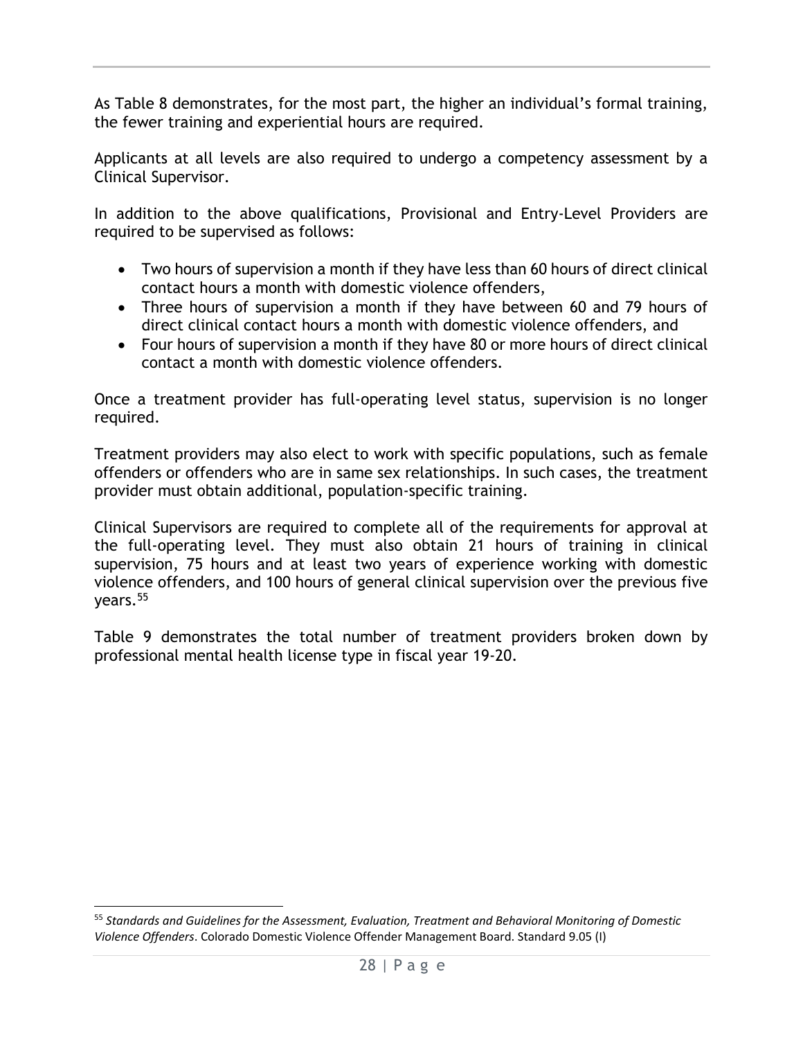As Table 8 demonstrates, for the most part, the higher an individual's formal training, the fewer training and experiential hours are required.

Applicants at all levels are also required to undergo a competency assessment by a Clinical Supervisor.

In addition to the above qualifications, Provisional and Entry-Level Providers are required to be supervised as follows:

- Two hours of supervision a month if they have less than 60 hours of direct clinical contact hours a month with domestic violence offenders,
- Three hours of supervision a month if they have between 60 and 79 hours of direct clinical contact hours a month with domestic violence offenders, and
- Four hours of supervision a month if they have 80 or more hours of direct clinical contact a month with domestic violence offenders.

Once a treatment provider has full-operating level status, supervision is no longer required.

Treatment providers may also elect to work with specific populations, such as female offenders or offenders who are in same sex relationships. In such cases, the treatment provider must obtain additional, population-specific training.

Clinical Supervisors are required to complete all of the requirements for approval at the full-operating level. They must also obtain 21 hours of training in clinical supervision, 75 hours and at least two years of experience working with domestic violence offenders, and 100 hours of general clinical supervision over the previous five years.[55]

Table 9 demonstrates the total number of treatment providers broken down by professional mental health license type in fiscal year 19-20.

[55] *Standards and Guidelines for the Assessment, Evaluation, Treatment and Behavioral Monitoring of Domestic Violence Offenders*. Colorado Domestic Violence Offender Management Board. Standard 9.05 (I)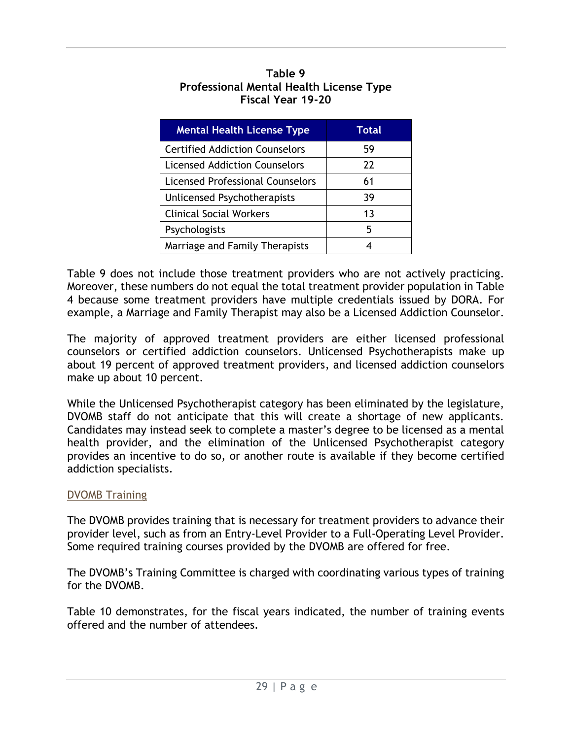**Table 9**
**Professional Mental Health License Type**
**Fiscal Year 19-20**

| Mental Health License Type | Total |
|---|---|
| Certified Addiction Counselors | 59 |
| Licensed Addiction Counselors | 22 |
| Licensed Professional Counselors | 61 |
| Unlicensed Psychotherapists | 39 |
| Clinical Social Workers | 13 |
| Psychologists | 5 |
| Marriage and Family Therapists | 4 |

Table 9 does not include those treatment providers who are not actively practicing. Moreover, these numbers do not equal the total treatment provider population in Table 4 because some treatment providers have multiple credentials issued by DORA. For example, a Marriage and Family Therapist may also be a Licensed Addiction Counselor.

The majority of approved treatment providers are either licensed professional counselors or certified addiction counselors. Unlicensed Psychotherapists make up about 19 percent of approved treatment providers, and licensed addiction counselors make up about 10 percent.

While the Unlicensed Psychotherapist category has been eliminated by the legislature, DVOMB staff do not anticipate that this will create a shortage of new applicants. Candidates may instead seek to complete a master's degree to be licensed as a mental health provider, and the elimination of the Unlicensed Psychotherapist category provides an incentive to do so, or another route is available if they become certified addiction specialists.

## DVOMB Training

The DVOMB provides training that is necessary for treatment providers to advance their provider level, such as from an Entry-Level Provider to a Full-Operating Level Provider. Some required training courses provided by the DVOMB are offered for free.

The DVOMB's Training Committee is charged with coordinating various types of training for the DVOMB.

Table 10 demonstrates, for the fiscal years indicated, the number of training events offered and the number of attendees.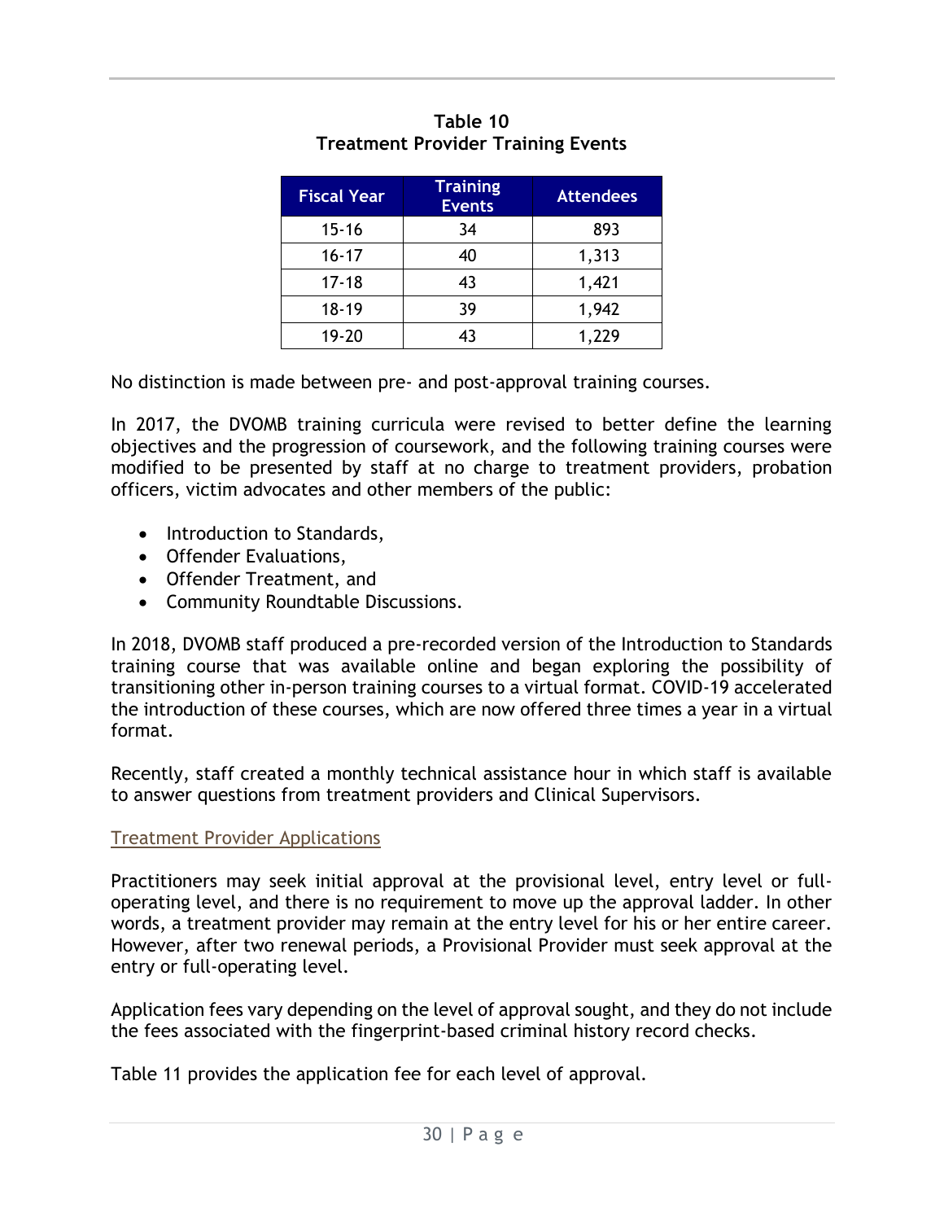**Table 10**
**Treatment Provider Training Events**

| Fiscal Year | Training Events | Attendees |
| --- | --- | --- |
| 15-16 | 34 | 893 |
| 16-17 | 40 | 1,313 |
| 17-18 | 43 | 1,421 |
| 18-19 | 39 | 1,942 |
| 19-20 | 43 | 1,229 |

No distinction is made between pre- and post-approval training courses.

In 2017, the DVOMB training curricula were revised to better define the learning objectives and the progression of coursework, and the following training courses were modified to be presented by staff at no charge to treatment providers, probation officers, victim advocates and other members of the public:

- Introduction to Standards,
- Offender Evaluations,
- Offender Treatment, and
- Community Roundtable Discussions.

In 2018, DVOMB staff produced a pre-recorded version of the Introduction to Standards training course that was available online and began exploring the possibility of transitioning other in-person training courses to a virtual format. COVID-19 accelerated the introduction of these courses, which are now offered three times a year in a virtual format.

Recently, staff created a monthly technical assistance hour in which staff is available to answer questions from treatment providers and Clinical Supervisors.

## Treatment Provider Applications

Practitioners may seek initial approval at the provisional level, entry level or full-operating level, and there is no requirement to move up the approval ladder. In other words, a treatment provider may remain at the entry level for his or her entire career. However, after two renewal periods, a Provisional Provider must seek approval at the entry or full-operating level.

Application fees vary depending on the level of approval sought, and they do not include the fees associated with the fingerprint-based criminal history record checks.

Table 11 provides the application fee for each level of approval.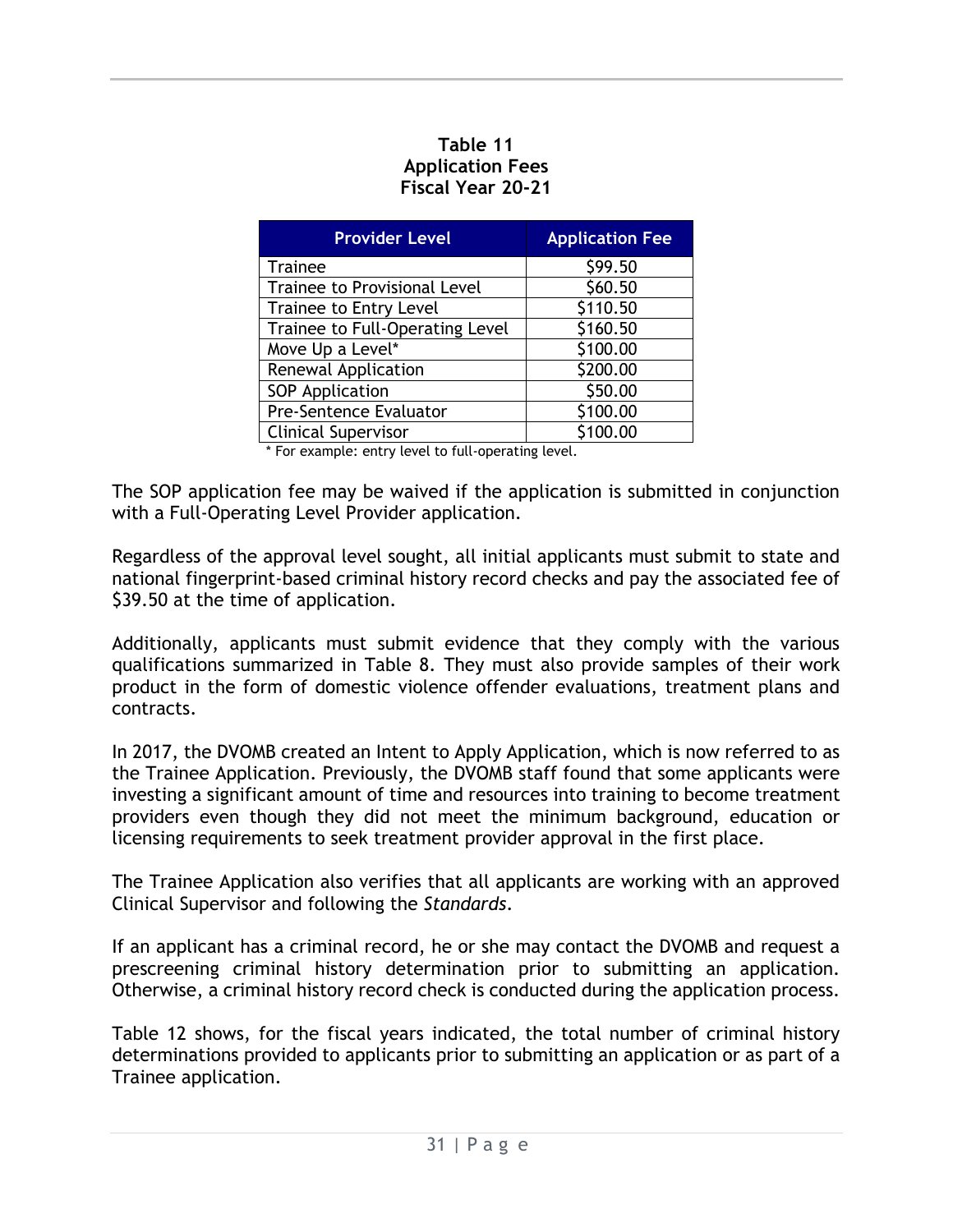**Table 11**
**Application Fees**
**Fiscal Year 20-21**

| Provider Level | Application Fee |
|---|---|
| Trainee | $99.50 |
| Trainee to Provisional Level | $60.50 |
| Trainee to Entry Level | $110.50 |
| Trainee to Full-Operating Level | $160.50 |
| Move Up a Level* | $100.00 |
| Renewal Application | $200.00 |
| SOP Application | $50.00 |
| Pre-Sentence Evaluator | $100.00 |
| Clinical Supervisor | $100.00 |

* For example: entry level to full-operating level.

The SOP application fee may be waived if the application is submitted in conjunction with a Full-Operating Level Provider application.

Regardless of the approval level sought, all initial applicants must submit to state and national fingerprint-based criminal history record checks and pay the associated fee of $39.50 at the time of application.

Additionally, applicants must submit evidence that they comply with the various qualifications summarized in Table 8. They must also provide samples of their work product in the form of domestic violence offender evaluations, treatment plans and contracts.

In 2017, the DVOMB created an Intent to Apply Application, which is now referred to as the Trainee Application. Previously, the DVOMB staff found that some applicants were investing a significant amount of time and resources into training to become treatment providers even though they did not meet the minimum background, education or licensing requirements to seek treatment provider approval in the first place.

The Trainee Application also verifies that all applicants are working with an approved Clinical Supervisor and following the *Standards*.

If an applicant has a criminal record, he or she may contact the DVOMB and request a prescreening criminal history determination prior to submitting an application. Otherwise, a criminal history record check is conducted during the application process.

Table 12 shows, for the fiscal years indicated, the total number of criminal history determinations provided to applicants prior to submitting an application or as part of a Trainee application.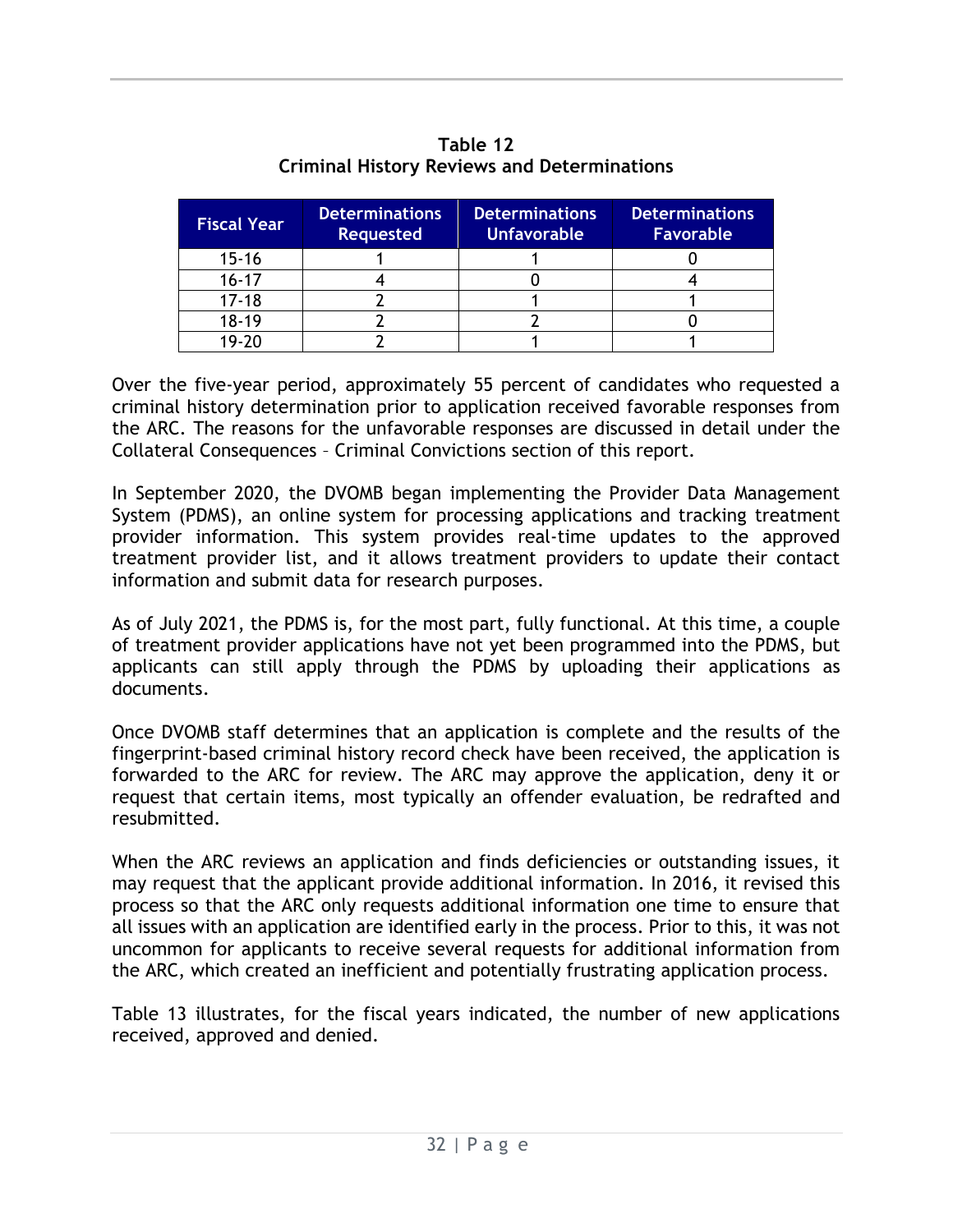**Table 12**
**Criminal History Reviews and Determinations**

| Fiscal Year | Determinations Requested | Determinations Unfavorable | Determinations Favorable |
|---|---|---|---|
| 15-16 | 1 | 1 | 0 |
| 16-17 | 4 | 0 | 4 |
| 17-18 | 2 | 1 | 1 |
| 18-19 | 2 | 2 | 0 |
| 19-20 | 2 | 1 | 1 |

Over the five-year period, approximately 55 percent of candidates who requested a criminal history determination prior to application received favorable responses from the ARC. The reasons for the unfavorable responses are discussed in detail under the Collateral Consequences – Criminal Convictions section of this report.

In September 2020, the DVOMB began implementing the Provider Data Management System (PDMS), an online system for processing applications and tracking treatment provider information. This system provides real-time updates to the approved treatment provider list, and it allows treatment providers to update their contact information and submit data for research purposes.

As of July 2021, the PDMS is, for the most part, fully functional. At this time, a couple of treatment provider applications have not yet been programmed into the PDMS, but applicants can still apply through the PDMS by uploading their applications as documents.

Once DVOMB staff determines that an application is complete and the results of the fingerprint-based criminal history record check have been received, the application is forwarded to the ARC for review. The ARC may approve the application, deny it or request that certain items, most typically an offender evaluation, be redrafted and resubmitted.

When the ARC reviews an application and finds deficiencies or outstanding issues, it may request that the applicant provide additional information. In 2016, it revised this process so that the ARC only requests additional information one time to ensure that all issues with an application are identified early in the process. Prior to this, it was not uncommon for applicants to receive several requests for additional information from the ARC, which created an inefficient and potentially frustrating application process.

Table 13 illustrates, for the fiscal years indicated, the number of new applications received, approved and denied.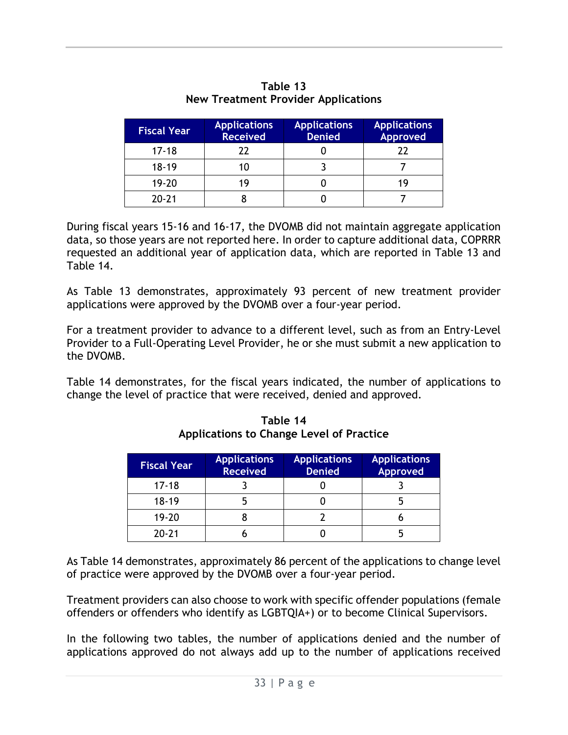**Table 13**
**New Treatment Provider Applications**

| Fiscal Year | Applications Received | Applications Denied | Applications Approved |
|---|---|---|---|
| 17-18 | 22 | 0 | 22 |
| 18-19 | 10 | 3 | 7 |
| 19-20 | 19 | 0 | 19 |
| 20-21 | 8 | 0 | 7 |

During fiscal years 15-16 and 16-17, the DVOMB did not maintain aggregate application data, so those years are not reported here. In order to capture additional data, COPRRR requested an additional year of application data, which are reported in Table 13 and Table 14.

As Table 13 demonstrates, approximately 93 percent of new treatment provider applications were approved by the DVOMB over a four-year period.

For a treatment provider to advance to a different level, such as from an Entry-Level Provider to a Full-Operating Level Provider, he or she must submit a new application to the DVOMB.

Table 14 demonstrates, for the fiscal years indicated, the number of applications to change the level of practice that were received, denied and approved.

**Table 14**
**Applications to Change Level of Practice**

| Fiscal Year | Applications Received | Applications Denied | Applications Approved |
|---|---|---|---|
| 17-18 | 3 | 0 | 3 |
| 18-19 | 5 | 0 | 5 |
| 19-20 | 8 | 2 | 6 |
| 20-21 | 6 | 0 | 5 |

As Table 14 demonstrates, approximately 86 percent of the applications to change level of practice were approved by the DVOMB over a four-year period.

Treatment providers can also choose to work with specific offender populations (female offenders or offenders who identify as LGBTQIA+) or to become Clinical Supervisors.

In the following two tables, the number of applications denied and the number of applications approved do not always add up to the number of applications received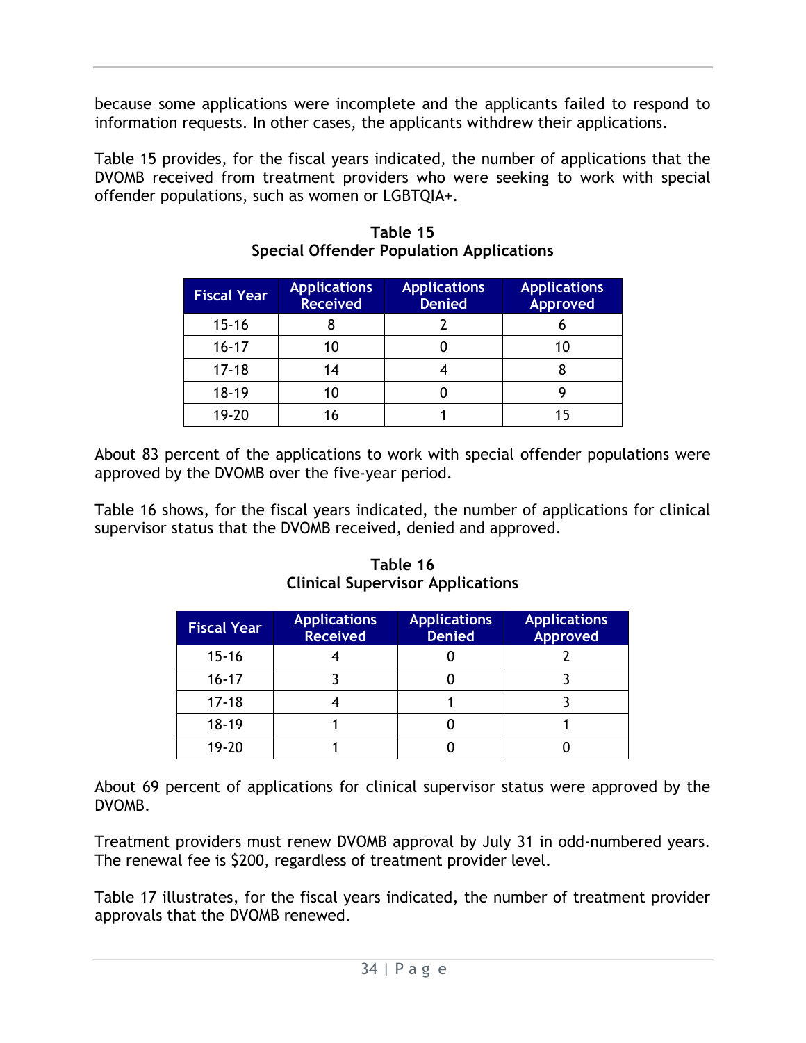because some applications were incomplete and the applicants failed to respond to information requests. In other cases, the applicants withdrew their applications.

Table 15 provides, for the fiscal years indicated, the number of applications that the DVOMB received from treatment providers who were seeking to work with special offender populations, such as women or LGBTQIA+.

**Table 15**
**Special Offender Population Applications**

| Fiscal Year | Applications Received | Applications Denied | Applications Approved |
|---|---|---|---|
| 15-16 | 8 | 2 | 6 |
| 16-17 | 10 | 0 | 10 |
| 17-18 | 14 | 4 | 8 |
| 18-19 | 10 | 0 | 9 |
| 19-20 | 16 | 1 | 15 |

About 83 percent of the applications to work with special offender populations were approved by the DVOMB over the five-year period.

Table 16 shows, for the fiscal years indicated, the number of applications for clinical supervisor status that the DVOMB received, denied and approved.

**Table 16**
**Clinical Supervisor Applications**

| Fiscal Year | Applications Received | Applications Denied | Applications Approved |
|---|---|---|---|
| 15-16 | 4 | 0 | 2 |
| 16-17 | 3 | 0 | 3 |
| 17-18 | 4 | 1 | 3 |
| 18-19 | 1 | 0 | 1 |
| 19-20 | 1 | 0 | 0 |

About 69 percent of applications for clinical supervisor status were approved by the DVOMB.

Treatment providers must renew DVOMB approval by July 31 in odd-numbered years. The renewal fee is $200, regardless of treatment provider level.

Table 17 illustrates, for the fiscal years indicated, the number of treatment provider approvals that the DVOMB renewed.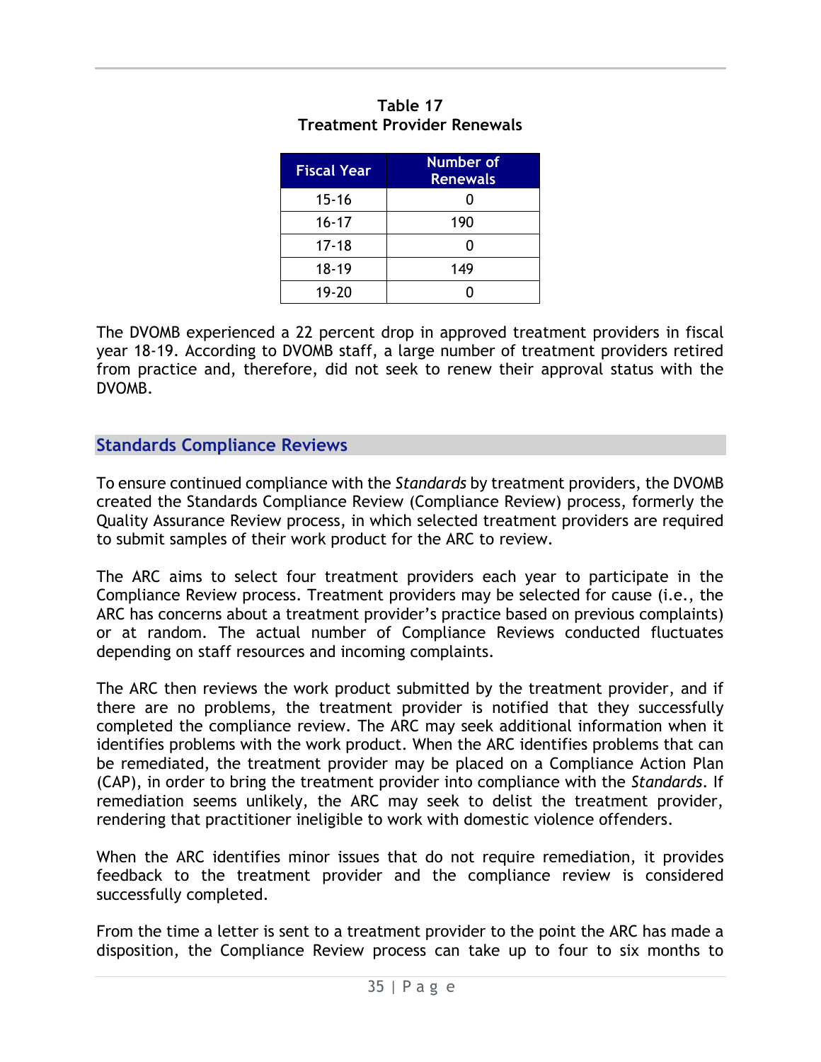**Table 17**
**Treatment Provider Renewals**

| Fiscal Year | Number of Renewals |
|---|---|
| 15-16 | 0 |
| 16-17 | 190 |
| 17-18 | 0 |
| 18-19 | 149 |
| 19-20 | 0 |

The DVOMB experienced a 22 percent drop in approved treatment providers in fiscal year 18-19. According to DVOMB staff, a large number of treatment providers retired from practice and, therefore, did not seek to renew their approval status with the DVOMB.

## Standards Compliance Reviews

To ensure continued compliance with the *Standards* by treatment providers, the DVOMB created the Standards Compliance Review (Compliance Review) process, formerly the Quality Assurance Review process, in which selected treatment providers are required to submit samples of their work product for the ARC to review.

The ARC aims to select four treatment providers each year to participate in the Compliance Review process. Treatment providers may be selected for cause (i.e., the ARC has concerns about a treatment provider's practice based on previous complaints) or at random. The actual number of Compliance Reviews conducted fluctuates depending on staff resources and incoming complaints.

The ARC then reviews the work product submitted by the treatment provider, and if there are no problems, the treatment provider is notified that they successfully completed the compliance review. The ARC may seek additional information when it identifies problems with the work product. When the ARC identifies problems that can be remediated, the treatment provider may be placed on a Compliance Action Plan (CAP), in order to bring the treatment provider into compliance with the *Standards*. If remediation seems unlikely, the ARC may seek to delist the treatment provider, rendering that practitioner ineligible to work with domestic violence offenders.

When the ARC identifies minor issues that do not require remediation, it provides feedback to the treatment provider and the compliance review is considered successfully completed.

From the time a letter is sent to a treatment provider to the point the ARC has made a disposition, the Compliance Review process can take up to four to six months to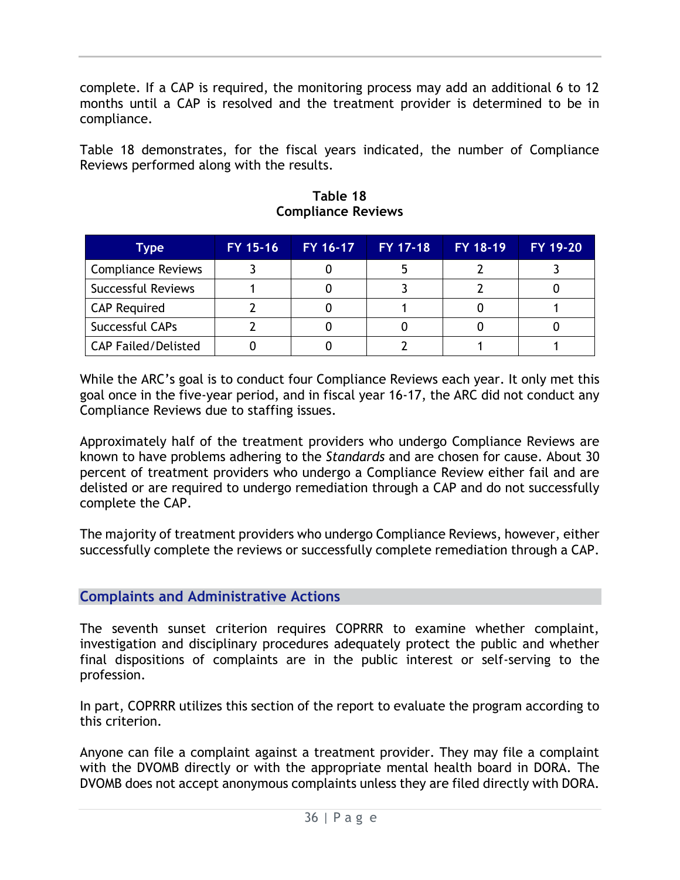complete. If a CAP is required, the monitoring process may add an additional 6 to 12 months until a CAP is resolved and the treatment provider is determined to be in compliance.

Table 18 demonstrates, for the fiscal years indicated, the number of Compliance Reviews performed along with the results.

**Table 18**
**Compliance Reviews**

| Type | FY 15-16 | FY 16-17 | FY 17-18 | FY 18-19 | FY 19-20 |
|---|---|---|---|---|---|
| Compliance Reviews | 3 | 0 | 5 | 2 | 3 |
| Successful Reviews | 1 | 0 | 3 | 2 | 0 |
| CAP Required | 2 | 0 | 1 | 0 | 1 |
| Successful CAPs | 2 | 0 | 0 | 0 | 0 |
| CAP Failed/Delisted | 0 | 0 | 2 | 1 | 1 |

While the ARC's goal is to conduct four Compliance Reviews each year. It only met this goal once in the five-year period, and in fiscal year 16-17, the ARC did not conduct any Compliance Reviews due to staffing issues.

Approximately half of the treatment providers who undergo Compliance Reviews are known to have problems adhering to the *Standards* and are chosen for cause. About 30 percent of treatment providers who undergo a Compliance Review either fail and are delisted or are required to undergo remediation through a CAP and do not successfully complete the CAP.

The majority of treatment providers who undergo Compliance Reviews, however, either successfully complete the reviews or successfully complete remediation through a CAP.

## Complaints and Administrative Actions

The seventh sunset criterion requires COPRRR to examine whether complaint, investigation and disciplinary procedures adequately protect the public and whether final dispositions of complaints are in the public interest or self-serving to the profession.

In part, COPRRR utilizes this section of the report to evaluate the program according to this criterion.

Anyone can file a complaint against a treatment provider. They may file a complaint with the DVOMB directly or with the appropriate mental health board in DORA. The DVOMB does not accept anonymous complaints unless they are filed directly with DORA.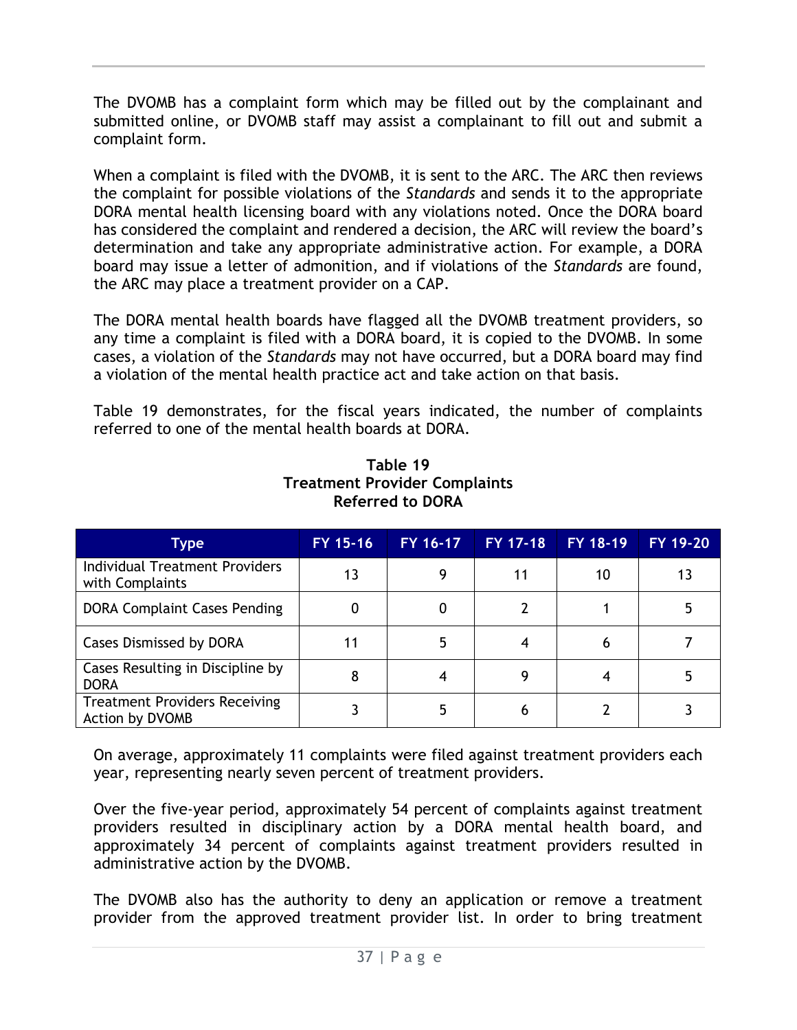The DVOMB has a complaint form which may be filled out by the complainant and submitted online, or DVOMB staff may assist a complainant to fill out and submit a complaint form.

When a complaint is filed with the DVOMB, it is sent to the ARC. The ARC then reviews the complaint for possible violations of the *Standards* and sends it to the appropriate DORA mental health licensing board with any violations noted. Once the DORA board has considered the complaint and rendered a decision, the ARC will review the board's determination and take any appropriate administrative action. For example, a DORA board may issue a letter of admonition, and if violations of the *Standards* are found, the ARC may place a treatment provider on a CAP.

The DORA mental health boards have flagged all the DVOMB treatment providers, so any time a complaint is filed with a DORA board, it is copied to the DVOMB. In some cases, a violation of the *Standards* may not have occurred, but a DORA board may find a violation of the mental health practice act and take action on that basis.

Table 19 demonstrates, for the fiscal years indicated, the number of complaints referred to one of the mental health boards at DORA.

**Table 19**
**Treatment Provider Complaints Referred to DORA**

| Type | FY 15-16 | FY 16-17 | FY 17-18 | FY 18-19 | FY 19-20 |
|---|---|---|---|---|---|
| Individual Treatment Providers with Complaints | 13 | 9 | 11 | 10 | 13 |
| DORA Complaint Cases Pending | 0 | 0 | 2 | 1 | 5 |
| Cases Dismissed by DORA | 11 | 5 | 4 | 6 | 7 |
| Cases Resulting in Discipline by DORA | 8 | 4 | 9 | 4 | 5 |
| Treatment Providers Receiving Action by DVOMB | 3 | 5 | 6 | 2 | 3 |

On average, approximately 11 complaints were filed against treatment providers each year, representing nearly seven percent of treatment providers.

Over the five-year period, approximately 54 percent of complaints against treatment providers resulted in disciplinary action by a DORA mental health board, and approximately 34 percent of complaints against treatment providers resulted in administrative action by the DVOMB.

The DVOMB also has the authority to deny an application or remove a treatment provider from the approved treatment provider list. In order to bring treatment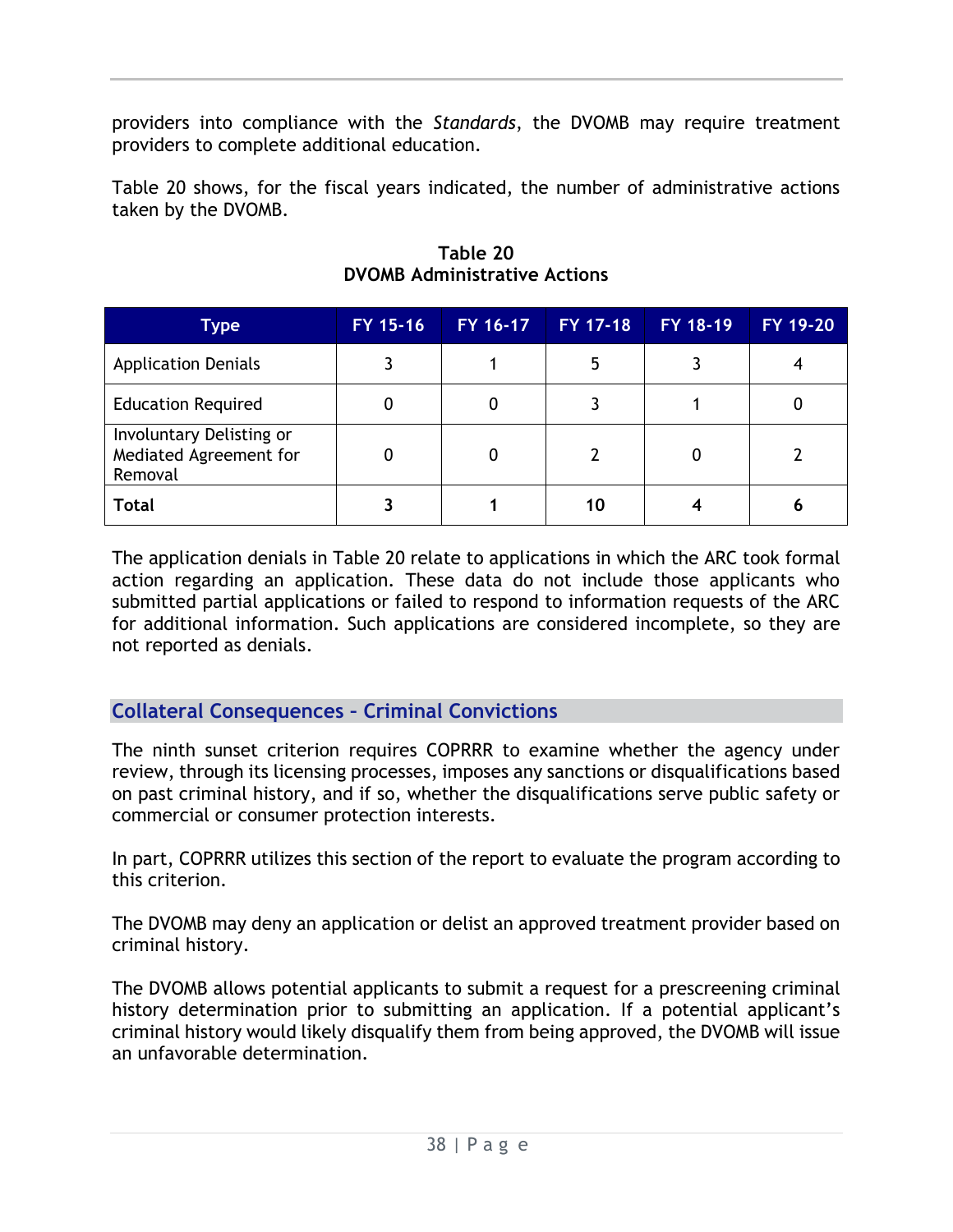providers into compliance with the *Standards*, the DVOMB may require treatment providers to complete additional education.

Table 20 shows, for the fiscal years indicated, the number of administrative actions taken by the DVOMB.

**Table 20**
**DVOMB Administrative Actions**

| Type | FY 15-16 | FY 16-17 | FY 17-18 | FY 18-19 | FY 19-20 |
|---|---|---|---|---|---|
| Application Denials | 3 | 1 | 5 | 3 | 4 |
| Education Required | 0 | 0 | 3 | 1 | 0 |
| Involuntary Delisting or Mediated Agreement for Removal | 0 | 0 | 2 | 0 | 2 |
| **Total** | **3** | **1** | **10** | **4** | **6** |

The application denials in Table 20 relate to applications in which the ARC took formal action regarding an application. These data do not include those applicants who submitted partial applications or failed to respond to information requests of the ARC for additional information. Such applications are considered incomplete, so they are not reported as denials.

## Collateral Consequences – Criminal Convictions

The ninth sunset criterion requires COPRRR to examine whether the agency under review, through its licensing processes, imposes any sanctions or disqualifications based on past criminal history, and if so, whether the disqualifications serve public safety or commercial or consumer protection interests.

In part, COPRRR utilizes this section of the report to evaluate the program according to this criterion.

The DVOMB may deny an application or delist an approved treatment provider based on criminal history.

The DVOMB allows potential applicants to submit a request for a prescreening criminal history determination prior to submitting an application. If a potential applicant's criminal history would likely disqualify them from being approved, the DVOMB will issue an unfavorable determination.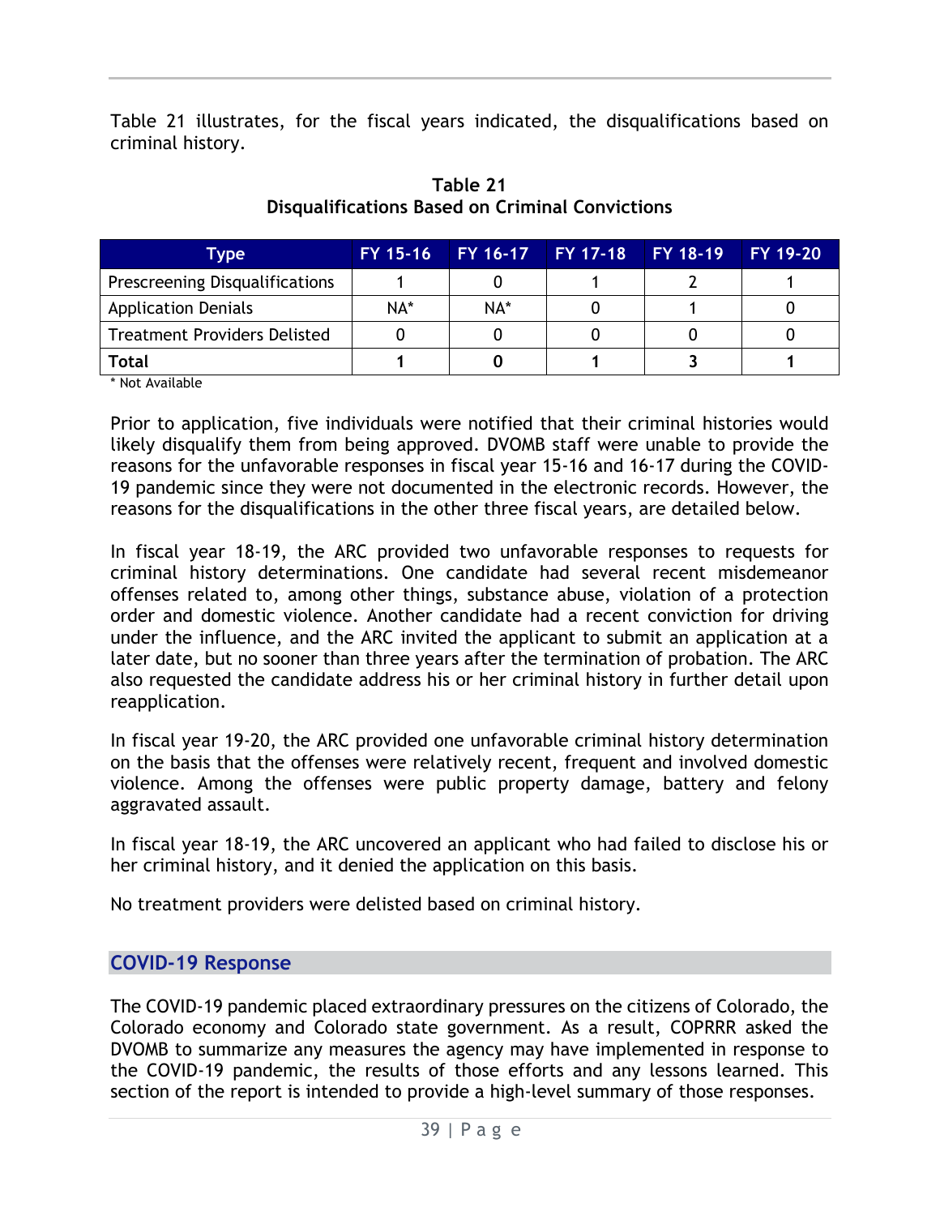Table 21 illustrates, for the fiscal years indicated, the disqualifications based on criminal history.

**Table 21**
**Disqualifications Based on Criminal Convictions**

| Type | FY 15-16 | FY 16-17 | FY 17-18 | FY 18-19 | FY 19-20 |
|---|---|---|---|---|---|
| Prescreening Disqualifications | 1 | 0 | 1 | 2 | 1 |
| Application Denials | NA* | NA* | 0 | 1 | 0 |
| Treatment Providers Delisted | 0 | 0 | 0 | 0 | 0 |
| **Total** | **1** | **0** | **1** | **3** | **1** |

* Not Available

Prior to application, five individuals were notified that their criminal histories would likely disqualify them from being approved. DVOMB staff were unable to provide the reasons for the unfavorable responses in fiscal year 15-16 and 16-17 during the COVID-19 pandemic since they were not documented in the electronic records. However, the reasons for the disqualifications in the other three fiscal years, are detailed below.

In fiscal year 18-19, the ARC provided two unfavorable responses to requests for criminal history determinations. One candidate had several recent misdemeanor offenses related to, among other things, substance abuse, violation of a protection order and domestic violence. Another candidate had a recent conviction for driving under the influence, and the ARC invited the applicant to submit an application at a later date, but no sooner than three years after the termination of probation. The ARC also requested the candidate address his or her criminal history in further detail upon reapplication.

In fiscal year 19-20, the ARC provided one unfavorable criminal history determination on the basis that the offenses were relatively recent, frequent and involved domestic violence. Among the offenses were public property damage, battery and felony aggravated assault.

In fiscal year 18-19, the ARC uncovered an applicant who had failed to disclose his or her criminal history, and it denied the application on this basis.

No treatment providers were delisted based on criminal history.

## COVID-19 Response

The COVID-19 pandemic placed extraordinary pressures on the citizens of Colorado, the Colorado economy and Colorado state government. As a result, COPRRR asked the DVOMB to summarize any measures the agency may have implemented in response to the COVID-19 pandemic, the results of those efforts and any lessons learned. This section of the report is intended to provide a high-level summary of those responses.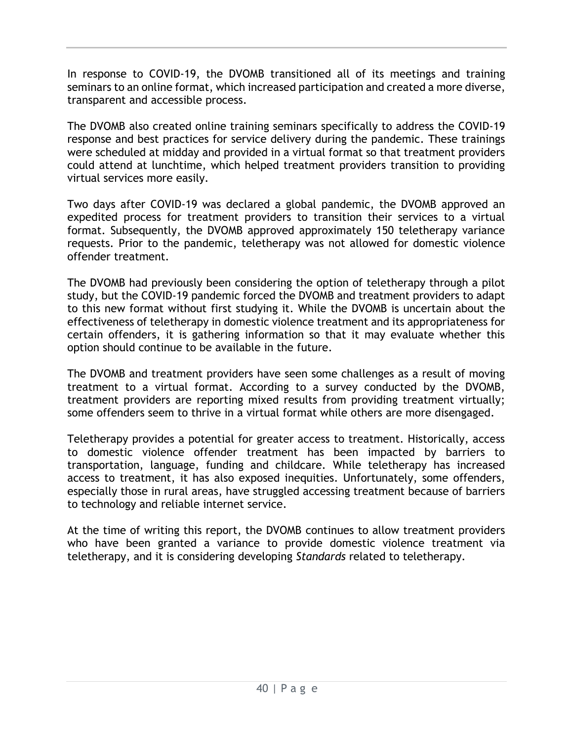In response to COVID-19, the DVOMB transitioned all of its meetings and training seminars to an online format, which increased participation and created a more diverse, transparent and accessible process.

The DVOMB also created online training seminars specifically to address the COVID-19 response and best practices for service delivery during the pandemic. These trainings were scheduled at midday and provided in a virtual format so that treatment providers could attend at lunchtime, which helped treatment providers transition to providing virtual services more easily.

Two days after COVID-19 was declared a global pandemic, the DVOMB approved an expedited process for treatment providers to transition their services to a virtual format. Subsequently, the DVOMB approved approximately 150 teletherapy variance requests. Prior to the pandemic, teletherapy was not allowed for domestic violence offender treatment.

The DVOMB had previously been considering the option of teletherapy through a pilot study, but the COVID-19 pandemic forced the DVOMB and treatment providers to adapt to this new format without first studying it. While the DVOMB is uncertain about the effectiveness of teletherapy in domestic violence treatment and its appropriateness for certain offenders, it is gathering information so that it may evaluate whether this option should continue to be available in the future.

The DVOMB and treatment providers have seen some challenges as a result of moving treatment to a virtual format. According to a survey conducted by the DVOMB, treatment providers are reporting mixed results from providing treatment virtually; some offenders seem to thrive in a virtual format while others are more disengaged.

Teletherapy provides a potential for greater access to treatment. Historically, access to domestic violence offender treatment has been impacted by barriers to transportation, language, funding and childcare. While teletherapy has increased access to treatment, it has also exposed inequities. Unfortunately, some offenders, especially those in rural areas, have struggled accessing treatment because of barriers to technology and reliable internet service.

At the time of writing this report, the DVOMB continues to allow treatment providers who have been granted a variance to provide domestic violence treatment via teletherapy, and it is considering developing *Standards* related to teletherapy.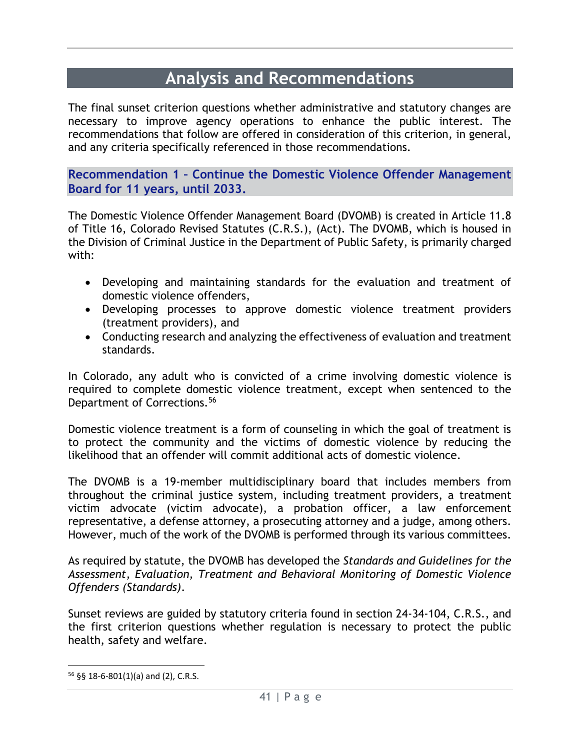# Analysis and Recommendations

The final sunset criterion questions whether administrative and statutory changes are necessary to improve agency operations to enhance the public interest. The recommendations that follow are offered in consideration of this criterion, in general, and any criteria specifically referenced in those recommendations.

## Recommendation 1 – Continue the Domestic Violence Offender Management Board for 11 years, until 2033.

The Domestic Violence Offender Management Board (DVOMB) is created in Article 11.8 of Title 16, Colorado Revised Statutes (C.R.S.), (Act). The DVOMB, which is housed in the Division of Criminal Justice in the Department of Public Safety, is primarily charged with:

- Developing and maintaining standards for the evaluation and treatment of domestic violence offenders,
- Developing processes to approve domestic violence treatment providers (treatment providers), and
- Conducting research and analyzing the effectiveness of evaluation and treatment standards.

In Colorado, any adult who is convicted of a crime involving domestic violence is required to complete domestic violence treatment, except when sentenced to the Department of Corrections.[56]

Domestic violence treatment is a form of counseling in which the goal of treatment is to protect the community and the victims of domestic violence by reducing the likelihood that an offender will commit additional acts of domestic violence.

The DVOMB is a 19-member multidisciplinary board that includes members from throughout the criminal justice system, including treatment providers, a treatment victim advocate (victim advocate), a probation officer, a law enforcement representative, a defense attorney, a prosecuting attorney and a judge, among others. However, much of the work of the DVOMB is performed through its various committees.

As required by statute, the DVOMB has developed the *Standards and Guidelines for the Assessment, Evaluation, Treatment and Behavioral Monitoring of Domestic Violence Offenders (Standards)*.

Sunset reviews are guided by statutory criteria found in section 24-34-104, C.R.S., and the first criterion questions whether regulation is necessary to protect the public health, safety and welfare.

---

[56] §§ 18-6-801(1)(a) and (2), C.R.S.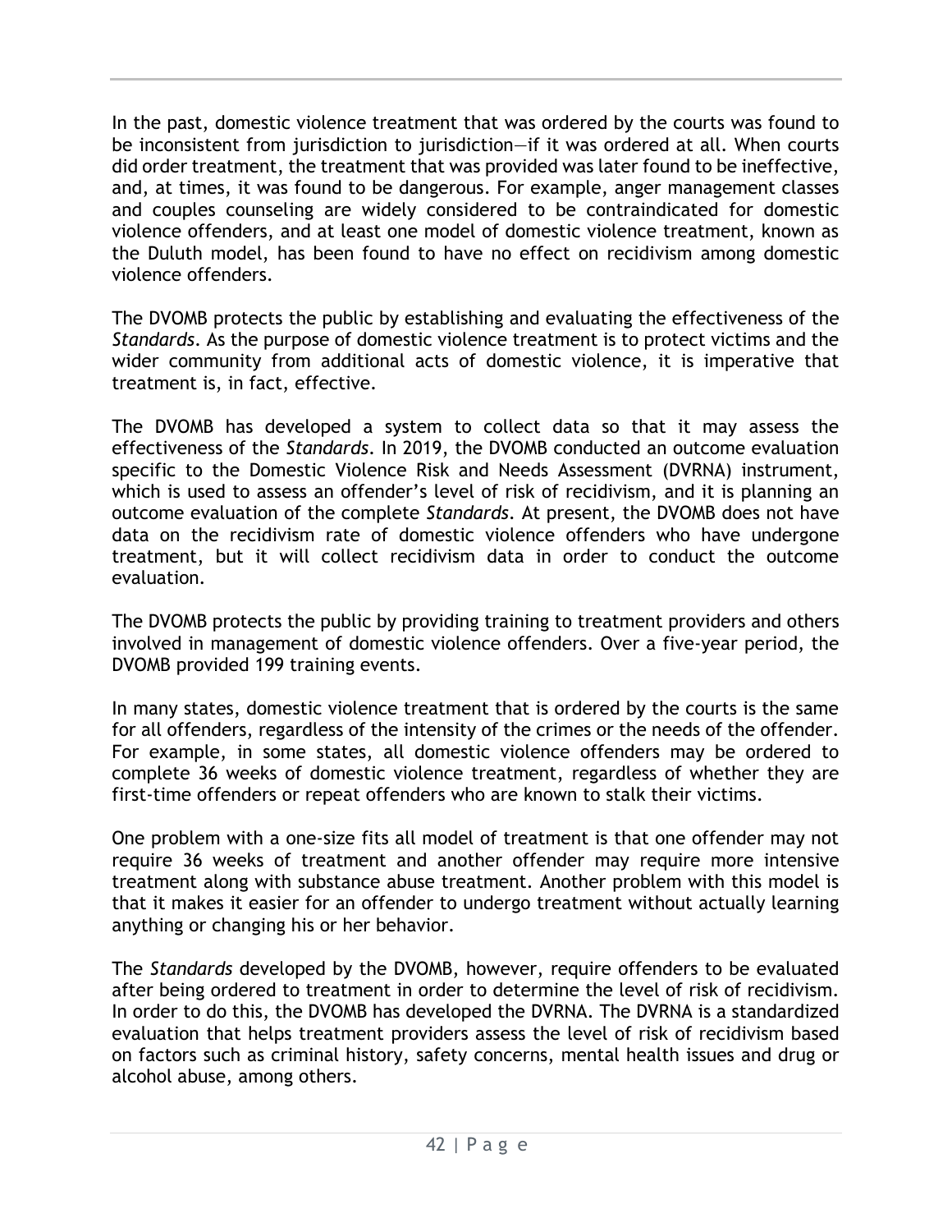In the past, domestic violence treatment that was ordered by the courts was found to be inconsistent from jurisdiction to jurisdiction—if it was ordered at all. When courts did order treatment, the treatment that was provided was later found to be ineffective, and, at times, it was found to be dangerous. For example, anger management classes and couples counseling are widely considered to be contraindicated for domestic violence offenders, and at least one model of domestic violence treatment, known as the Duluth model, has been found to have no effect on recidivism among domestic violence offenders.

The DVOMB protects the public by establishing and evaluating the effectiveness of the *Standards*. As the purpose of domestic violence treatment is to protect victims and the wider community from additional acts of domestic violence, it is imperative that treatment is, in fact, effective.

The DVOMB has developed a system to collect data so that it may assess the effectiveness of the *Standards*. In 2019, the DVOMB conducted an outcome evaluation specific to the Domestic Violence Risk and Needs Assessment (DVRNA) instrument, which is used to assess an offender's level of risk of recidivism, and it is planning an outcome evaluation of the complete *Standards*. At present, the DVOMB does not have data on the recidivism rate of domestic violence offenders who have undergone treatment, but it will collect recidivism data in order to conduct the outcome evaluation.

The DVOMB protects the public by providing training to treatment providers and others involved in management of domestic violence offenders. Over a five-year period, the DVOMB provided 199 training events.

In many states, domestic violence treatment that is ordered by the courts is the same for all offenders, regardless of the intensity of the crimes or the needs of the offender. For example, in some states, all domestic violence offenders may be ordered to complete 36 weeks of domestic violence treatment, regardless of whether they are first-time offenders or repeat offenders who are known to stalk their victims.

One problem with a one-size fits all model of treatment is that one offender may not require 36 weeks of treatment and another offender may require more intensive treatment along with substance abuse treatment. Another problem with this model is that it makes it easier for an offender to undergo treatment without actually learning anything or changing his or her behavior.

The *Standards* developed by the DVOMB, however, require offenders to be evaluated after being ordered to treatment in order to determine the level of risk of recidivism. In order to do this, the DVOMB has developed the DVRNA. The DVRNA is a standardized evaluation that helps treatment providers assess the level of risk of recidivism based on factors such as criminal history, safety concerns, mental health issues and drug or alcohol abuse, among others.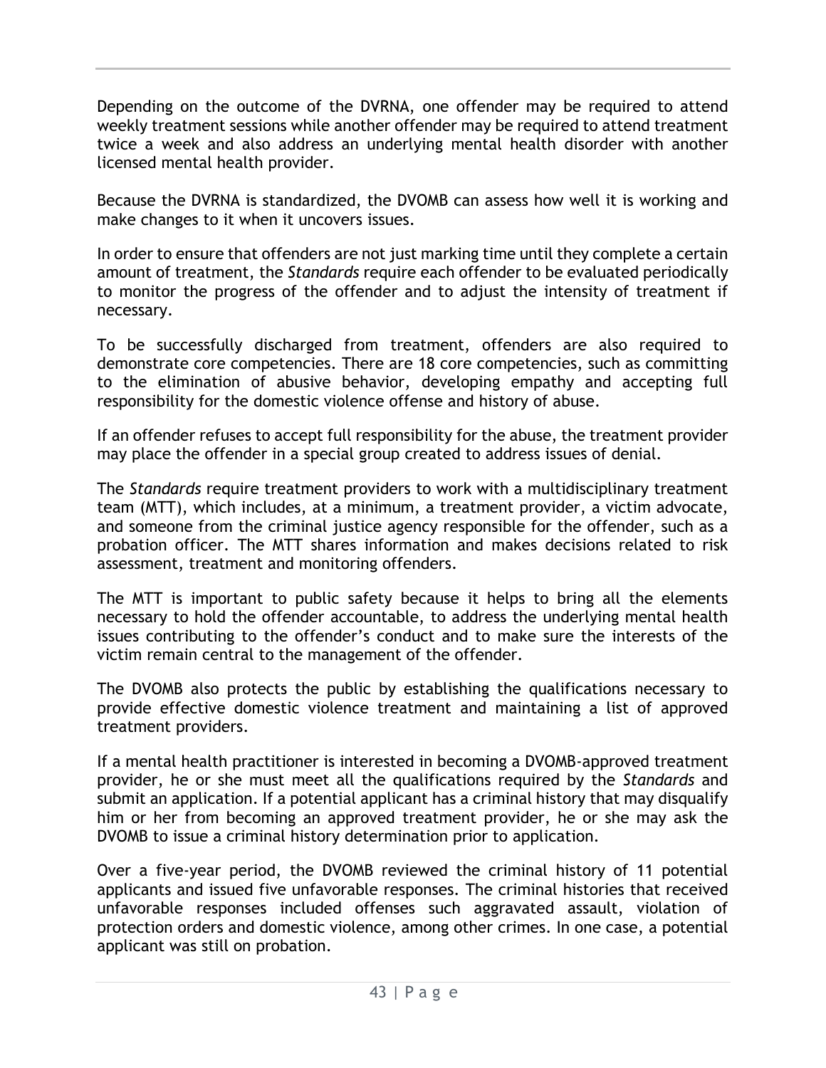Depending on the outcome of the DVRNA, one offender may be required to attend weekly treatment sessions while another offender may be required to attend treatment twice a week and also address an underlying mental health disorder with another licensed mental health provider.

Because the DVRNA is standardized, the DVOMB can assess how well it is working and make changes to it when it uncovers issues.

In order to ensure that offenders are not just marking time until they complete a certain amount of treatment, the *Standards* require each offender to be evaluated periodically to monitor the progress of the offender and to adjust the intensity of treatment if necessary.

To be successfully discharged from treatment, offenders are also required to demonstrate core competencies. There are 18 core competencies, such as committing to the elimination of abusive behavior, developing empathy and accepting full responsibility for the domestic violence offense and history of abuse.

If an offender refuses to accept full responsibility for the abuse, the treatment provider may place the offender in a special group created to address issues of denial.

The *Standards* require treatment providers to work with a multidisciplinary treatment team (MTT), which includes, at a minimum, a treatment provider, a victim advocate, and someone from the criminal justice agency responsible for the offender, such as a probation officer. The MTT shares information and makes decisions related to risk assessment, treatment and monitoring offenders.

The MTT is important to public safety because it helps to bring all the elements necessary to hold the offender accountable, to address the underlying mental health issues contributing to the offender's conduct and to make sure the interests of the victim remain central to the management of the offender.

The DVOMB also protects the public by establishing the qualifications necessary to provide effective domestic violence treatment and maintaining a list of approved treatment providers.

If a mental health practitioner is interested in becoming a DVOMB-approved treatment provider, he or she must meet all the qualifications required by the *Standards* and submit an application. If a potential applicant has a criminal history that may disqualify him or her from becoming an approved treatment provider, he or she may ask the DVOMB to issue a criminal history determination prior to application.

Over a five-year period, the DVOMB reviewed the criminal history of 11 potential applicants and issued five unfavorable responses. The criminal histories that received unfavorable responses included offenses such aggravated assault, violation of protection orders and domestic violence, among other crimes. In one case, a potential applicant was still on probation.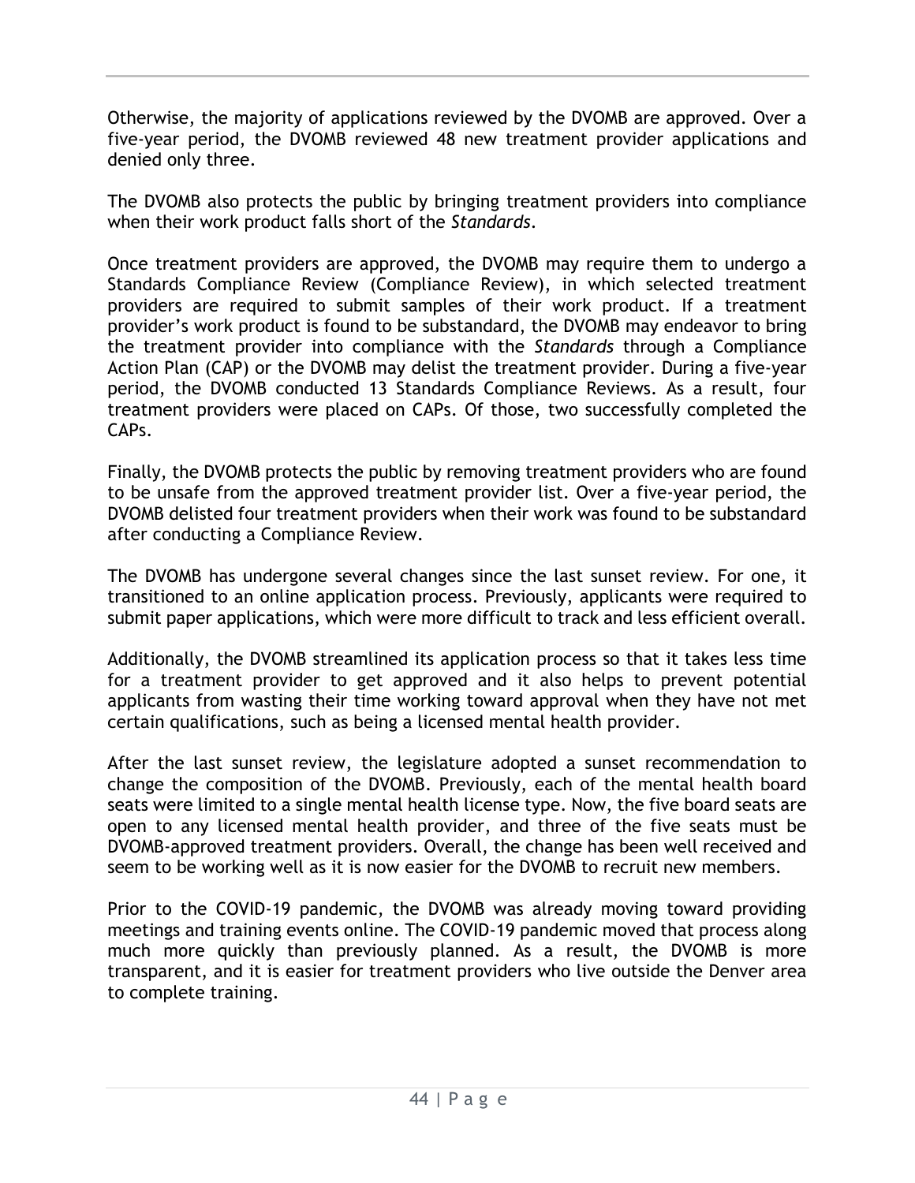Otherwise, the majority of applications reviewed by the DVOMB are approved. Over a five-year period, the DVOMB reviewed 48 new treatment provider applications and denied only three.

The DVOMB also protects the public by bringing treatment providers into compliance when their work product falls short of the *Standards*.

Once treatment providers are approved, the DVOMB may require them to undergo a Standards Compliance Review (Compliance Review), in which selected treatment providers are required to submit samples of their work product. If a treatment provider's work product is found to be substandard, the DVOMB may endeavor to bring the treatment provider into compliance with the *Standards* through a Compliance Action Plan (CAP) or the DVOMB may delist the treatment provider. During a five-year period, the DVOMB conducted 13 Standards Compliance Reviews. As a result, four treatment providers were placed on CAPs. Of those, two successfully completed the CAPs.

Finally, the DVOMB protects the public by removing treatment providers who are found to be unsafe from the approved treatment provider list. Over a five-year period, the DVOMB delisted four treatment providers when their work was found to be substandard after conducting a Compliance Review.

The DVOMB has undergone several changes since the last sunset review. For one, it transitioned to an online application process. Previously, applicants were required to submit paper applications, which were more difficult to track and less efficient overall.

Additionally, the DVOMB streamlined its application process so that it takes less time for a treatment provider to get approved and it also helps to prevent potential applicants from wasting their time working toward approval when they have not met certain qualifications, such as being a licensed mental health provider.

After the last sunset review, the legislature adopted a sunset recommendation to change the composition of the DVOMB. Previously, each of the mental health board seats were limited to a single mental health license type. Now, the five board seats are open to any licensed mental health provider, and three of the five seats must be DVOMB-approved treatment providers. Overall, the change has been well received and seem to be working well as it is now easier for the DVOMB to recruit new members.

Prior to the COVID-19 pandemic, the DVOMB was already moving toward providing meetings and training events online. The COVID-19 pandemic moved that process along much more quickly than previously planned. As a result, the DVOMB is more transparent, and it is easier for treatment providers who live outside the Denver area to complete training.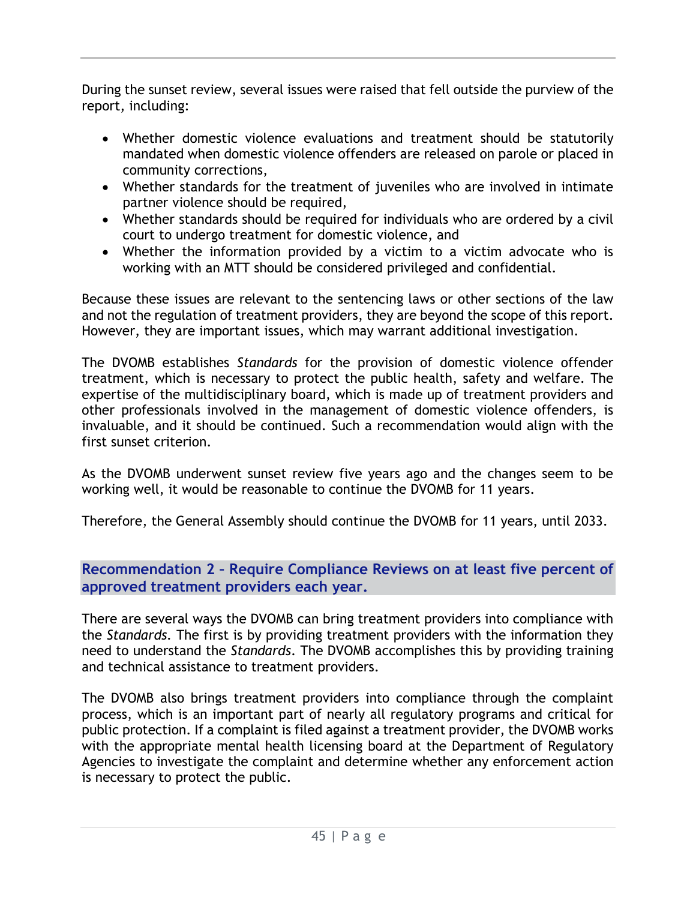During the sunset review, several issues were raised that fell outside the purview of the report, including:

- Whether domestic violence evaluations and treatment should be statutorily mandated when domestic violence offenders are released on parole or placed in community corrections,
- Whether standards for the treatment of juveniles who are involved in intimate partner violence should be required,
- Whether standards should be required for individuals who are ordered by a civil court to undergo treatment for domestic violence, and
- Whether the information provided by a victim to a victim advocate who is working with an MTT should be considered privileged and confidential.

Because these issues are relevant to the sentencing laws or other sections of the law and not the regulation of treatment providers, they are beyond the scope of this report. However, they are important issues, which may warrant additional investigation.

The DVOMB establishes *Standards* for the provision of domestic violence offender treatment, which is necessary to protect the public health, safety and welfare. The expertise of the multidisciplinary board, which is made up of treatment providers and other professionals involved in the management of domestic violence offenders, is invaluable, and it should be continued. Such a recommendation would align with the first sunset criterion.

As the DVOMB underwent sunset review five years ago and the changes seem to be working well, it would be reasonable to continue the DVOMB for 11 years.

Therefore, the General Assembly should continue the DVOMB for 11 years, until 2033.

## Recommendation 2 – Require Compliance Reviews on at least five percent of approved treatment providers each year.

There are several ways the DVOMB can bring treatment providers into compliance with the *Standards*. The first is by providing treatment providers with the information they need to understand the *Standards*. The DVOMB accomplishes this by providing training and technical assistance to treatment providers.

The DVOMB also brings treatment providers into compliance through the complaint process, which is an important part of nearly all regulatory programs and critical for public protection. If a complaint is filed against a treatment provider, the DVOMB works with the appropriate mental health licensing board at the Department of Regulatory Agencies to investigate the complaint and determine whether any enforcement action is necessary to protect the public.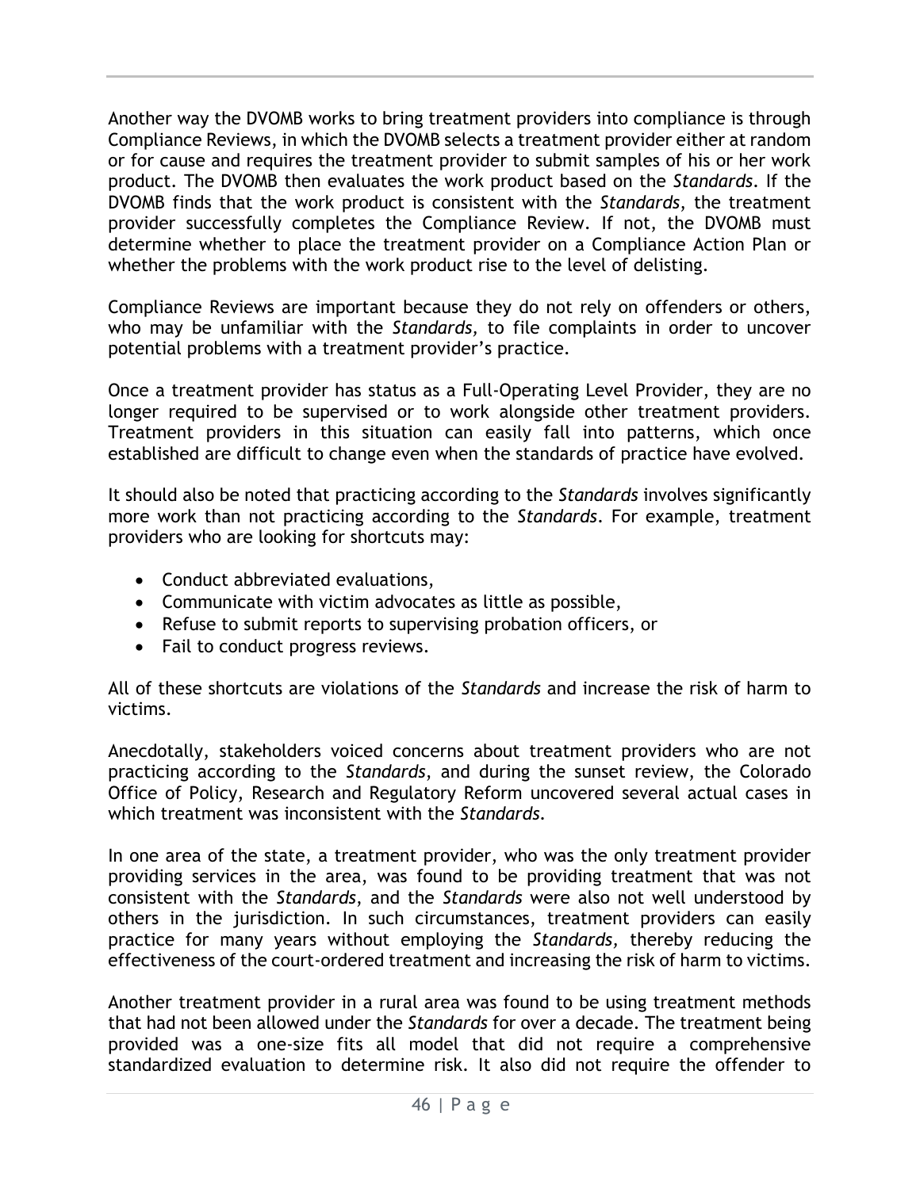Another way the DVOMB works to bring treatment providers into compliance is through Compliance Reviews, in which the DVOMB selects a treatment provider either at random or for cause and requires the treatment provider to submit samples of his or her work product. The DVOMB then evaluates the work product based on the *Standards*. If the DVOMB finds that the work product is consistent with the *Standards*, the treatment provider successfully completes the Compliance Review. If not, the DVOMB must determine whether to place the treatment provider on a Compliance Action Plan or whether the problems with the work product rise to the level of delisting.

Compliance Reviews are important because they do not rely on offenders or others, who may be unfamiliar with the *Standards,* to file complaints in order to uncover potential problems with a treatment provider's practice.

Once a treatment provider has status as a Full-Operating Level Provider, they are no longer required to be supervised or to work alongside other treatment providers. Treatment providers in this situation can easily fall into patterns, which once established are difficult to change even when the standards of practice have evolved.

It should also be noted that practicing according to the *Standards* involves significantly more work than not practicing according to the *Standards*. For example, treatment providers who are looking for shortcuts may:

- Conduct abbreviated evaluations,
- Communicate with victim advocates as little as possible,
- Refuse to submit reports to supervising probation officers, or
- Fail to conduct progress reviews.

All of these shortcuts are violations of the *Standards* and increase the risk of harm to victims.

Anecdotally, stakeholders voiced concerns about treatment providers who are not practicing according to the *Standards*, and during the sunset review, the Colorado Office of Policy, Research and Regulatory Reform uncovered several actual cases in which treatment was inconsistent with the *Standards*.

In one area of the state, a treatment provider, who was the only treatment provider providing services in the area, was found to be providing treatment that was not consistent with the *Standards*, and the *Standards* were also not well understood by others in the jurisdiction. In such circumstances, treatment providers can easily practice for many years without employing the *Standards,* thereby reducing the effectiveness of the court-ordered treatment and increasing the risk of harm to victims.

Another treatment provider in a rural area was found to be using treatment methods that had not been allowed under the *Standards* for over a decade. The treatment being provided was a one-size fits all model that did not require a comprehensive standardized evaluation to determine risk. It also did not require the offender to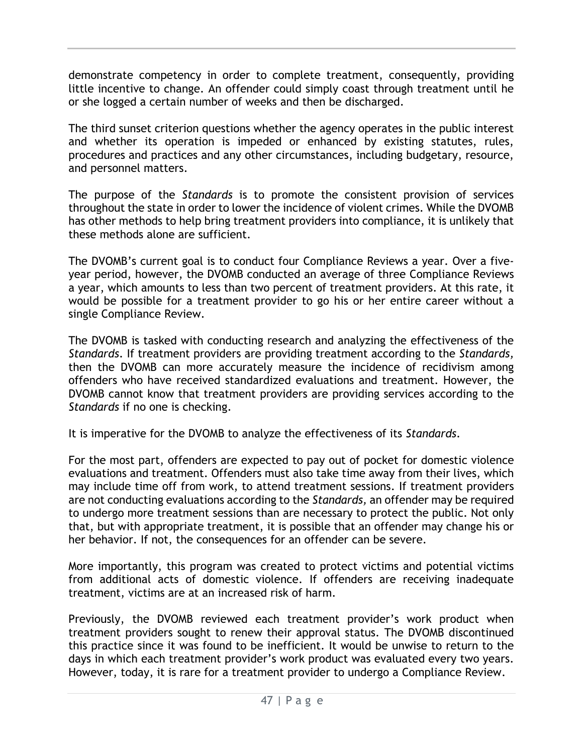demonstrate competency in order to complete treatment, consequently, providing little incentive to change. An offender could simply coast through treatment until he or she logged a certain number of weeks and then be discharged.

The third sunset criterion questions whether the agency operates in the public interest and whether its operation is impeded or enhanced by existing statutes, rules, procedures and practices and any other circumstances, including budgetary, resource, and personnel matters.

The purpose of the *Standards* is to promote the consistent provision of services throughout the state in order to lower the incidence of violent crimes. While the DVOMB has other methods to help bring treatment providers into compliance, it is unlikely that these methods alone are sufficient.

The DVOMB's current goal is to conduct four Compliance Reviews a year. Over a five-year period, however, the DVOMB conducted an average of three Compliance Reviews a year, which amounts to less than two percent of treatment providers. At this rate, it would be possible for a treatment provider to go his or her entire career without a single Compliance Review.

The DVOMB is tasked with conducting research and analyzing the effectiveness of the *Standards*. If treatment providers are providing treatment according to the *Standards,* then the DVOMB can more accurately measure the incidence of recidivism among offenders who have received standardized evaluations and treatment. However, the DVOMB cannot know that treatment providers are providing services according to the *Standards* if no one is checking.

It is imperative for the DVOMB to analyze the effectiveness of its *Standards*.

For the most part, offenders are expected to pay out of pocket for domestic violence evaluations and treatment. Offenders must also take time away from their lives, which may include time off from work, to attend treatment sessions. If treatment providers are not conducting evaluations according to the *Standards,* an offender may be required to undergo more treatment sessions than are necessary to protect the public. Not only that, but with appropriate treatment, it is possible that an offender may change his or her behavior. If not, the consequences for an offender can be severe.

More importantly, this program was created to protect victims and potential victims from additional acts of domestic violence. If offenders are receiving inadequate treatment, victims are at an increased risk of harm.

Previously, the DVOMB reviewed each treatment provider's work product when treatment providers sought to renew their approval status. The DVOMB discontinued this practice since it was found to be inefficient. It would be unwise to return to the days in which each treatment provider's work product was evaluated every two years. However, today, it is rare for a treatment provider to undergo a Compliance Review.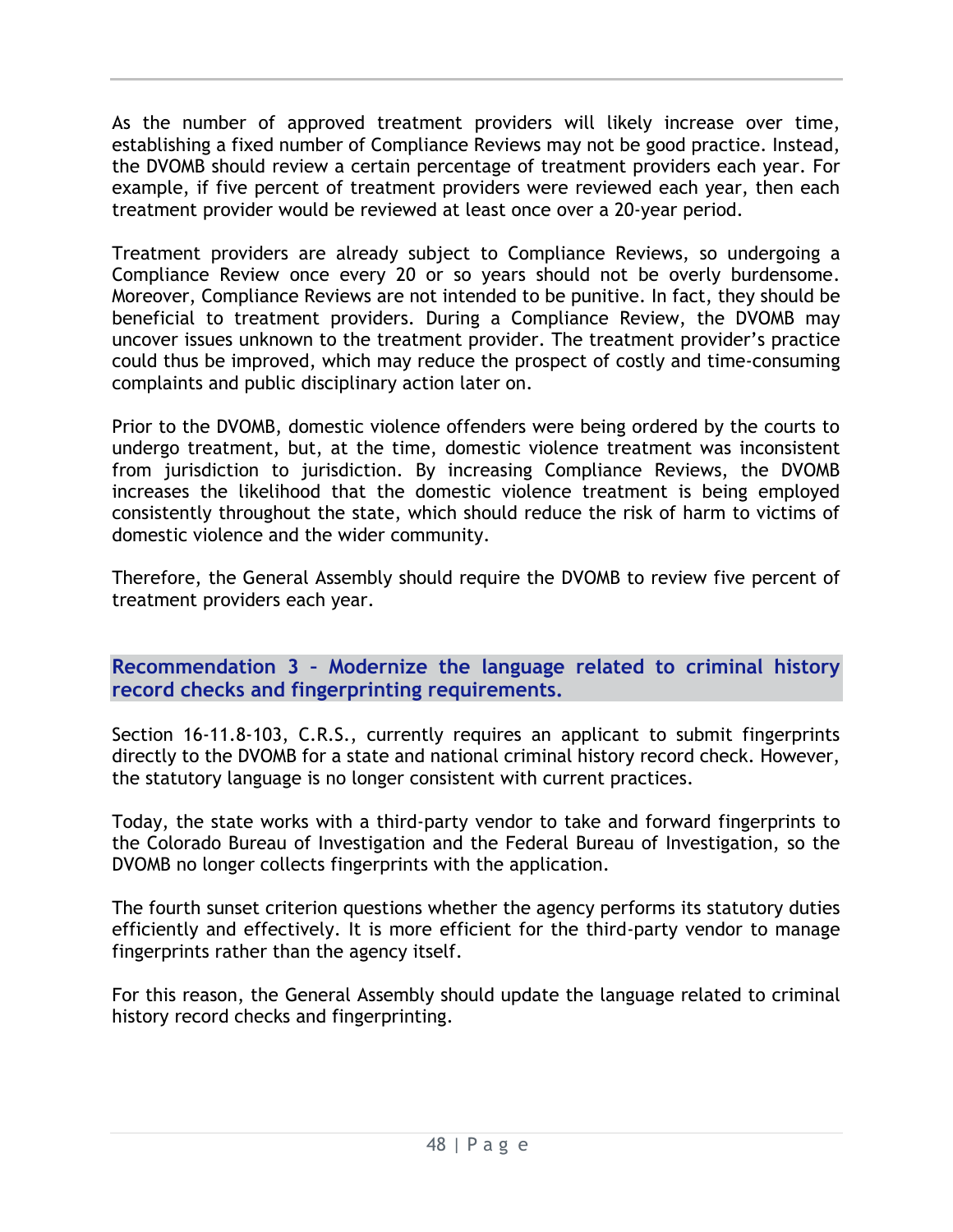As the number of approved treatment providers will likely increase over time, establishing a fixed number of Compliance Reviews may not be good practice. Instead, the DVOMB should review a certain percentage of treatment providers each year. For example, if five percent of treatment providers were reviewed each year, then each treatment provider would be reviewed at least once over a 20-year period.

Treatment providers are already subject to Compliance Reviews, so undergoing a Compliance Review once every 20 or so years should not be overly burdensome. Moreover, Compliance Reviews are not intended to be punitive. In fact, they should be beneficial to treatment providers. During a Compliance Review, the DVOMB may uncover issues unknown to the treatment provider. The treatment provider's practice could thus be improved, which may reduce the prospect of costly and time-consuming complaints and public disciplinary action later on.

Prior to the DVOMB, domestic violence offenders were being ordered by the courts to undergo treatment, but, at the time, domestic violence treatment was inconsistent from jurisdiction to jurisdiction. By increasing Compliance Reviews, the DVOMB increases the likelihood that the domestic violence treatment is being employed consistently throughout the state, which should reduce the risk of harm to victims of domestic violence and the wider community.

Therefore, the General Assembly should require the DVOMB to review five percent of treatment providers each year.

## Recommendation 3 – Modernize the language related to criminal history record checks and fingerprinting requirements.

Section 16-11.8-103, C.R.S., currently requires an applicant to submit fingerprints directly to the DVOMB for a state and national criminal history record check. However, the statutory language is no longer consistent with current practices.

Today, the state works with a third-party vendor to take and forward fingerprints to the Colorado Bureau of Investigation and the Federal Bureau of Investigation, so the DVOMB no longer collects fingerprints with the application.

The fourth sunset criterion questions whether the agency performs its statutory duties efficiently and effectively. It is more efficient for the third-party vendor to manage fingerprints rather than the agency itself.

For this reason, the General Assembly should update the language related to criminal history record checks and fingerprinting.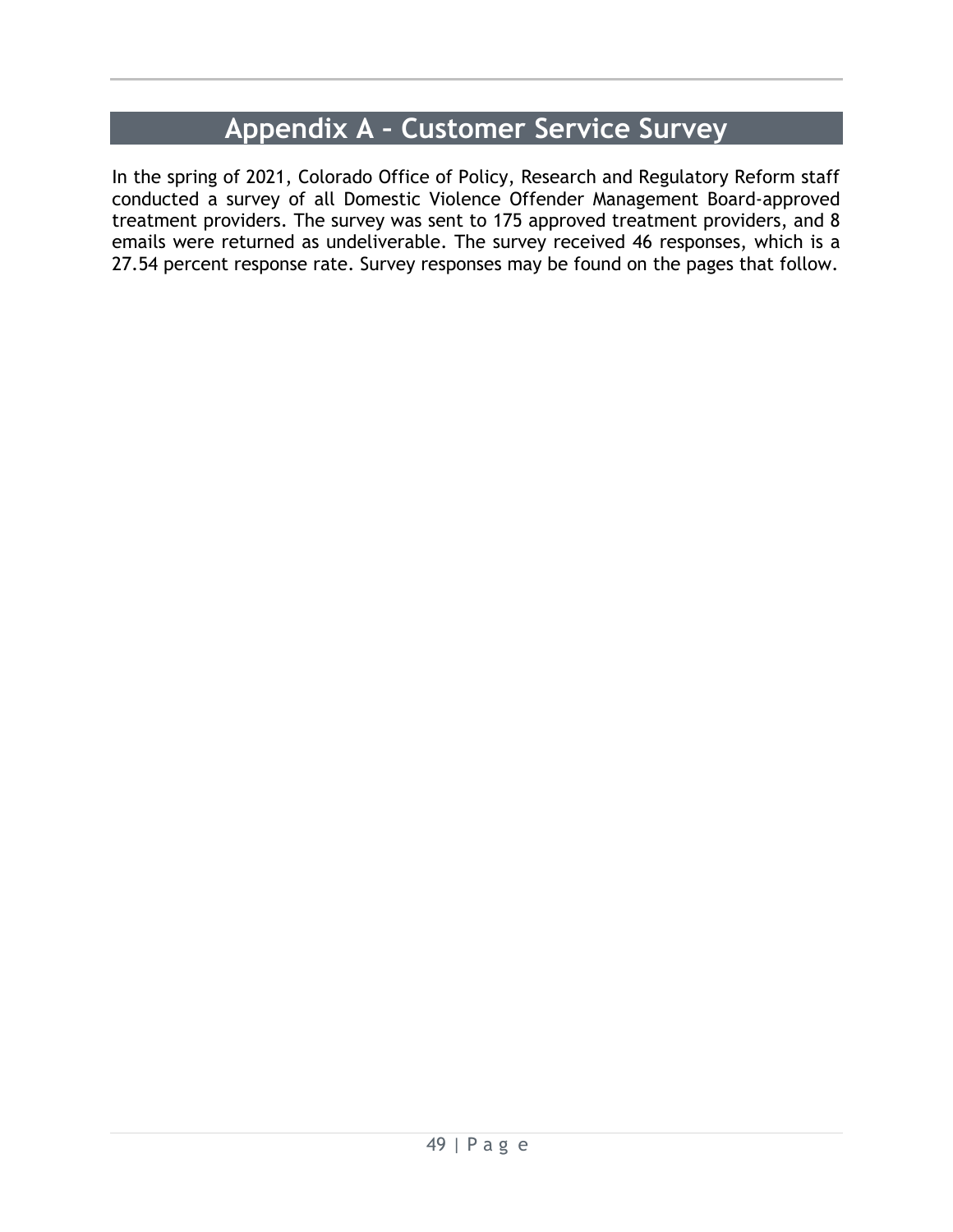# Appendix A – Customer Service Survey

In the spring of 2021, Colorado Office of Policy, Research and Regulatory Reform staff conducted a survey of all Domestic Violence Offender Management Board-approved treatment providers. The survey was sent to 175 approved treatment providers, and 8 emails were returned as undeliverable. The survey received 46 responses, which is a 27.54 percent response rate. Survey responses may be found on the pages that follow.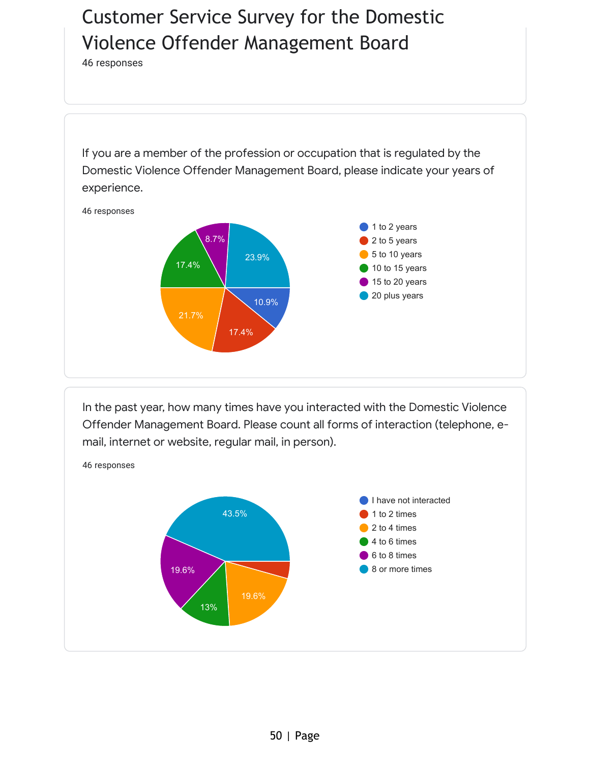# Customer Service Survey for the Domestic Violence Offender Management Board

46 responses

If you are a member of the profession or occupation that is regulated by the Domestic Violence Offender Management Board, please indicate your years of experience.

46 responses

| Years of experience | Percentage |
|---|---|
| 1 to 2 years | 10.9% |
| 2 to 5 years | 17.4% |
| 5 to 10 years | 21.7% |
| 10 to 15 years | 17.4% |
| 15 to 20 years | 8.7% |
| 20 plus years | 23.9% |

In the past year, how many times have you interacted with the Domestic Violence Offender Management Board. Please count all forms of interaction (telephone, e-mail, internet or website, regular mail, in person).

46 responses

| Number of interactions | Percentage |
|---|---|
| I have not interacted | |
| 1 to 2 times | |
| 2 to 4 times | 19.6% |
| 4 to 6 times | 13% |
| 6 to 8 times | 19.6% |
| 8 or more times | 43.5% |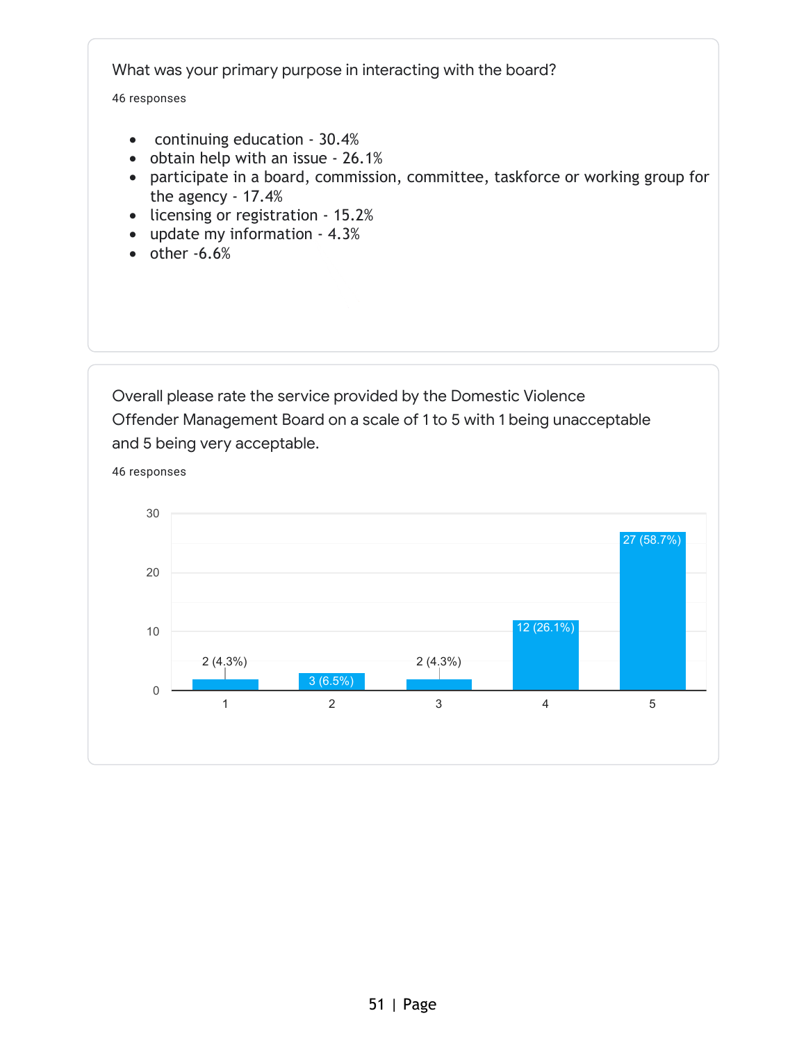What was your primary purpose in interacting with the board?

46 responses

- continuing education - 30.4%
- obtain help with an issue - 26.1%
- participate in a board, commission, committee, taskforce or working group for the agency - 17.4%
- licensing or registration - 15.2%
- update my information - 4.3%
- other -6.6%

Overall please rate the service provided by the Domestic Violence Offender Management Board on a scale of 1 to 5 with 1 being unacceptable and 5 being very acceptable.

46 responses

| Rating | Responses |
| --- | --- |
| 1 | 2 (4.3%) |
| 2 | 3 (6.5%) |
| 3 | 2 (4.3%) |
| 4 | 12 (26.1%) |
| 5 | 27 (58.7%) |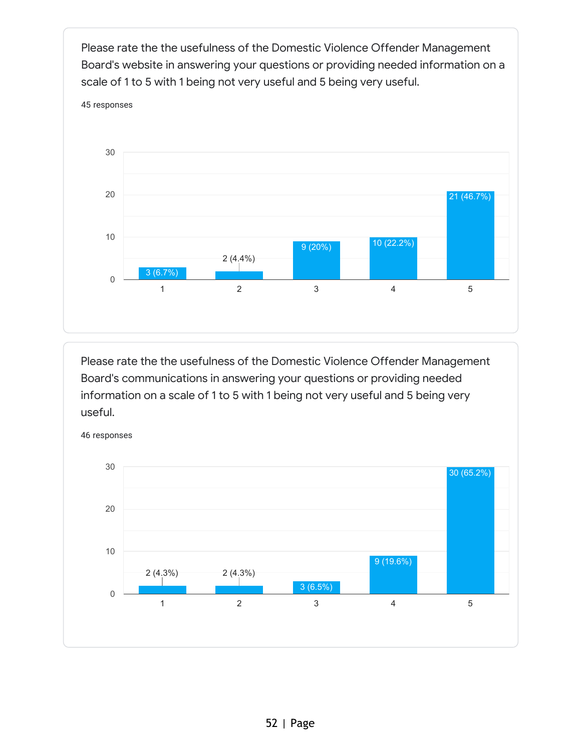Please rate the the usefulness of the Domestic Violence Offender Management Board's website in answering your questions or providing needed information on a scale of 1 to 5 with 1 being not very useful and 5 being very useful.

45 responses

| Rating | Responses |
|---|---|
| 1 | 3 (6.7%) |
| 2 | 2 (4.4%) |
| 3 | 9 (20%) |
| 4 | 10 (22.2%) |
| 5 | 21 (46.7%) |

Please rate the the usefulness of the Domestic Violence Offender Management Board's communications in answering your questions or providing needed information on a scale of 1 to 5 with 1 being not very useful and 5 being very useful.

46 responses

| Rating | Responses |
|---|---|
| 1 | 2 (4.3%) |
| 2 | 2 (4.3%) |
| 3 | 3 (6.5%) |
| 4 | 9 (19.6%) |
| 5 | 30 (65.2%) |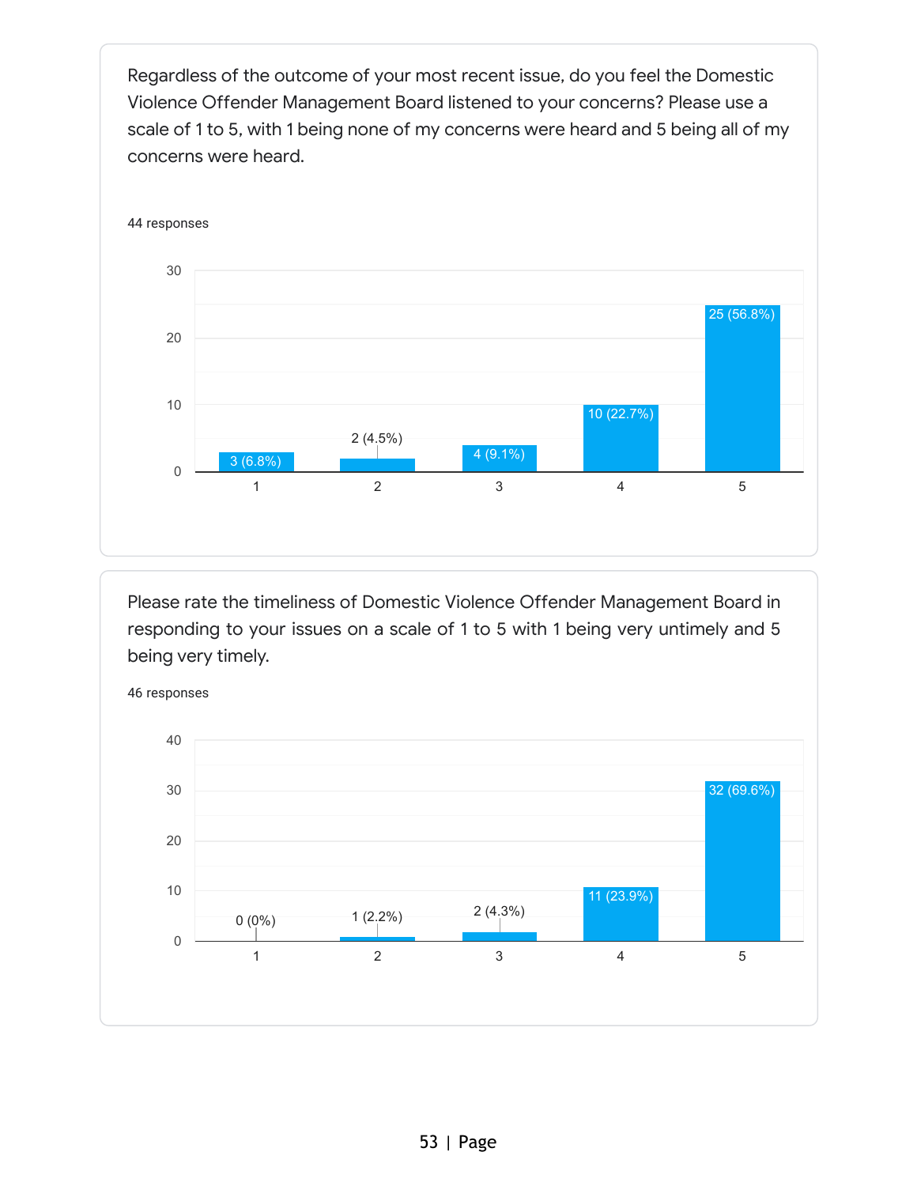Regardless of the outcome of your most recent issue, do you feel the Domestic Violence Offender Management Board listened to your concerns? Please use a scale of 1 to 5, with 1 being none of my concerns were heard and 5 being all of my concerns were heard.

44 responses

| Rating | Responses |
|---|---|
| 1 | 3 (6.8%) |
| 2 | 2 (4.5%) |
| 3 | 4 (9.1%) |
| 4 | 10 (22.7%) |
| 5 | 25 (56.8%) |

Please rate the timeliness of Domestic Violence Offender Management Board in responding to your issues on a scale of 1 to 5 with 1 being very untimely and 5 being very timely.

46 responses

| Rating | Responses |
|---|---|
| 1 | 0 (0%) |
| 2 | 1 (2.2%) |
| 3 | 2 (4.3%) |
| 4 | 11 (23.9%) |
| 5 | 32 (69.6%) |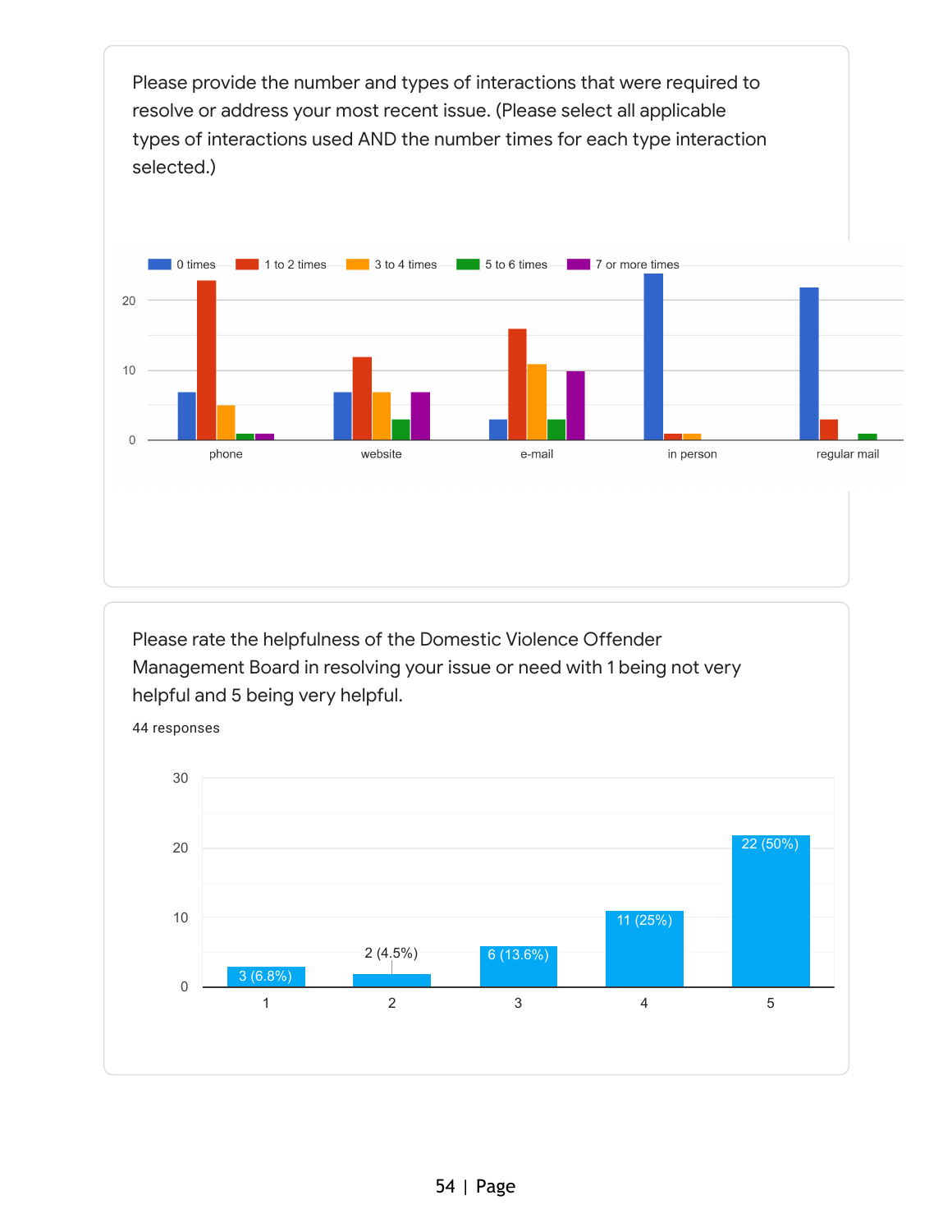Please provide the number and types of interactions that were required to resolve or address your most recent issue. (Please select all applicable types of interactions used AND the number times for each type interaction selected.)

| | 0 times | 1 to 2 times | 3 to 4 times | 5 to 6 times | 7 or more times |
|---|---|---|---|---|---|
| phone | 7 | 23 | 5 | 1 | 1 |
| website | 7 | 12 | 7 | 3 | 7 |
| e-mail | 3 | 16 | 11 | 3 | 10 |
| in person | 24 | 1 | 1 | | |
| regular mail | 22 | 3 | | 1 | |

Please rate the helpfulness of the Domestic Violence Offender Management Board in resolving your issue or need with 1 being not very helpful and 5 being very helpful.

44 responses

| Rating | Responses |
|---|---|
| 1 | 3 (6.8%) |
| 2 | 2 (4.5%) |
| 3 | 6 (13.6%) |
| 4 | 11 (25%) |
| 5 | 22 (50%) |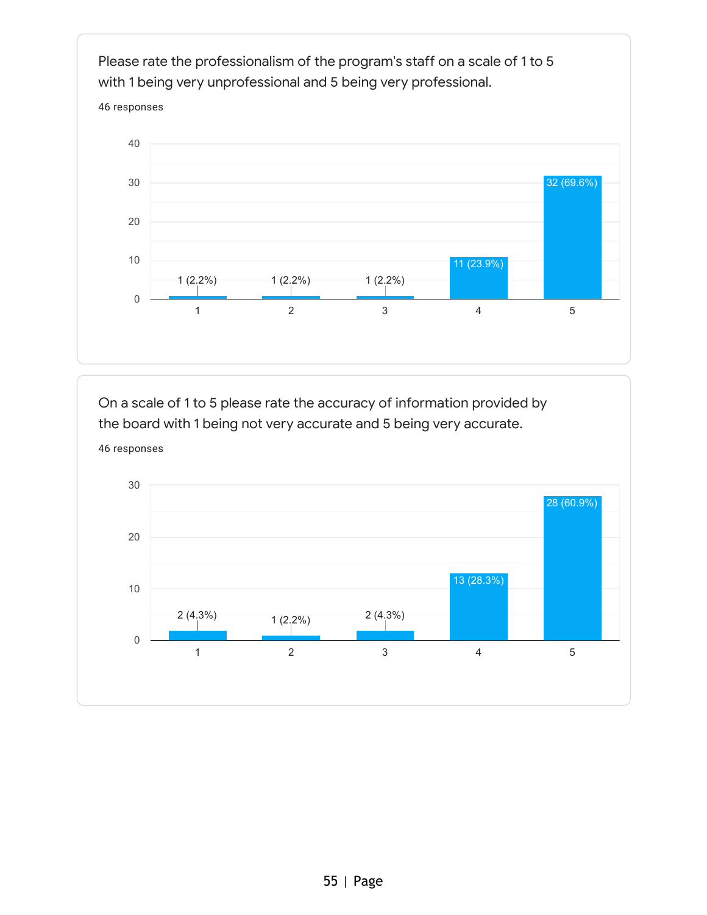Please rate the professionalism of the program's staff on a scale of 1 to 5 with 1 being very unprofessional and 5 being very professional.

46 responses

40
30
20
10
0

1 (2.2%)
1 (2.2%)
1 (2.2%)
11 (23.9%)
32 (69.6%)

1
2
3
4
5

On a scale of 1 to 5 please rate the accuracy of information provided by the board with 1 being not very accurate and 5 being very accurate.

46 responses

30
20
10
0

2 (4.3%)
1 (2.2%)
2 (4.3%)
13 (28.3%)
28 (60.9%)

1
2
3
4
5